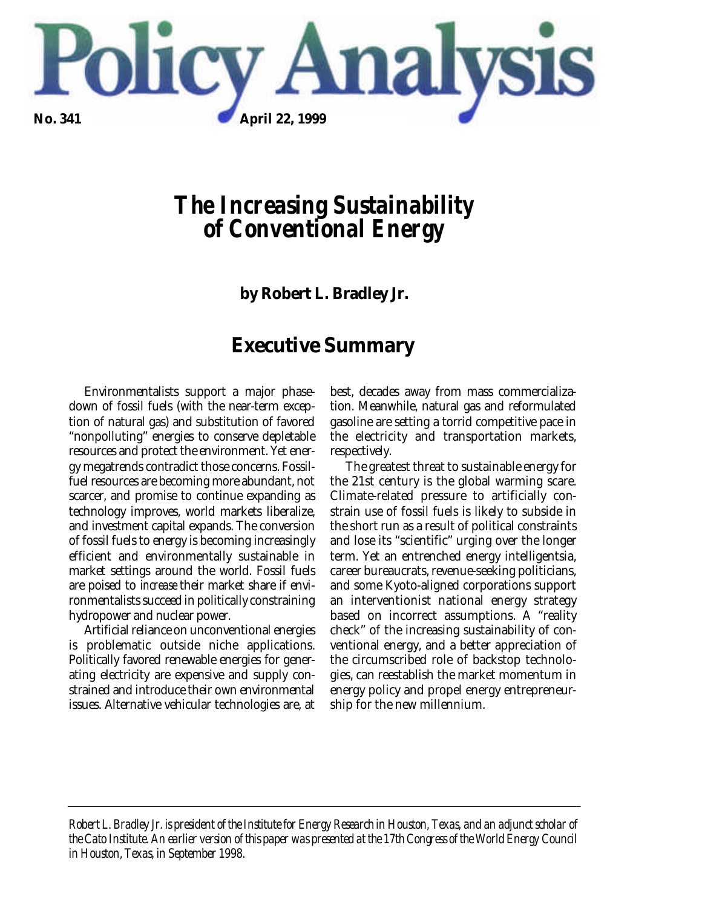# Policy Analysis

**No. 341** **April 22, 1999**

# *The Increasing Sustainability of Conventional Energy*

**by Robert L. Bradley Jr.**

## Executive Summary

Environmentalists support a major phase-down of fossil fuels (with the near-term exception of natural gas) and substitution of favored "nonpolluting" energies to conserve depletable resources and protect the environment. Yet energy megatrends contradict those concerns. Fossil-fuel resources are becoming more abundant, not scarcer, and promise to continue expanding as technology improves, world markets liberalize, and investment capital expands. The conversion of fossil fuels to energy is becoming increasingly efficient and environmentally sustainable in market settings around the world. Fossil fuels are poised to *increase* their market share if environmentalists succeed in politically constraining hydropower and nuclear power.

Artificial reliance on unconventional energies is problematic outside niche applications. Politically favored renewable energies for generating electricity are expensive and supply constrained and introduce their own environmental issues. Alternative vehicular technologies are, at best, decades away from mass commercialization. Meanwhile, natural gas and reformulated gasoline are setting a torrid competitive pace in the electricity and transportation markets, respectively.

The greatest threat to sustainable energy for the 21st century is the global warming scare. Climate-related pressure to artificially constrain use of fossil fuels is likely to subside in the short run as a result of political constraints and lose its "scientific" urging over the longer term. Yet an entrenched energy intelligentsia, career bureaucrats, revenue-seeking politicians, and some Kyoto-aligned corporations support an interventionist national energy strategy based on incorrect assumptions. A "reality check" of the increasing sustainability of conventional energy, and a better appreciation of the circumscribed role of backstop technologies, can reestablish the market momentum in energy policy and propel energy entrepreneurship for the new millennium.

---

*Robert L. Bradley Jr. is president of the Institute for Energy Research in Houston, Texas, and an adjunct scholar of the Cato Institute. An earlier version of this paper was presented at the 17th Congress of the World Energy Council in Houston, Texas, in September 1998.*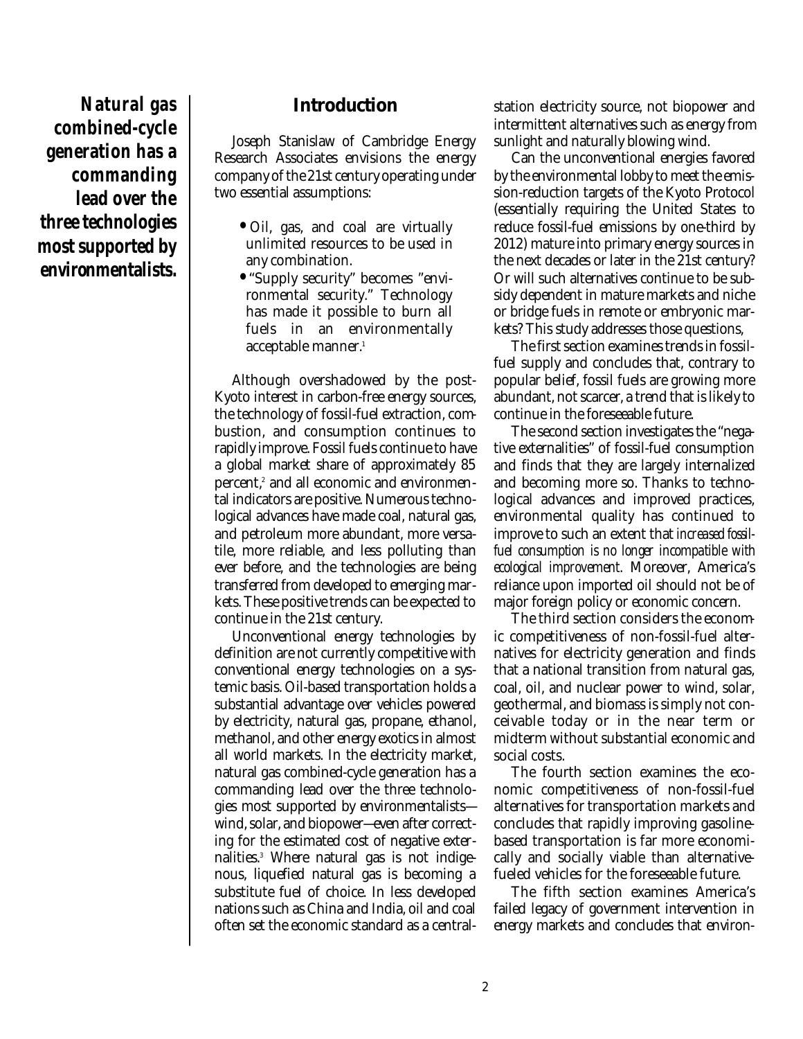**Natural gas combined-cycle generation has a commanding lead over the three technologies most supported by environmentalists.**

## Introduction

Joseph Stanislaw of Cambridge Energy Research Associates envisions the energy company of the 21st century operating under two essential assumptions:

- Oil, gas, and coal are virtually unlimited resources to be used in any combination.
- "Supply security" becomes "environmental security." Technology has made it possible to burn all fuels in an environmentally acceptable manner.[1]

Although overshadowed by the post-Kyoto interest in carbon-free energy sources, the technology of fossil-fuel extraction, combustion, and consumption continues to rapidly improve. Fossil fuels continue to have a global market share of approximately 85 percent,[2] and all economic and environmental indicators are positive. Numerous technological advances have made coal, natural gas, and petroleum more abundant, more versatile, more reliable, and less polluting than ever before, and the technologies are being transferred from developed to emerging markets. These positive trends can be expected to continue in the 21st century.

Unconventional energy technologies by definition are not currently competitive with conventional energy technologies on a systemic basis. Oil-based transportation holds a substantial advantage over vehicles powered by electricity, natural gas, propane, ethanol, methanol, and other energy exotics in almost all world markets. In the electricity market, natural gas combined-cycle generation has a commanding lead over the three technologies most supported by environmentalists—wind, solar, and biopower—even after correcting for the estimated cost of negative externalities.[3] Where natural gas is not indigenous, liquefied natural gas is becoming a substitute fuel of choice. In less developed nations such as China and India, oil and coal often set the economic standard as a central-station electricity source, not biopower and intermittent alternatives such as energy from sunlight and naturally blowing wind.

Can the unconventional energies favored by the environmental lobby to meet the emission-reduction targets of the Kyoto Protocol (essentially requiring the United States to reduce fossil-fuel emissions by one-third by 2012) mature into primary energy sources in the next decades or later in the 21st century? Or will such alternatives continue to be subsidy dependent in mature markets and niche or bridge fuels in remote or embryonic markets? This study addresses those questions,

The first section examines trends in fossil-fuel supply and concludes that, contrary to popular belief, fossil fuels are growing more abundant, not scarcer, a trend that is likely to continue in the foreseeable future.

The second section investigates the "negative externalities" of fossil-fuel consumption and finds that they are largely internalized and becoming more so. Thanks to technological advances and improved practices, environmental quality has continued to improve to such an extent that *increased fossil-fuel consumption is no longer incompatible with ecological improvement*. Moreover, America's reliance upon imported oil should not be of major foreign policy or economic concern.

The third section considers the economic competitiveness of non-fossil-fuel alternatives for electricity generation and finds that a national transition from natural gas, coal, oil, and nuclear power to wind, solar, geothermal, and biomass is simply not conceivable today or in the near term or midterm without substantial economic and social costs.

The fourth section examines the economic competitiveness of non-fossil-fuel alternatives for transportation markets and concludes that rapidly improving gasoline-based transportation is far more economically and socially viable than alternative-fueled vehicles for the foreseeable future.

The fifth section examines America's failed legacy of government intervention in energy markets and concludes that environ-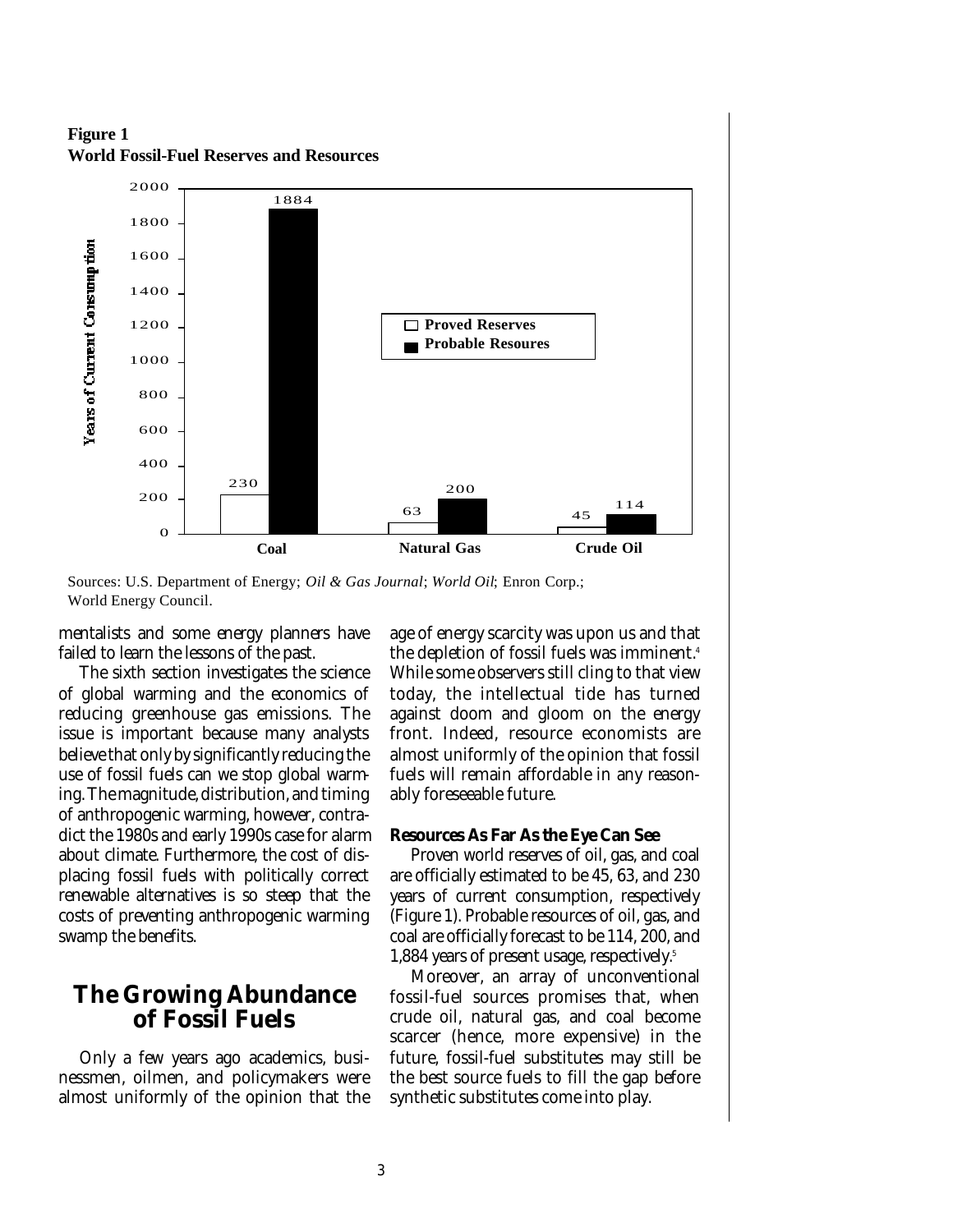**Figure 1**
**World Fossil-Fuel Reserves and Resources**

| | Proved Reserves | Probable Resoures |
|---|---|---|
| Coal | 230 | 1884 |
| Natural Gas | 63 | 200 |
| Crude Oil | 45 | 114 |

Years of Current Consumption

Sources: U.S. Department of Energy; *Oil & Gas Journal*; *World Oil*; Enron Corp.; World Energy Council.

mentalists and some energy planners have failed to learn the lessons of the past.

The sixth section investigates the science of global warming and the economics of reducing greenhouse gas emissions. The issue is important because many analysts believe that only by significantly reducing the use of fossil fuels can we stop global warming. The magnitude, distribution, and timing of anthropogenic warming, however, contradict the 1980s and early 1990s case for alarm about climate. Furthermore, the cost of displacing fossil fuels with politically correct renewable alternatives is so steep that the costs of preventing anthropogenic warming swamp the benefits.

## The Growing Abundance of Fossil Fuels

Only a few years ago academics, businessmen, oilmen, and policymakers were almost uniformly of the opinion that the age of energy scarcity was upon us and that the depletion of fossil fuels was imminent.[4] While some observers still cling to that view today, the intellectual tide has turned against doom and gloom on the energy front. Indeed, resource economists are almost uniformly of the opinion that fossil fuels will remain affordable in any reasonably foreseeable future.

### Resources As Far As the Eye Can See

Proven world reserves of oil, gas, and coal are officially estimated to be 45, 63, and 230 years of current consumption, respectively (Figure 1). Probable resources of oil, gas, and coal are officially forecast to be 114, 200, and 1,884 years of present usage, respectively.[5]

Moreover, an array of unconventional fossil-fuel sources promises that, when crude oil, natural gas, and coal become scarcer (hence, more expensive) in the future, fossil-fuel substitutes may still be the best source fuels to fill the gap before synthetic substitutes come into play.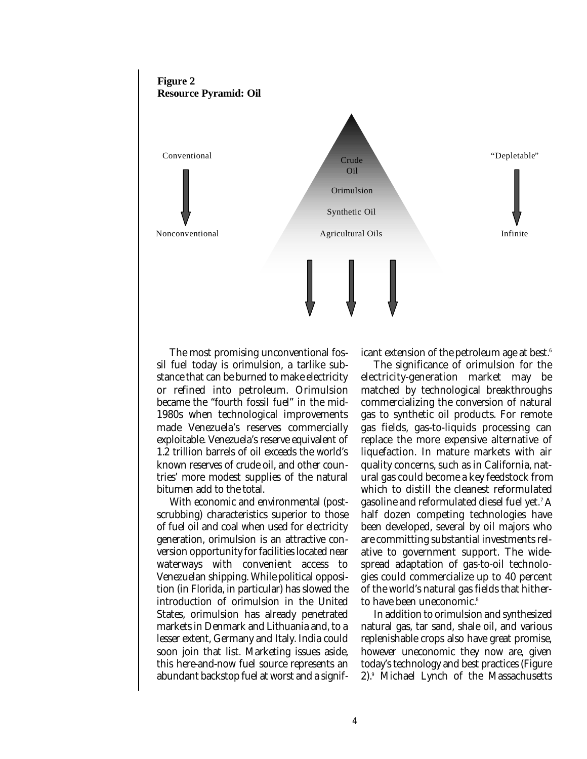**Figure 2**
**Resource Pyramid: Oil**

Conventional → Nonconventional

Crude Oil

Orimulsion

Synthetic Oil

Agricultural Oils

"Depletable" → Infinite

The most promising unconventional fossil fuel today is orimulsion, a tarlike substance that can be burned to make electricity or refined into petroleum. Orimulsion became the "fourth fossil fuel" in the mid-1980s when technological improvements made Venezuela's reserves commercially exploitable. Venezuela's reserve equivalent of 1.2 trillion barrels of oil exceeds the world's known reserves of crude oil, and other countries' more modest supplies of the natural bitumen add to the total.

With economic and environmental (post-scrubbing) characteristics superior to those of fuel oil and coal when used for electricity generation, orimulsion is an attractive conversion opportunity for facilities located near waterways with convenient access to Venezuelan shipping. While political opposition (in Florida, in particular) has slowed the introduction of orimulsion in the United States, orimulsion has already penetrated markets in Denmark and Lithuania and, to a lesser extent, Germany and Italy. India could soon join that list. Marketing issues aside, this here-and-now fuel source represents an abundant backstop fuel at worst and a significant extension of the petroleum age at best.[6]

The significance of orimulsion for the electricity-generation market may be matched by technological breakthroughs commercializing the conversion of natural gas to synthetic oil products. For remote gas fields, gas-to-liquids processing can replace the more expensive alternative of liquefaction. In mature markets with air quality concerns, such as in California, natural gas could become a key feedstock from which to distill the cleanest reformulated gasoline and reformulated diesel fuel yet.[7] A half dozen competing technologies have been developed, several by oil majors who are committing substantial investments relative to government support. The widespread adaptation of gas-to-oil technologies could commercialize up to 40 percent of the world's natural gas fields that hitherto have been uneconomic.[8]

In addition to orimulsion and synthesized natural gas, tar sand, shale oil, and various replenishable crops also have great promise, however uneconomic they now are, given today's technology and best practices (Figure 2).[9] Michael Lynch of the Massachusetts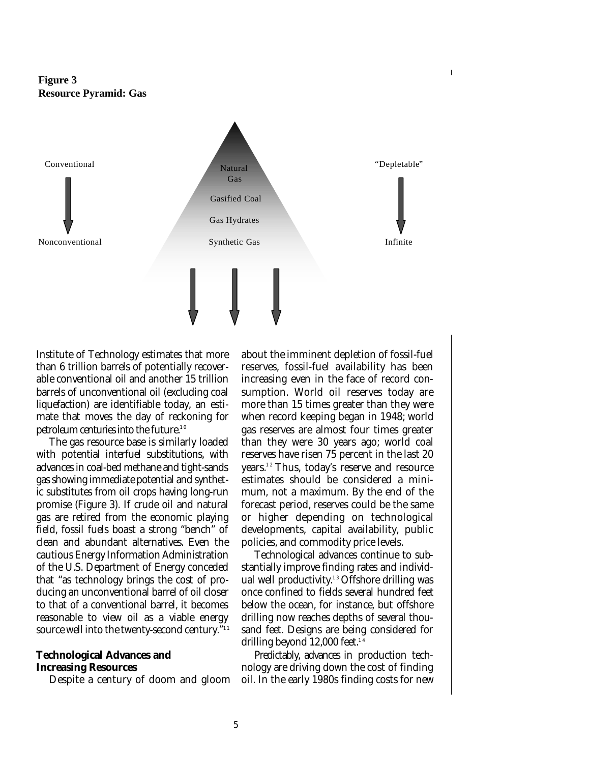**Figure 3**
**Resource Pyramid: Gas**

Conventional → Nonconventional

Natural Gas
Gasified Coal
Gas Hydrates
Synthetic Gas

"Depletable" → Infinite

Institute of Technology estimates that more than 6 trillion barrels of potentially recoverable conventional oil and another 15 trillion barrels of unconventional oil (excluding coal liquefaction) are identifiable today, an estimate that moves the day of reckoning for petroleum centuries into the future.[10]

The gas resource base is similarly loaded with potential interfuel substitutions, with advances in coal-bed methane and tight-sands gas showing immediate potential and synthetic substitutes from oil crops having long-run promise (Figure 3). If crude oil and natural gas are retired from the economic playing field, fossil fuels boast a strong "bench" of clean and abundant alternatives. Even the cautious Energy Information Administration of the U.S. Department of Energy conceded that "as technology brings the cost of producing an unconventional barrel of oil closer to that of a conventional barrel, it becomes reasonable to view oil as a viable energy source well into the twenty-second century."[11]

### Technological Advances and Increasing Resources

Despite a century of doom and gloom about the imminent depletion of fossil-fuel reserves, fossil-fuel availability has been increasing even in the face of record consumption. World oil reserves today are more than 15 times greater than they were when record keeping began in 1948; world gas reserves are almost four times greater than they were 30 years ago; world coal reserves have risen 75 percent in the last 20 years.[12] Thus, today's reserve and resource estimates should be considered a minimum, not a maximum. By the end of the forecast period, reserves could be the same or higher depending on technological developments, capital availability, public policies, and commodity price levels.

Technological advances continue to substantially improve finding rates and individual well productivity.[13] Offshore drilling was once confined to fields several hundred feet below the ocean, for instance, but offshore drilling now reaches depths of several thousand feet. Designs are being considered for drilling beyond 12,000 feet.[14]

Predictably, advances in production technology are driving down the cost of finding oil. In the early 1980s finding costs for new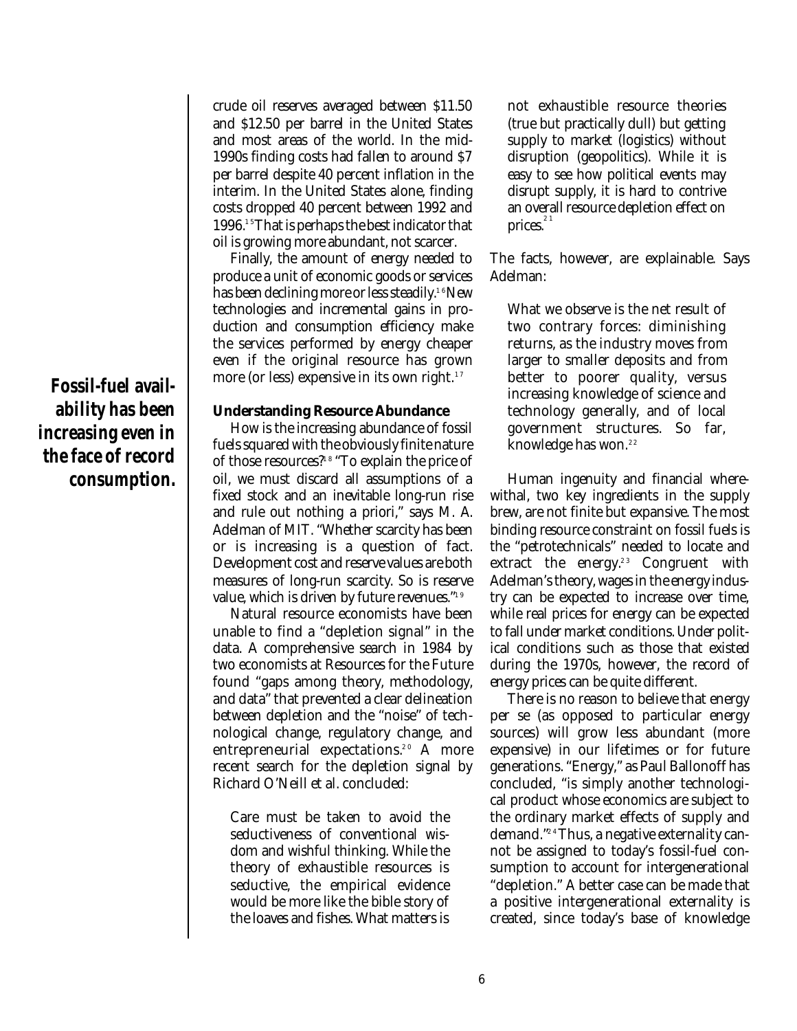crude oil reserves averaged between $11.50 and $12.50 per barrel in the United States and most areas of the world. In the mid-1990s finding costs had fallen to around $7 per barrel despite 40 percent inflation in the interim. In the United States alone, finding costs dropped 40 percent between 1992 and 1996.[15] That is perhaps the best indicator that oil is growing more abundant, not scarcer.

Finally, the amount of energy needed to produce a unit of economic goods or services has been declining more or less steadily.[16] New technologies and incremental gains in production and consumption efficiency make the services performed by energy cheaper even if the original resource has grown more (or less) expensive in its own right.[17]

**Fossil-fuel availability has been increasing even in the face of record consumption.**

#### Understanding Resource Abundance

How is the increasing abundance of fossil fuels squared with the obviously finite nature of those resources?[18] "To explain the price of oil, we must discard all assumptions of a fixed stock and an inevitable long-run rise and rule out nothing a priori," says M. A. Adelman of MIT. "Whether scarcity has been or is increasing is a question of fact. Development cost and reserve values are both measures of long-run scarcity. So is reserve value, which is driven by future revenues."[19]

Natural resource economists have been unable to find a "depletion signal" in the data. A comprehensive search in 1984 by two economists at Resources for the Future found "gaps among theory, methodology, and data" that prevented a clear delineation between depletion and the "noise" of technological change, regulatory change, and entrepreneurial expectations.[20] A more recent search for the depletion signal by Richard O'Neill et al. concluded:

> Care must be taken to avoid the seductiveness of conventional wisdom and wishful thinking. While the theory of exhaustible resources is seductive, the empirical evidence would be more like the bible story of the loaves and fishes. What matters is not exhaustible resource theories (true but practically dull) but getting supply to market (logistics) without disruption (geopolitics). While it is easy to see how political events may disrupt supply, it is hard to contrive an overall resource depletion effect on prices.[21]

The facts, however, are explainable. Says Adelman:

> What we observe is the net result of two contrary forces: diminishing returns, as the industry moves from larger to smaller deposits and from better to poorer quality, versus increasing knowledge of science and technology generally, and of local government structures. So far, knowledge has won.[22]

Human ingenuity and financial wherewithal, two key ingredients in the supply brew, are not finite but expansive. The most binding resource constraint on fossil fuels is the "petrotechnicals" needed to locate and extract the energy.[23] Congruent with Adelman's theory, wages in the energy industry can be expected to increase over time, while real prices for energy can be expected to fall under market conditions. Under political conditions such as those that existed during the 1970s, however, the record of energy prices can be quite different.

There is no reason to believe that energy per se (as opposed to particular energy sources) will grow less abundant (more expensive) in our lifetimes or for future generations. "Energy," as Paul Ballonoff has concluded, "is simply another technological product whose economics are subject to the ordinary market effects of supply and demand."[24] Thus, a negative externality cannot be assigned to today's fossil-fuel consumption to account for intergenerational "depletion." A better case can be made that a positive intergenerational externality is created, since today's base of knowledge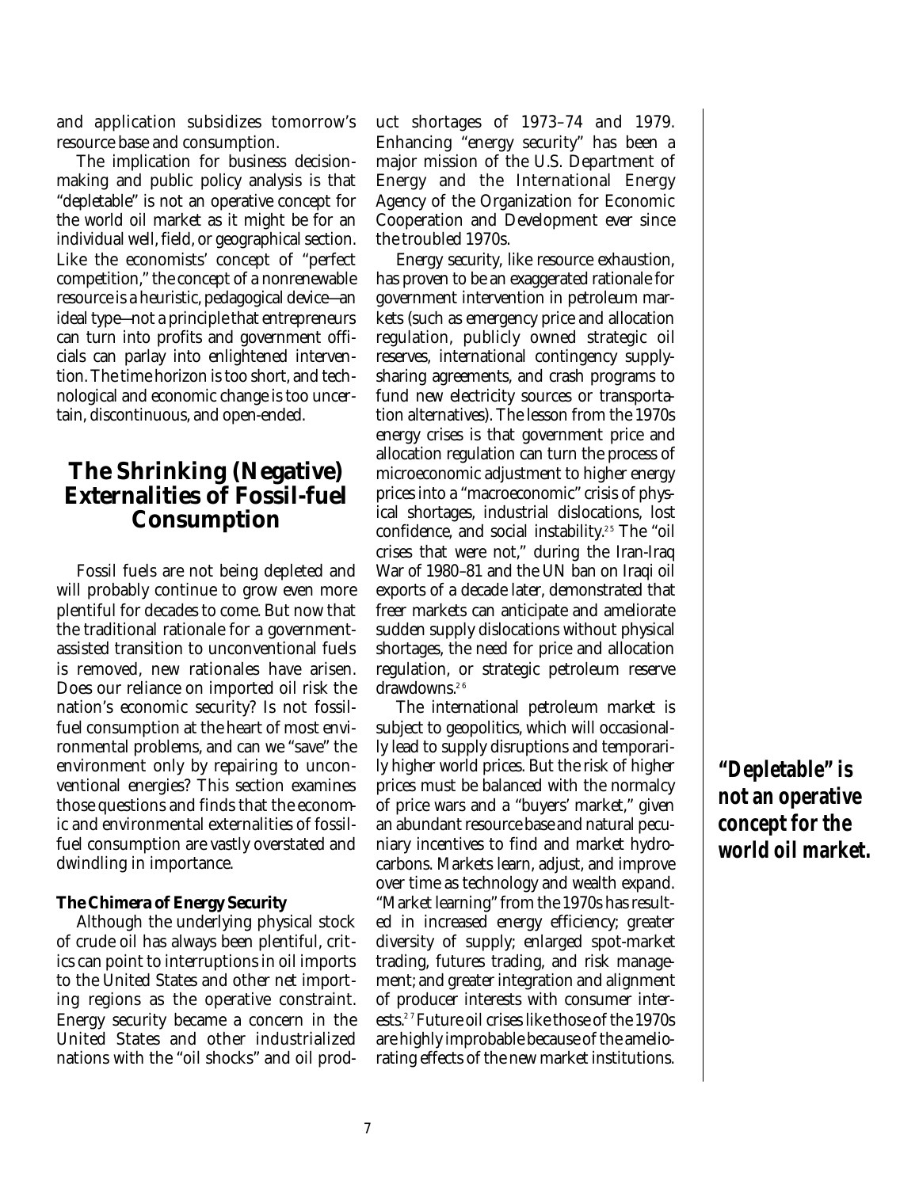and application subsidizes tomorrow's resource base and consumption.

The implication for business decision-making and public policy analysis is that "depletable" is not an operative concept for the world oil market as it might be for an individual well, field, or geographical section. Like the economists' concept of "perfect competition," the concept of a nonrenewable resource is a heuristic, pedagogical device—an ideal type—not a principle that entrepreneurs can turn into profits and government officials can parlay into enlightened intervention. The time horizon is too short, and technological and economic change is too uncertain, discontinuous, and open-ended.

## The Shrinking (Negative) Externalities of Fossil-fuel Consumption

Fossil fuels are not being depleted and will probably continue to grow even more plentiful for decades to come. But now that the traditional rationale for a government-assisted transition to unconventional fuels is removed, new rationales have arisen. Does our reliance on imported oil risk the nation's economic security? Is not fossil-fuel consumption at the heart of most environmental problems, and can we "save" the environment only by repairing to unconventional energies? This section examines those questions and finds that the economic and environmental externalities of fossil-fuel consumption are vastly overstated and dwindling in importance.

### The Chimera of Energy Security

Although the underlying physical stock of crude oil has always been plentiful, critics can point to interruptions in oil imports to the United States and other net importing regions as the operative constraint. Energy security became a concern in the United States and other industrialized nations with the "oil shocks" and oil product shortages of 1973–74 and 1979. Enhancing "energy security" has been a major mission of the U.S. Department of Energy and the International Energy Agency of the Organization for Economic Cooperation and Development ever since the troubled 1970s.

Energy security, like resource exhaustion, has proven to be an exaggerated rationale for government intervention in petroleum markets (such as emergency price and allocation regulation, publicly owned strategic oil reserves, international contingency supply-sharing agreements, and crash programs to fund new electricity sources or transportation alternatives). The lesson from the 1970s energy crises is that government price and allocation regulation can turn the process of microeconomic adjustment to higher energy prices into a "macroeconomic" crisis of physical shortages, industrial dislocations, lost confidence, and social instability.[25] The "oil crises that were not," during the Iran-Iraq War of 1980–81 and the UN ban on Iraqi oil exports of a decade later, demonstrated that freer markets can anticipate and ameliorate sudden supply dislocations without physical shortages, the need for price and allocation regulation, or strategic petroleum reserve drawdowns.[26]

The international petroleum market is subject to geopolitics, which will occasionally lead to supply disruptions and temporarily higher world prices. But the risk of higher prices must be balanced with the normalcy of price wars and a "buyers' market," given an abundant resource base and natural pecuniary incentives to find and market hydrocarbons. Markets learn, adjust, and improve over time as technology and wealth expand. "Market learning" from the 1970s has resulted in increased energy efficiency; greater diversity of supply; enlarged spot-market trading, futures trading, and risk management; and greater integration and alignment of producer interests with consumer interests.[27] Future oil crises like those of the 1970s are highly improbable because of the ameliorating effects of the new market institutions.

***"Depletable" is not an operative concept for the world oil market.***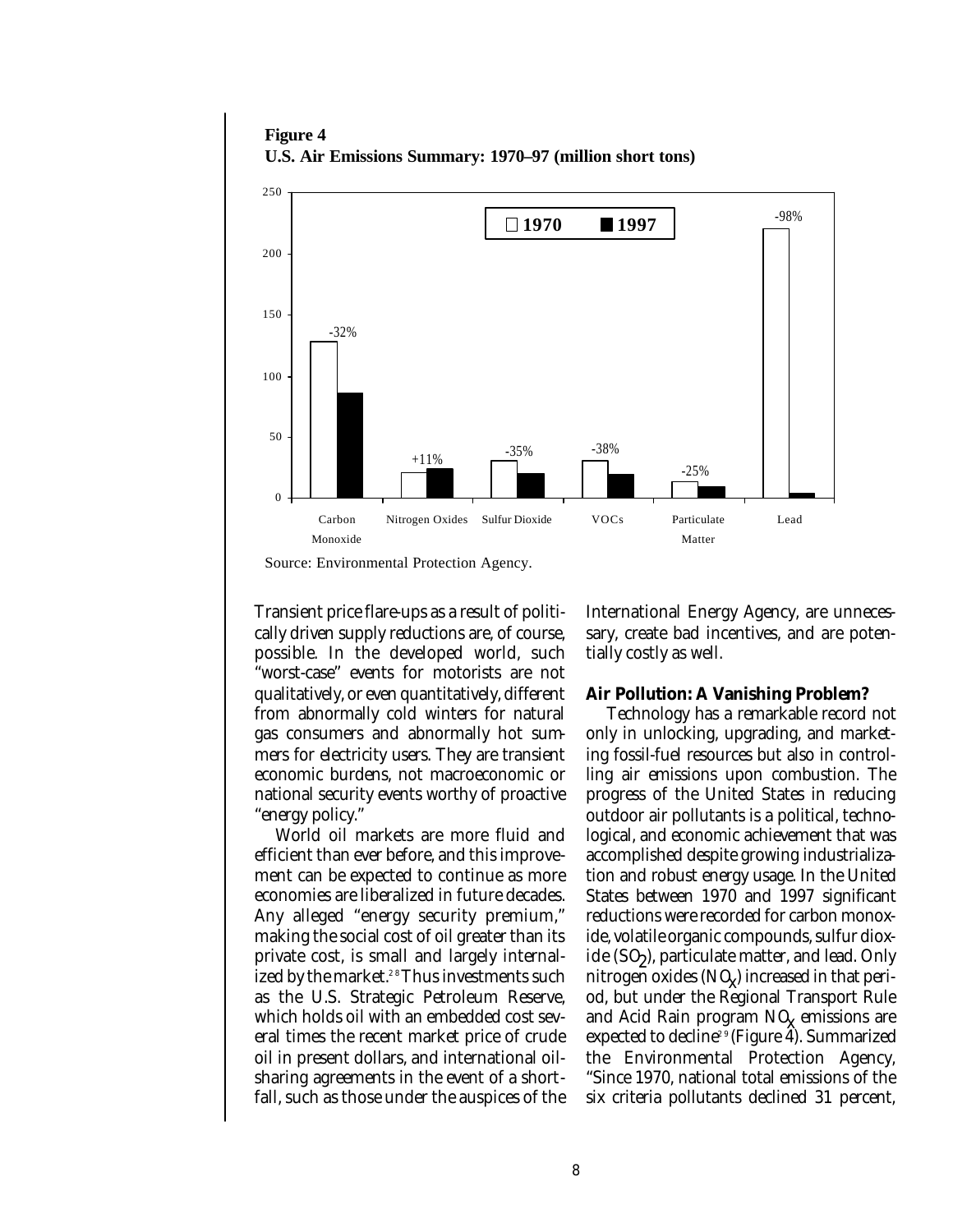**Figure 4**
**U.S. Air Emissions Summary: 1970–97 (million short tons)**

| Pollutant | 1970 | 1997 | Change |
|---|---|---|---|
| Carbon Monoxide | | | -32% |
| Nitrogen Oxides | | | +11% |
| Sulfur Dioxide | | | -35% |
| VOCs | | | -38% |
| Particulate Matter | | | -25% |
| Lead | | | -98% |

Source: Environmental Protection Agency.

Transient price flare-ups as a result of politically driven supply reductions are, of course, possible. In the developed world, such "worst-case" events for motorists are not qualitatively, or even quantitatively, different from abnormally cold winters for natural gas consumers and abnormally hot summers for electricity users. They are transient economic burdens, not macroeconomic or national security events worthy of proactive "energy policy."

World oil markets are more fluid and efficient than ever before, and this improvement can be expected to continue as more economies are liberalized in future decades. Any alleged "energy security premium," making the social cost of oil greater than its private cost, is small and largely internalized by the market.[28] Thus investments such as the U.S. Strategic Petroleum Reserve, which holds oil with an embedded cost several times the recent market price of crude oil in present dollars, and international oil-sharing agreements in the event of a shortfall, such as those under the auspices of the International Energy Agency, are unnecessary, create bad incentives, and are potentially costly as well.

### Air Pollution: A Vanishing Problem?

Technology has a remarkable record not only in unlocking, upgrading, and marketing fossil-fuel resources but also in controlling air emissions upon combustion. The progress of the United States in reducing outdoor air pollutants is a political, technological, and economic achievement that was accomplished despite growing industrialization and robust energy usage. In the United States between 1970 and 1997 significant reductions were recorded for carbon monoxide, volatile organic compounds, sulfur dioxide ($SO_2$), particulate matter, and lead. Only nitrogen oxides ($NO_x$) increased in that period, but under the Regional Transport Rule and Acid Rain program $NO_x$ emissions are expected to decline[29] (Figure 4). Summarized the Environmental Protection Agency, "Since 1970, national total emissions of the six criteria pollutants declined 31 percent,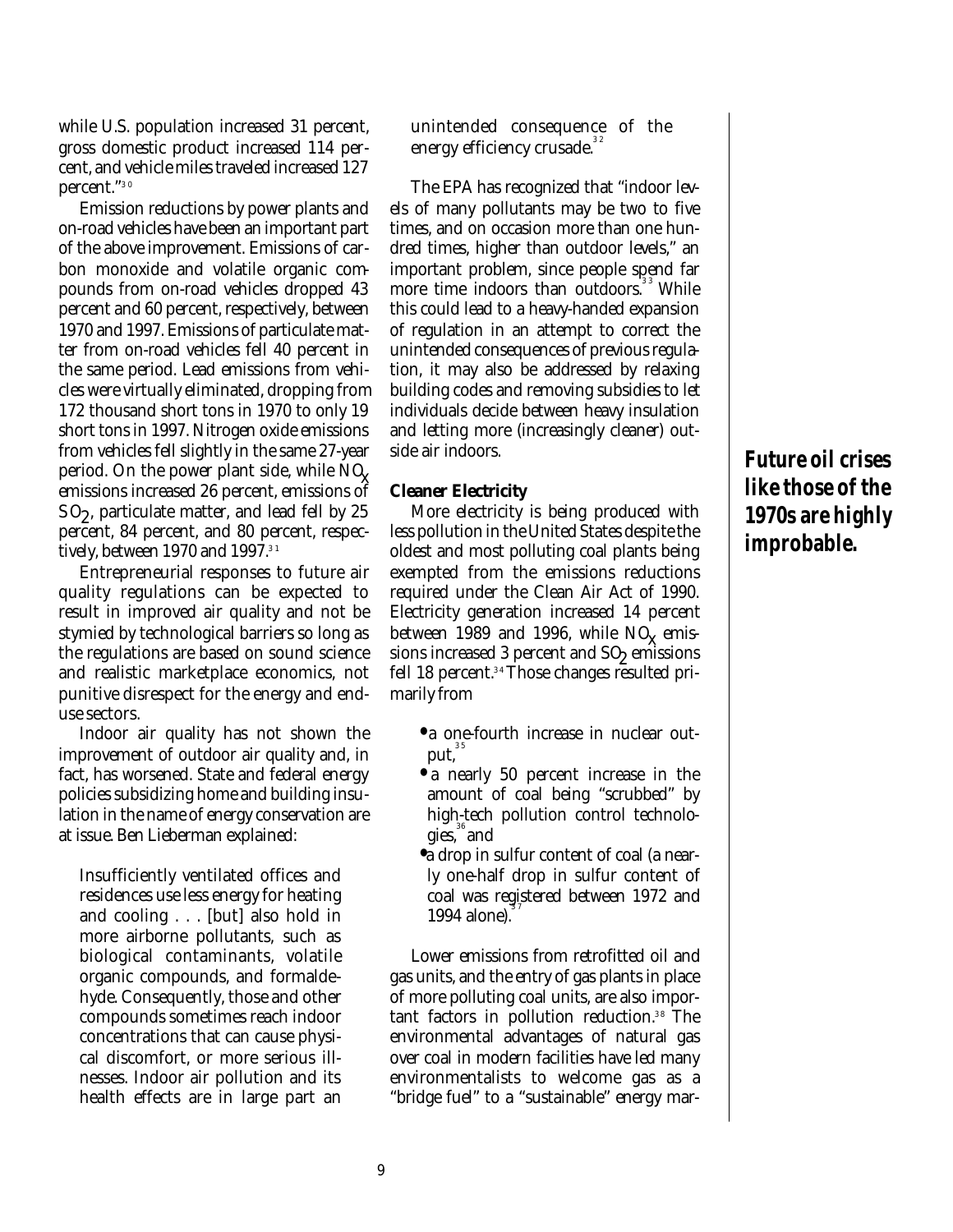while U.S. population increased 31 percent, gross domestic product increased 114 percent, and vehicle miles traveled increased 127 percent."[30]

Emission reductions by power plants and on-road vehicles have been an important part of the above improvement. Emissions of carbon monoxide and volatile organic compounds from on-road vehicles dropped 43 percent and 60 percent, respectively, between 1970 and 1997. Emissions of particulate matter from on-road vehicles fell 40 percent in the same period. Lead emissions from vehicles were virtually eliminated, dropping from 172 thousand short tons in 1970 to only 19 short tons in 1997. Nitrogen oxide emissions from vehicles fell slightly in the same 27-year period. On the power plant side, while $NO_x$ emissions increased 26 percent, emissions of $SO_2$, particulate matter, and lead fell by 25 percent, 84 percent, and 80 percent, respectively, between 1970 and 1997.[31]

Entrepreneurial responses to future air quality regulations can be expected to result in improved air quality and not be stymied by technological barriers so long as the regulations are based on sound science and realistic marketplace economics, not punitive disrespect for the energy and end-use sectors.

Indoor air quality has not shown the improvement of outdoor air quality and, in fact, has worsened. State and federal energy policies subsidizing home and building insulation in the name of energy conservation are at issue. Ben Lieberman explained:

> Insufficiently ventilated offices and residences use less energy for heating and cooling . . . [but] also hold in more airborne pollutants, such as biological contaminants, volatile organic compounds, and formaldehyde. Consequently, those and other compounds sometimes reach indoor concentrations that can cause physical discomfort, or more serious illnesses. Indoor air pollution and its health effects are in large part an unintended consequence of the energy efficiency crusade.[32]

The EPA has recognized that "indoor levels of many pollutants may be two to five times, and on occasion more than one hundred times, higher than outdoor levels," an important problem, since people spend far more time indoors than outdoors.[33] While this could lead to a heavy-handed expansion of regulation in an attempt to correct the unintended consequences of previous regulation, it may also be addressed by relaxing building codes and removing subsidies to let individuals decide between heavy insulation and letting more (increasingly cleaner) outside air indoors.

### Cleaner Electricity

More electricity is being produced with less pollution in the United States despite the oldest and most polluting coal plants being exempted from the emissions reductions required under the Clean Air Act of 1990. Electricity generation increased 14 percent between 1989 and 1996, while $NO_x$ emissions increased 3 percent and $SO_2$ emissions fell 18 percent.[34] Those changes resulted primarily from

- a one-fourth increase in nuclear output,[35]
- a nearly 50 percent increase in the amount of coal being "scrubbed" by high-tech pollution control technologies,[36] and
- a drop in sulfur content of coal (a nearly one-half drop in sulfur content of coal was registered between 1972 and 1994 alone).[37]

Lower emissions from retrofitted oil and gas units, and the entry of gas plants in place of more polluting coal units, are also important factors in pollution reduction.[38] The environmental advantages of natural gas over coal in modern facilities have led many environmentalists to welcome gas as a "bridge fuel" to a "sustainable" energy mar-

***Future oil crises like those of the 1970s are highly improbable.***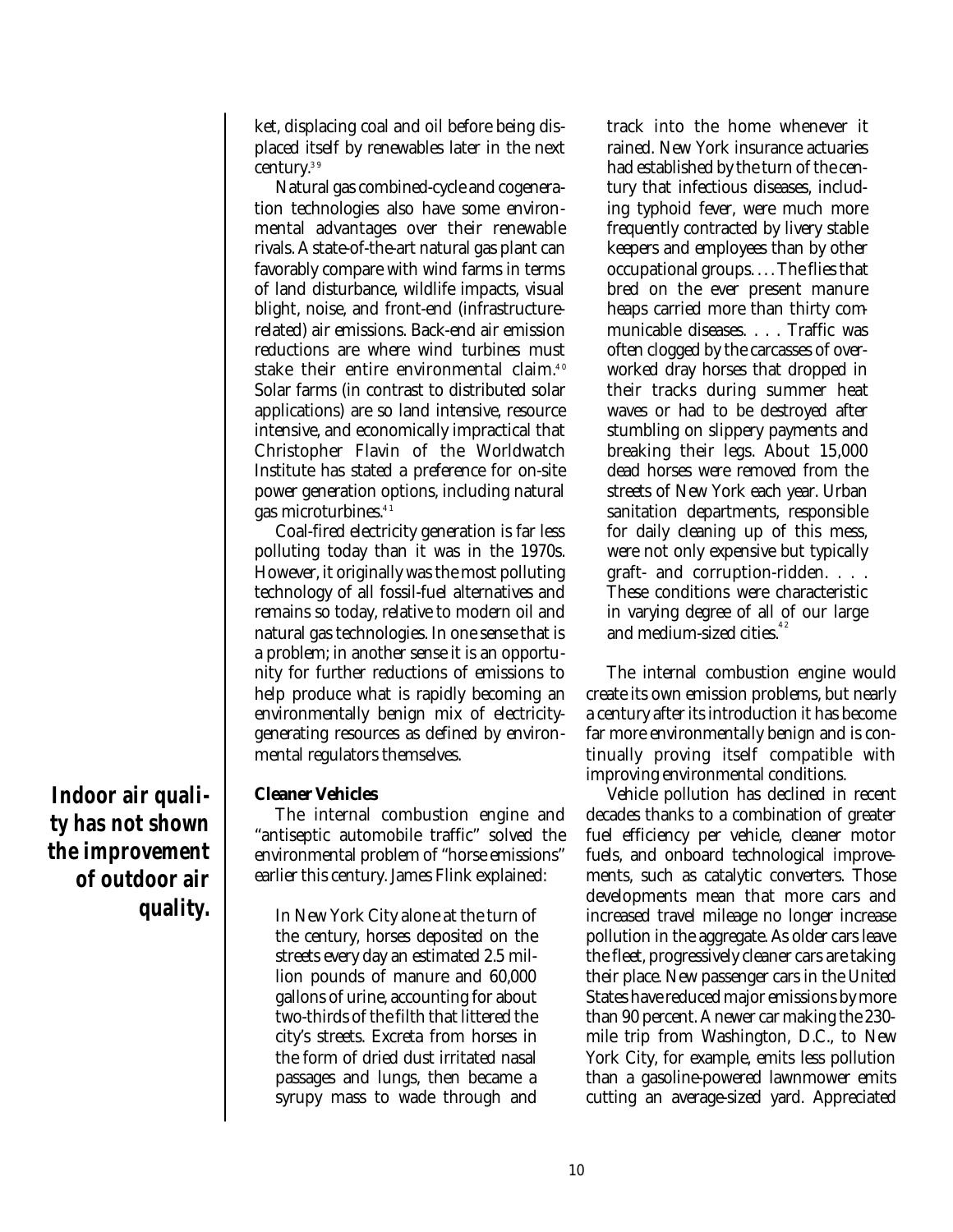ket, displacing coal and oil before being displaced itself by renewables later in the next century.[39]

Natural gas combined-cycle and cogeneration technologies also have some environmental advantages over their renewable rivals. A state-of-the-art natural gas plant can favorably compare with wind farms in terms of land disturbance, wildlife impacts, visual blight, noise, and front-end (infrastructure-related) air emissions. Back-end air emission reductions are where wind turbines must stake their entire environmental claim.[40] Solar farms (in contrast to distributed solar applications) are so land intensive, resource intensive, and economically impractical that Christopher Flavin of the Worldwatch Institute has stated a preference for on-site power generation options, including natural gas microturbines.[41]

Coal-fired electricity generation is far less polluting today than it was in the 1970s. However, it originally was the most polluting technology of all fossil-fuel alternatives and remains so today, relative to modern oil and natural gas technologies. In one sense that is a problem; in another sense it is an opportunity for further reductions of emissions to help produce what is rapidly becoming an environmentally benign mix of electricity-generating resources as defined by environmental regulators themselves.

**Indoor air quality has not shown the improvement of outdoor air quality.**

### Cleaner Vehicles

The internal combustion engine and "antiseptic automobile traffic" solved the environmental problem of "horse emissions" earlier this century. James Flink explained:

> In New York City alone at the turn of the century, horses deposited on the streets every day an estimated 2.5 million pounds of manure and 60,000 gallons of urine, accounting for about two-thirds of the filth that littered the city's streets. Excreta from horses in the form of dried dust irritated nasal passages and lungs, then became a syrupy mass to wade through and track into the home whenever it rained. New York insurance actuaries had established by the turn of the century that infectious diseases, including typhoid fever, were much more frequently contracted by livery stable keepers and employees than by other occupational groups. . . . The flies that bred on the ever present manure heaps carried more than thirty communicable diseases. . . . Traffic was often clogged by the carcasses of overworked dray horses that dropped in their tracks during summer heat waves or had to be destroyed after stumbling on slippery payments and breaking their legs. About 15,000 dead horses were removed from the streets of New York each year. Urban sanitation departments, responsible for daily cleaning up of this mess, were not only expensive but typically graft- and corruption-ridden. . . . These conditions were characteristic in varying degree of all of our large and medium-sized cities.[42]

The internal combustion engine would create its own emission problems, but nearly a century after its introduction it has become far more environmentally benign and is continually proving itself compatible with improving environmental conditions.

Vehicle pollution has declined in recent decades thanks to a combination of greater fuel efficiency per vehicle, cleaner motor fuels, and onboard technological improvements, such as catalytic converters. Those developments mean that more cars and increased travel mileage no longer increase pollution in the aggregate. As older cars leave the fleet, progressively cleaner cars are taking their place. New passenger cars in the United States have reduced major emissions by more than 90 percent. A newer car making the 230-mile trip from Washington, D.C., to New York City, for example, emits less pollution than a gasoline-powered lawnmower emits cutting an average-sized yard. Appreciated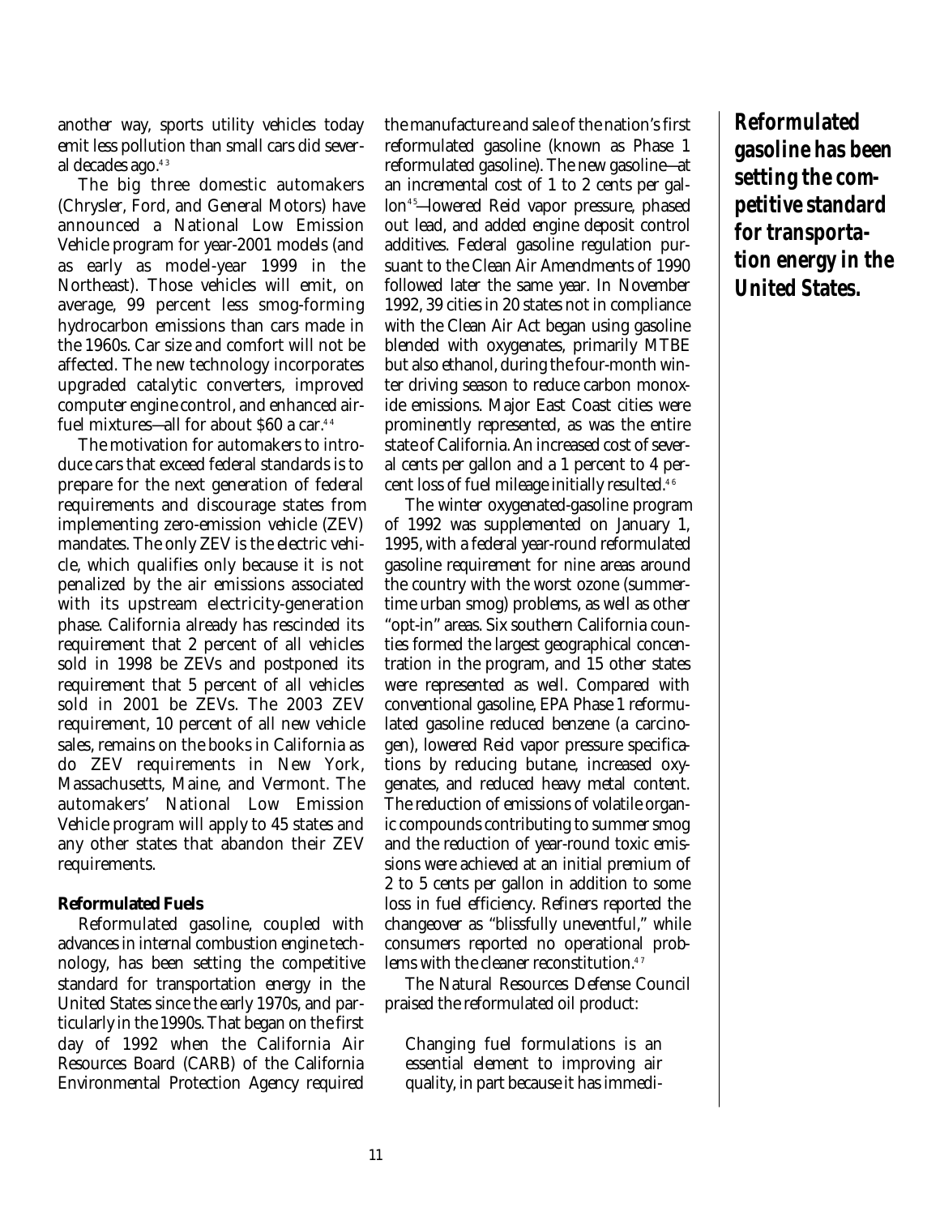another way, sports utility vehicles today emit less pollution than small cars did several decades ago.[43]

The big three domestic automakers (Chrysler, Ford, and General Motors) have announced a National Low Emission Vehicle program for year-2001 models (and as early as model-year 1999 in the Northeast). Those vehicles will emit, on average, 99 percent less smog-forming hydrocarbon emissions than cars made in the 1960s. Car size and comfort will not be affected. The new technology incorporates upgraded catalytic converters, improved computer engine control, and enhanced air-fuel mixtures—all for about $60 a car.[44]

The motivation for automakers to introduce cars that exceed federal standards is to prepare for the next generation of federal requirements and discourage states from implementing zero-emission vehicle (ZEV) mandates. The only ZEV is the electric vehicle, which qualifies only because it is not penalized by the air emissions associated with its upstream electricity-generation phase. California already has rescinded its requirement that 2 percent of all vehicles sold in 1998 be ZEVs and postponed its requirement that 5 percent of all vehicles sold in 2001 be ZEVs. The 2003 ZEV requirement, 10 percent of all new vehicle sales, remains on the books in California as do ZEV requirements in New York, Massachusetts, Maine, and Vermont. The automakers' National Low Emission Vehicle program will apply to 45 states and any other states that abandon their ZEV requirements.

### Reformulated Fuels

Reformulated gasoline, coupled with advances in internal combustion engine technology, has been setting the competitive standard for transportation energy in the United States since the early 1970s, and particularly in the 1990s. That began on the first day of 1992 when the California Air Resources Board (CARB) of the California Environmental Protection Agency required the manufacture and sale of the nation's first reformulated gasoline (known as Phase 1 reformulated gasoline). The new gasoline—at an incremental cost of 1 to 2 cents per gallon[45]—lowered Reid vapor pressure, phased out lead, and added engine deposit control additives. Federal gasoline regulation pursuant to the Clean Air Amendments of 1990 followed later the same year. In November 1992, 39 cities in 20 states not in compliance with the Clean Air Act began using gasoline blended with oxygenates, primarily MTBE but also ethanol, during the four-month winter driving season to reduce carbon monoxide emissions. Major East Coast cities were prominently represented, as was the entire state of California. An increased cost of several cents per gallon and a 1 percent to 4 percent loss of fuel mileage initially resulted.[46]

The winter oxygenated-gasoline program of 1992 was supplemented on January 1, 1995, with a federal year-round reformulated gasoline requirement for nine areas around the country with the worst ozone (summertime urban smog) problems, as well as other "opt-in" areas. Six southern California counties formed the largest geographical concentration in the program, and 15 other states were represented as well. Compared with conventional gasoline, EPA Phase 1 reformulated gasoline reduced benzene (a carcinogen), lowered Reid vapor pressure specifications by reducing butane, increased oxygenates, and reduced heavy metal content. The reduction of emissions of volatile organic compounds contributing to summer smog and the reduction of year-round toxic emissions were achieved at an initial premium of 2 to 5 cents per gallon in addition to some loss in fuel efficiency. Refiners reported the changeover as "blissfully uneventful," while consumers reported no operational problems with the cleaner reconstitution.[47]

The Natural Resources Defense Council praised the reformulated oil product:

> Changing fuel formulations is an essential element to improving air quality, in part because it has immedi-

***Reformulated gasoline has been setting the competitive standard for transportation energy in the United States.***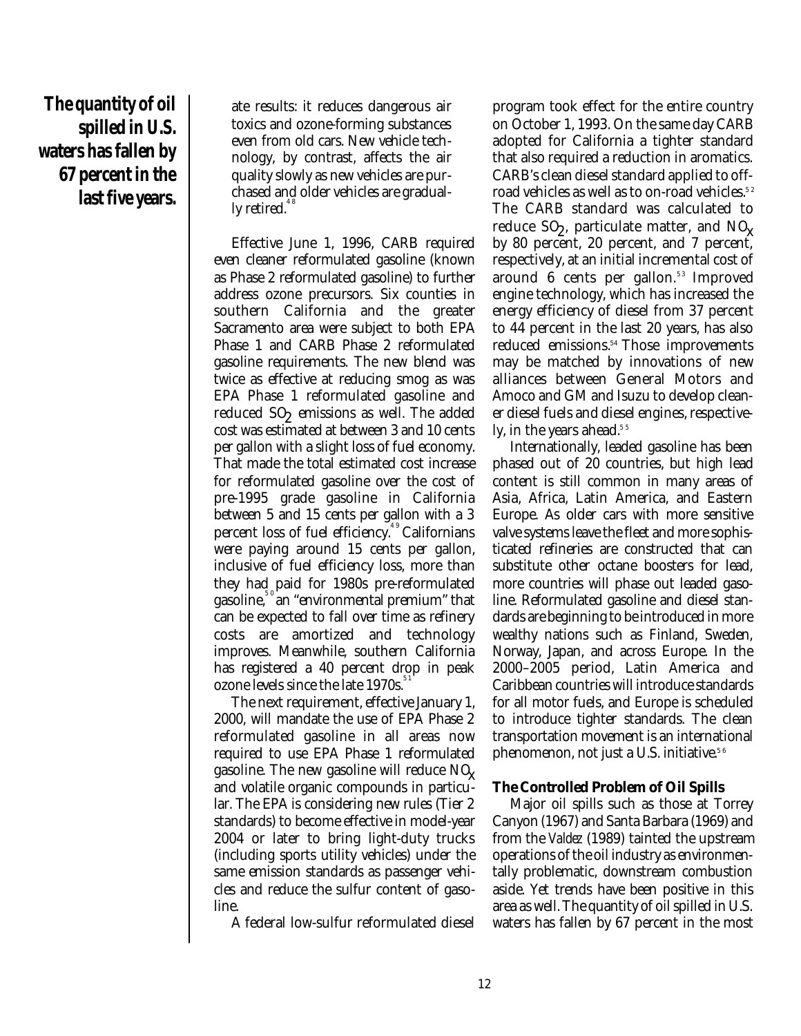**The quantity of oil spilled in U.S. waters has fallen by 67 percent in the last five years.**

ate results: it reduces dangerous air toxics and ozone-forming substances even from old cars. New vehicle technology, by contrast, affects the air quality slowly as new vehicles are purchased and older vehicles are gradually retired.[48]

Effective June 1, 1996, CARB required even cleaner reformulated gasoline (known as Phase 2 reformulated gasoline) to further address ozone precursors. Six counties in southern California and the greater Sacramento area were subject to both EPA Phase 1 and CARB Phase 2 reformulated gasoline requirements. The new blend was twice as effective at reducing smog as was EPA Phase 1 reformulated gasoline and reduced $SO_2$ emissions as well. The added cost was estimated at between 3 and 10 cents per gallon with a slight loss of fuel economy. That made the total estimated cost increase for reformulated gasoline over the cost of pre-1995 grade gasoline in California between 5 and 15 cents per gallon with a 3 percent loss of fuel efficiency.[49] Californians were paying around 15 cents per gallon, inclusive of fuel efficiency loss, more than they had paid for 1980s pre-reformulated gasoline,[50] an "environmental premium" that can be expected to fall over time as refinery costs are amortized and technology improves. Meanwhile, southern California has registered a 40 percent drop in peak ozone levels since the late 1970s.[51]

The next requirement, effective January 1, 2000, will mandate the use of EPA Phase 2 reformulated gasoline in all areas now required to use EPA Phase 1 reformulated gasoline. The new gasoline will reduce $NO_x$ and volatile organic compounds in particular. The EPA is considering new rules (Tier 2 standards) to become effective in model-year 2004 or later to bring light-duty trucks (including sports utility vehicles) under the same emission standards as passenger vehicles and reduce the sulfur content of gasoline.

A federal low-sulfur reformulated diesel program took effect for the entire country on October 1, 1993. On the same day CARB adopted for California a tighter standard that also required a reduction in aromatics. CARB's clean diesel standard applied to off-road vehicles as well as to on-road vehicles.[52] The CARB standard was calculated to reduce $SO_2$, particulate matter, and $NO_x$ by 80 percent, 20 percent, and 7 percent, respectively, at an initial incremental cost of around 6 cents per gallon.[53] Improved engine technology, which has increased the energy efficiency of diesel from 37 percent to 44 percent in the last 20 years, has also reduced emissions.[54] Those improvements may be matched by innovations of new alliances between General Motors and Amoco and GM and Isuzu to develop cleaner diesel fuels and diesel engines, respectively, in the years ahead.[55]

Internationally, leaded gasoline has been phased out of 20 countries, but high lead content is still common in many areas of Asia, Africa, Latin America, and Eastern Europe. As older cars with more sensitive valve systems leave the fleet and more sophisticated refineries are constructed that can substitute other octane boosters for lead, more countries will phase out leaded gasoline. Reformulated gasoline and diesel standards are beginning to be introduced in more wealthy nations such as Finland, Sweden, Norway, Japan, and across Europe. In the 2000–2005 period, Latin America and Caribbean countries will introduce standards for all motor fuels, and Europe is scheduled to introduce tighter standards. The clean transportation movement is an international phenomenon, not just a U.S. initiative.[56]

### The Controlled Problem of Oil Spills

Major oil spills such as those at Torrey Canyon (1967) and Santa Barbara (1969) and from the *Valdez* (1989) tainted the upstream operations of the oil industry as environmentally problematic, downstream combustion aside. Yet trends have been positive in this area as well. The quantity of oil spilled in U.S. waters has fallen by 67 percent in the most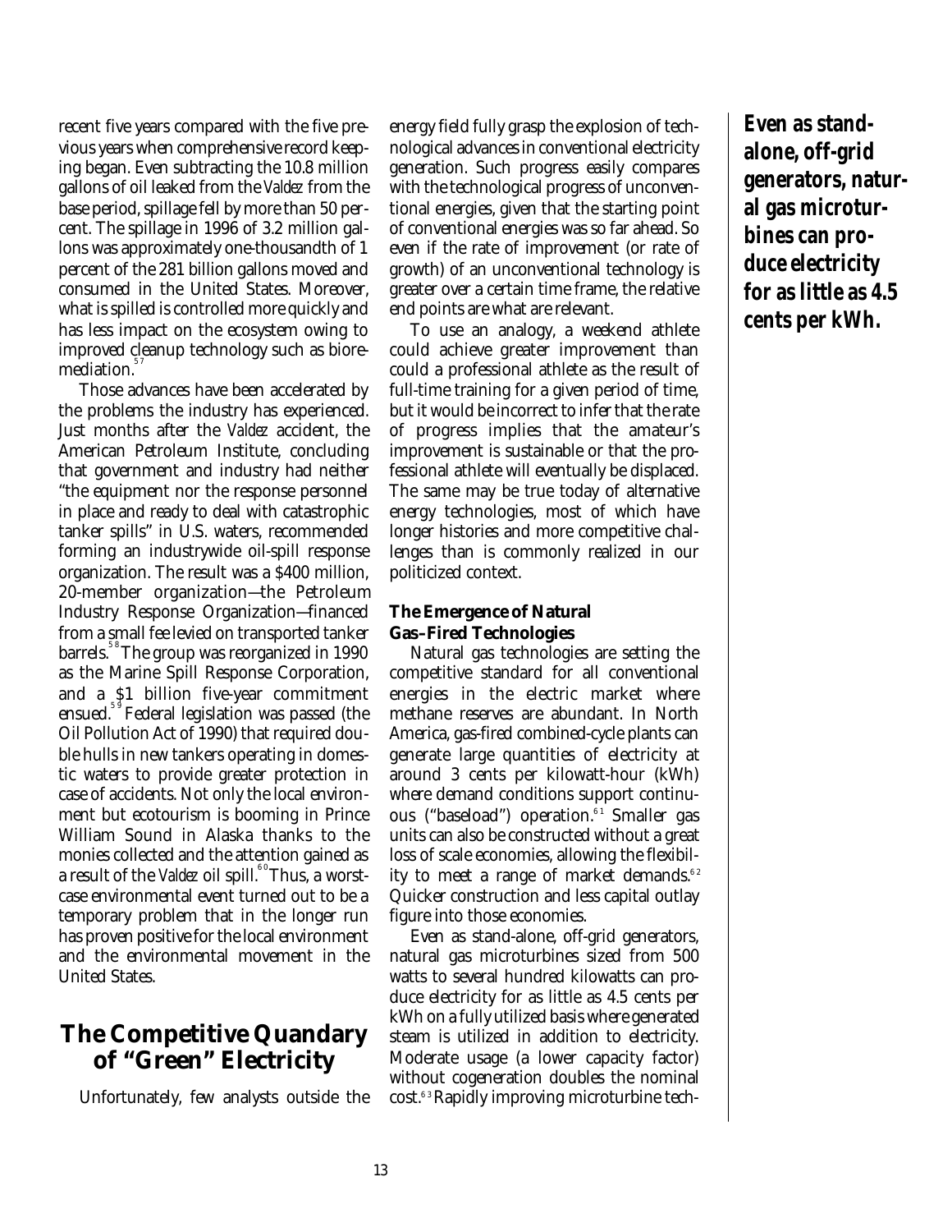recent five years compared with the five previous years when comprehensive record keeping began. Even subtracting the 10.8 million gallons of oil leaked from the *Valdez* from the base period, spillage fell by more than 50 percent. The spillage in 1996 of 3.2 million gallons was approximately one-thousandth of 1 percent of the 281 billion gallons moved and consumed in the United States. Moreover, what is spilled is controlled more quickly and has less impact on the ecosystem owing to improved cleanup technology such as bioremediation.[57]

Those advances have been accelerated by the problems the industry has experienced. Just months after the *Valdez* accident, the American Petroleum Institute, concluding that government and industry had neither "the equipment nor the response personnel in place and ready to deal with catastrophic tanker spills" in U.S. waters, recommended forming an industrywide oil-spill response organization. The result was a $400 million, 20-member organization—the Petroleum Industry Response Organization—financed from a small fee levied on transported tanker barrels.[58] The group was reorganized in 1990 as the Marine Spill Response Corporation, and a $1 billion five-year commitment ensued.[59] Federal legislation was passed (the Oil Pollution Act of 1990) that required double hulls in new tankers operating in domestic waters to provide greater protection in case of accidents. Not only the local environment but ecotourism is booming in Prince William Sound in Alaska thanks to the monies collected and the attention gained as a result of the *Valdez* oil spill.[60] Thus, a worst-case environmental event turned out to be a temporary problem that in the longer run has proven positive for the local environment and the environmental movement in the United States.

## The Competitive Quandary of "Green" Electricity

Unfortunately, few analysts outside the energy field fully grasp the explosion of technological advances in conventional electricity generation. Such progress easily compares with the technological progress of unconventional energies, given that the starting point of conventional energies was so far ahead. So even if the rate of improvement (or rate of growth) of an unconventional technology is greater over a certain time frame, the relative end points are what are relevant.

To use an analogy, a weekend athlete could achieve greater improvement than could a professional athlete as the result of full-time training for a given period of time, but it would be incorrect to infer that the rate of progress implies that the amateur's improvement is sustainable or that the professional athlete will eventually be displaced. The same may be true today of alternative energy technologies, most of which have longer histories and more competitive challenges than is commonly realized in our politicized context.

### The Emergence of Natural Gas–Fired Technologies

Natural gas technologies are setting the competitive standard for all conventional energies in the electric market where methane reserves are abundant. In North America, gas-fired combined-cycle plants can generate large quantities of electricity at around 3 cents per kilowatt-hour (kWh) where demand conditions support continuous ("baseload") operation.[61] Smaller gas units can also be constructed without a great loss of scale economies, allowing the flexibility to meet a range of market demands.[62] Quicker construction and less capital outlay figure into those economies.

Even as stand-alone, off-grid generators, natural gas microturbines sized from 500 watts to several hundred kilowatts can produce electricity for as little as 4.5 cents per kWh on a fully utilized basis where generated steam is utilized in addition to electricity. Moderate usage (a lower capacity factor) without cogeneration doubles the nominal cost.[63] Rapidly improving microturbine tech-

**_Even as stand-alone, off-grid generators, natural gas microturbines can produce electricity for as little as 4.5 cents per kWh._**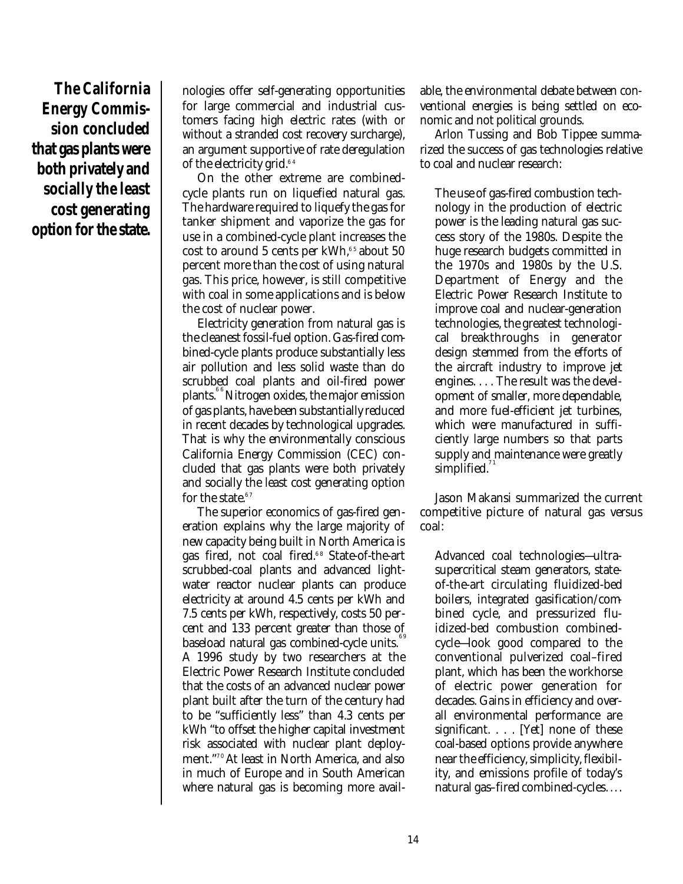**The California Energy Commission concluded that gas plants were both privately and socially the least cost generating option for the state.**

nologies offer self-generating opportunities for large commercial and industrial customers facing high electric rates (with or without a stranded cost recovery surcharge), an argument supportive of rate deregulation of the electricity grid.[64]

On the other extreme are combined-cycle plants run on liquefied natural gas. The hardware required to liquefy the gas for tanker shipment and vaporize the gas for use in a combined-cycle plant increases the cost to around 5 cents per kWh,[65] about 50 percent more than the cost of using natural gas. This price, however, is still competitive with coal in some applications and is below the cost of nuclear power.

Electricity generation from natural gas is the cleanest fossil-fuel option. Gas-fired combined-cycle plants produce substantially less air pollution and less solid waste than do scrubbed coal plants and oil-fired power plants.[66] Nitrogen oxides, the major emission of gas plants, have been substantially reduced in recent decades by technological upgrades. That is why the environmentally conscious California Energy Commission (CEC) concluded that gas plants were both privately and socially the least cost generating option for the state.[67]

The superior economics of gas-fired generation explains why the large majority of new capacity being built in North America is gas fired, not coal fired.[68] State-of-the-art scrubbed-coal plants and advanced light-water reactor nuclear plants can produce electricity at around 4.5 cents per kWh and 7.5 cents per kWh, respectively, costs 50 percent and 133 percent greater than those of baseload natural gas combined-cycle units.[69] A 1996 study by two researchers at the Electric Power Research Institute concluded that the costs of an advanced nuclear power plant built after the turn of the century had to be "sufficiently less" than 4.3 cents per kWh "to offset the higher capital investment risk associated with nuclear plant deployment."[70] At least in North America, and also in much of Europe and in South American where natural gas is becoming more available, the environmental debate between conventional energies is being settled on economic and not political grounds.

Arlon Tussing and Bob Tippee summarized the success of gas technologies relative to coal and nuclear research:

> The use of gas-fired combustion technology in the production of electric power is the leading natural gas success story of the 1980s. Despite the huge research budgets committed in the 1970s and 1980s by the U.S. Department of Energy and the Electric Power Research Institute to improve coal and nuclear-generation technologies, the greatest technological breakthroughs in generator design stemmed from the efforts of the aircraft industry to improve jet engines. . . . The result was the development of smaller, more dependable, and more fuel-efficient jet turbines, which were manufactured in sufficiently large numbers so that parts supply and maintenance were greatly simplified.[71]

Jason Makansi summarized the current competitive picture of natural gas versus coal:

> Advanced coal technologies—ultra-supercritical steam generators, state-of-the-art circulating fluidized-bed boilers, integrated gasification/combined cycle, and pressurized fluidized-bed combustion combined-cycle—look good compared to the conventional pulverized coal–fired plant, which has been the workhorse of electric power generation for decades. Gains in efficiency and overall environmental performance are significant. . . . [Yet] none of these coal-based options provide anywhere near the efficiency, simplicity, flexibility, and emissions profile of today's natural gas–fired combined-cycles. . . .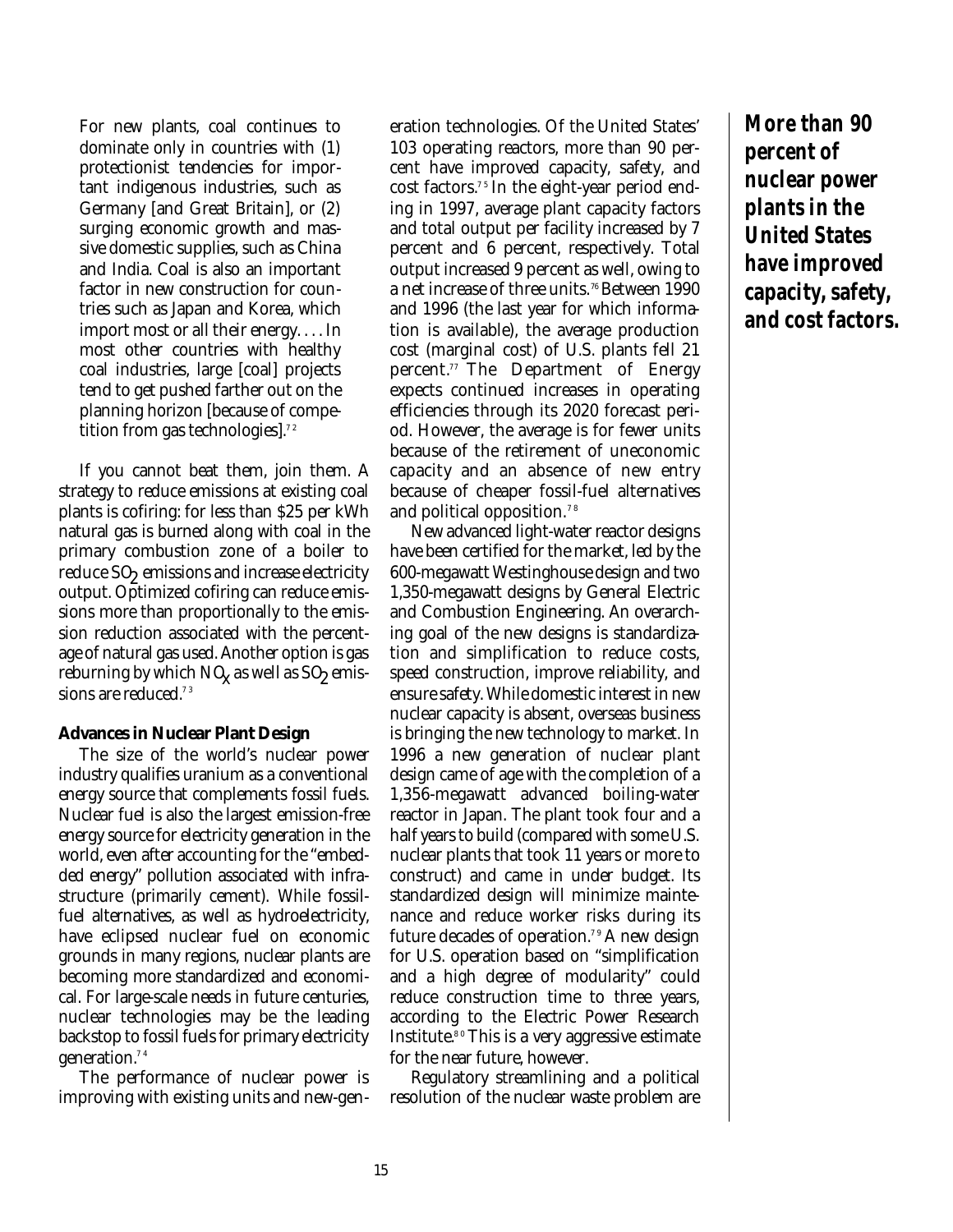> For new plants, coal continues to dominate only in countries with (1) protectionist tendencies for important indigenous industries, such as Germany [and Great Britain], or (2) surging economic growth and massive domestic supplies, such as China and India. Coal is also an important factor in new construction for countries such as Japan and Korea, which import most or all their energy. . . . In most other countries with healthy coal industries, large [coal] projects tend to get pushed farther out on the planning horizon [because of competition from gas technologies].[72]

If you cannot beat them, join them. A strategy to reduce emissions at existing coal plants is cofiring: for less than $25 per kWh natural gas is burned along with coal in the primary combustion zone of a boiler to reduce $SO_2$ emissions and increase electricity output. Optimized cofiring can reduce emissions more than proportionally to the emission reduction associated with the percentage of natural gas used. Another option is gas reburning by which $NO_x$ as well as $SO_2$ emissions are reduced.[73]

### Advances in Nuclear Plant Design

The size of the world's nuclear power industry qualifies uranium as a conventional energy source that complements fossil fuels. Nuclear fuel is also the largest emission-free energy source for electricity generation in the world, even after accounting for the "embedded energy" pollution associated with infrastructure (primarily cement). While fossil-fuel alternatives, as well as hydroelectricity, have eclipsed nuclear fuel on economic grounds in many regions, nuclear plants are becoming more standardized and economical. For large-scale needs in future centuries, nuclear technologies may be the leading backstop to fossil fuels for primary electricity generation.[74]

The performance of nuclear power is improving with existing units and new-generation technologies. Of the United States' 103 operating reactors, more than 90 percent have improved capacity, safety, and cost factors.[75] In the eight-year period ending in 1997, average plant capacity factors and total output per facility increased by 7 percent and 6 percent, respectively. Total output increased 9 percent as well, owing to a net increase of three units.[76] Between 1990 and 1996 (the last year for which information is available), the average production cost (marginal cost) of U.S. plants fell 21 percent.[77] The Department of Energy expects continued increases in operating efficiencies through its 2020 forecast period. However, the average is for fewer units because of the retirement of uneconomic capacity and an absence of new entry because of cheaper fossil-fuel alternatives and political opposition.[78]

New advanced light-water reactor designs have been certified for the market, led by the 600-megawatt Westinghouse design and two 1,350-megawatt designs by General Electric and Combustion Engineering. An overarching goal of the new designs is standardization and simplification to reduce costs, speed construction, improve reliability, and ensure safety. While domestic interest in new nuclear capacity is absent, overseas business is bringing the new technology to market. In 1996 a new generation of nuclear plant design came of age with the completion of a 1,356-megawatt advanced boiling-water reactor in Japan. The plant took four and a half years to build (compared with some U.S. nuclear plants that took 11 years or more to construct) and came in under budget. Its standardized design will minimize maintenance and reduce worker risks during its future decades of operation.[79] A new design for U.S. operation based on "simplification and a high degree of modularity" could reduce construction time to three years, according to the Electric Power Research Institute.[80] This is a very aggressive estimate for the near future, however.

Regulatory streamlining and a political resolution of the nuclear waste problem are

***More than 90 percent of nuclear power plants in the United States have improved capacity, safety, and cost factors.***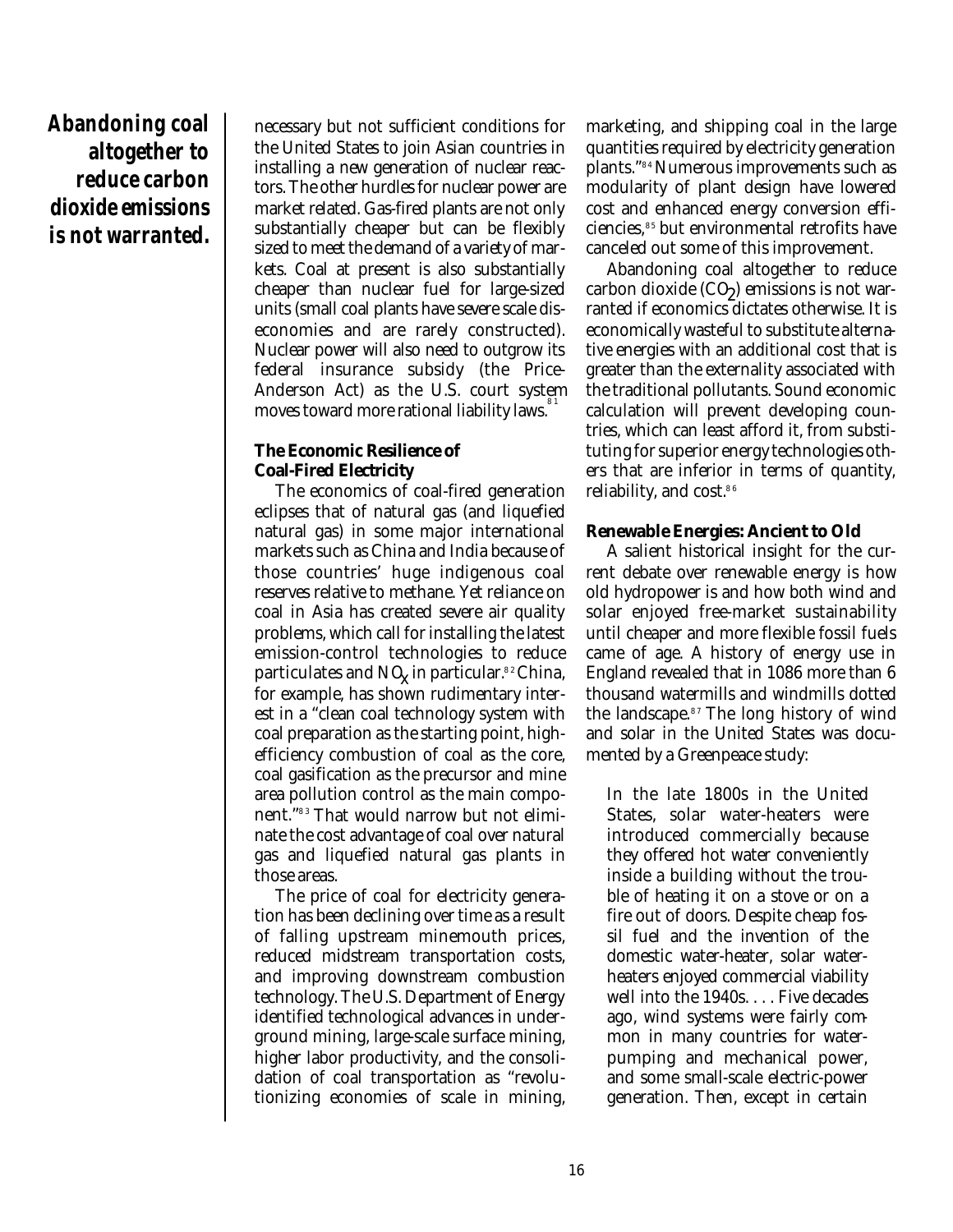**Abandoning coal altogether to reduce carbon dioxide emissions is not warranted.**

necessary but not sufficient conditions for the United States to join Asian countries in installing a new generation of nuclear reactors. The other hurdles for nuclear power are market related. Gas-fired plants are not only substantially cheaper but can be flexibly sized to meet the demand of a variety of markets. Coal at present is also substantially cheaper than nuclear fuel for large-sized units (small coal plants have severe scale diseconomies and are rarely constructed). Nuclear power will also need to outgrow its federal insurance subsidy (the Price-Anderson Act) as the U.S. court system moves toward more rational liability laws.[81]

### The Economic Resilience of Coal-Fired Electricity

The economics of coal-fired generation eclipses that of natural gas (and liquefied natural gas) in some major international markets such as China and India because of those countries' huge indigenous coal reserves relative to methane. Yet reliance on coal in Asia has created severe air quality problems, which call for installing the latest emission-control technologies to reduce particulates and $NO_x$ in particular.[82] China, for example, has shown rudimentary interest in a "clean coal technology system with coal preparation as the starting point, high-efficiency combustion of coal as the core, coal gasification as the precursor and mine area pollution control as the main component."[83] That would narrow but not eliminate the cost advantage of coal over natural gas and liquefied natural gas plants in those areas.

The price of coal for electricity generation has been declining over time as a result of falling upstream minemouth prices, reduced midstream transportation costs, and improving downstream combustion technology. The U.S. Department of Energy identified technological advances in underground mining, large-scale surface mining, higher labor productivity, and the consolidation of coal transportation as "revolutionizing economies of scale in mining, marketing, and shipping coal in the large quantities required by electricity generation plants."[84] Numerous improvements such as modularity of plant design have lowered cost and enhanced energy conversion efficiencies,[85] but environmental retrofits have canceled out some of this improvement.

Abandoning coal altogether to reduce carbon dioxide ($CO_2$) emissions is not warranted if economics dictates otherwise. It is economically wasteful to substitute alternative energies with an additional cost that is greater than the externality associated with the traditional pollutants. Sound economic calculation will prevent developing countries, which can least afford it, from substituting for superior energy technologies others that are inferior in terms of quantity, reliability, and cost.[86]

### Renewable Energies: Ancient to Old

A salient historical insight for the current debate over renewable energy is how old hydropower is and how both wind and solar enjoyed free-market sustainability until cheaper and more flexible fossil fuels came of age. A history of energy use in England revealed that in 1086 more than 6 thousand watermills and windmills dotted the landscape.[87] The long history of wind and solar in the United States was documented by a Greenpeace study:

> In the late 1800s in the United States, solar water-heaters were introduced commercially because they offered hot water conveniently inside a building without the trouble of heating it on a stove or on a fire out of doors. Despite cheap fossil fuel and the invention of the domestic water-heater, solar water-heaters enjoyed commercial viability well into the 1940s. . . . Five decades ago, wind systems were fairly common in many countries for water-pumping and mechanical power, and some small-scale electric-power generation. Then, except in certain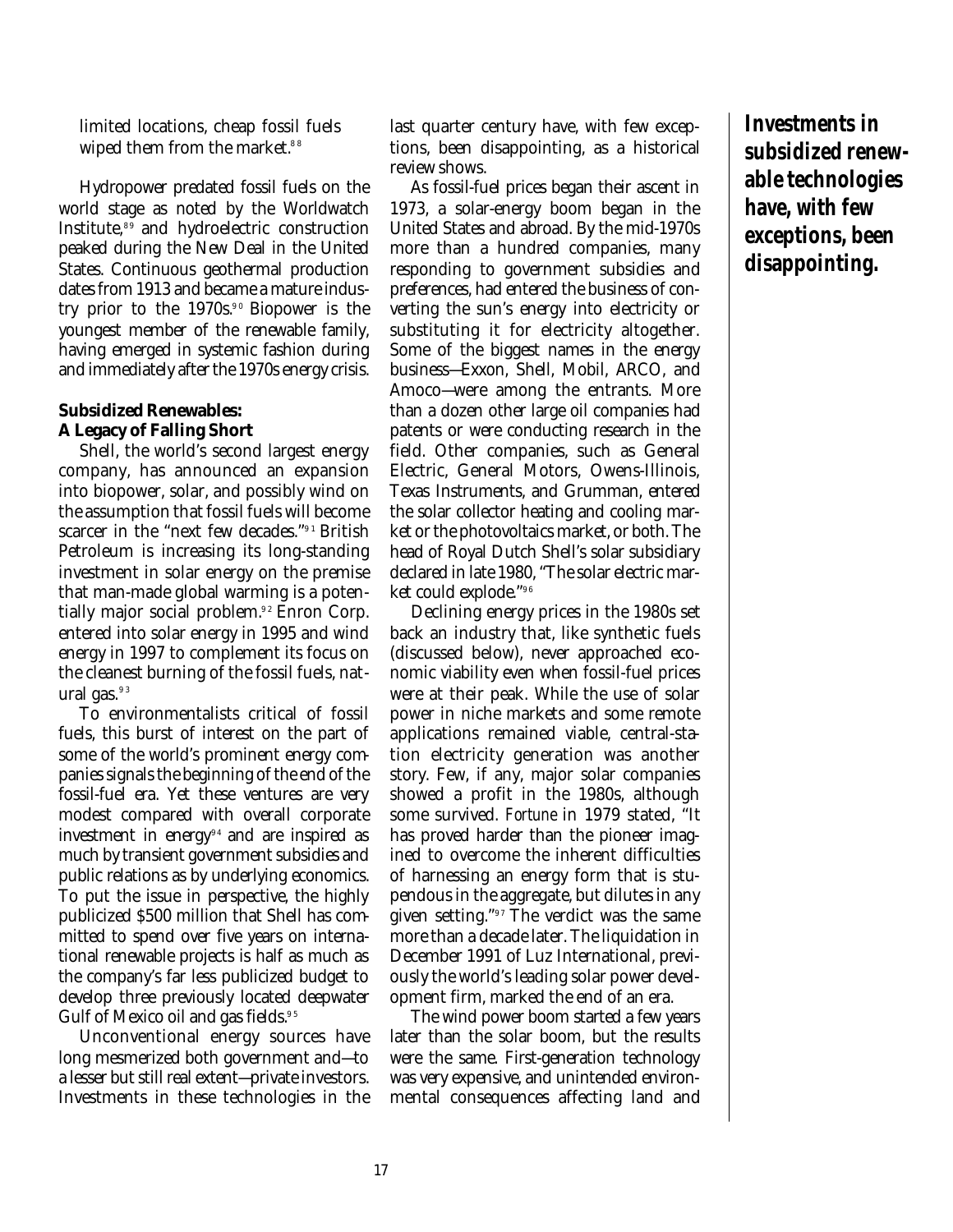limited locations, cheap fossil fuels wiped them from the market.[88]

Hydropower predated fossil fuels on the world stage as noted by the Worldwatch Institute,[89] and hydroelectric construction peaked during the New Deal in the United States. Continuous geothermal production dates from 1913 and became a mature industry prior to the 1970s.[90] Biopower is the youngest member of the renewable family, having emerged in systemic fashion during and immediately after the 1970s energy crisis.

### Subsidized Renewables: A Legacy of Falling Short

Shell, the world's second largest energy company, has announced an expansion into biopower, solar, and possibly wind on the assumption that fossil fuels will become scarcer in the "next few decades."[91] British Petroleum is increasing its long-standing investment in solar energy on the premise that man-made global warming is a potentially major social problem.[92] Enron Corp. entered into solar energy in 1995 and wind energy in 1997 to complement its focus on the cleanest burning of the fossil fuels, natural gas.[93]

To environmentalists critical of fossil fuels, this burst of interest on the part of some of the world's prominent energy companies signals the beginning of the end of the fossil-fuel era. Yet these ventures are very modest compared with overall corporate investment in energy[94] and are inspired as much by transient government subsidies and public relations as by underlying economics. To put the issue in perspective, the highly publicized $500 million that Shell has committed to spend over five years on international renewable projects is half as much as the company's far less publicized budget to develop three previously located deepwater Gulf of Mexico oil and gas fields.[95]

Unconventional energy sources have long mesmerized both government and—to a lesser but still real extent—private investors. Investments in these technologies in the last quarter century have, with few exceptions, been disappointing, as a historical review shows.

**Investments in subsidized renewable technologies have, with few exceptions, been disappointing.**

As fossil-fuel prices began their ascent in 1973, a solar-energy boom began in the United States and abroad. By the mid-1970s more than a hundred companies, many responding to government subsidies and preferences, had entered the business of converting the sun's energy into electricity or substituting it for electricity altogether. Some of the biggest names in the energy business—Exxon, Shell, Mobil, ARCO, and Amoco—were among the entrants. More than a dozen other large oil companies had patents or were conducting research in the field. Other companies, such as General Electric, General Motors, Owens-Illinois, Texas Instruments, and Grumman, entered the solar collector heating and cooling market or the photovoltaics market, or both. The head of Royal Dutch Shell's solar subsidiary declared in late 1980, "The solar electric market could explode."[96]

Declining energy prices in the 1980s set back an industry that, like synthetic fuels (discussed below), never approached economic viability even when fossil-fuel prices were at their peak. While the use of solar power in niche markets and some remote applications remained viable, central-station electricity generation was another story. Few, if any, major solar companies showed a profit in the 1980s, although some survived. *Fortune* in 1979 stated, "It has proved harder than the pioneer imagined to overcome the inherent difficulties of harnessing an energy form that is stupendous in the aggregate, but dilutes in any given setting."[97] The verdict was the same more than a decade later. The liquidation in December 1991 of Luz International, previously the world's leading solar power development firm, marked the end of an era.

The wind power boom started a few years later than the solar boom, but the results were the same. First-generation technology was very expensive, and unintended environmental consequences affecting land and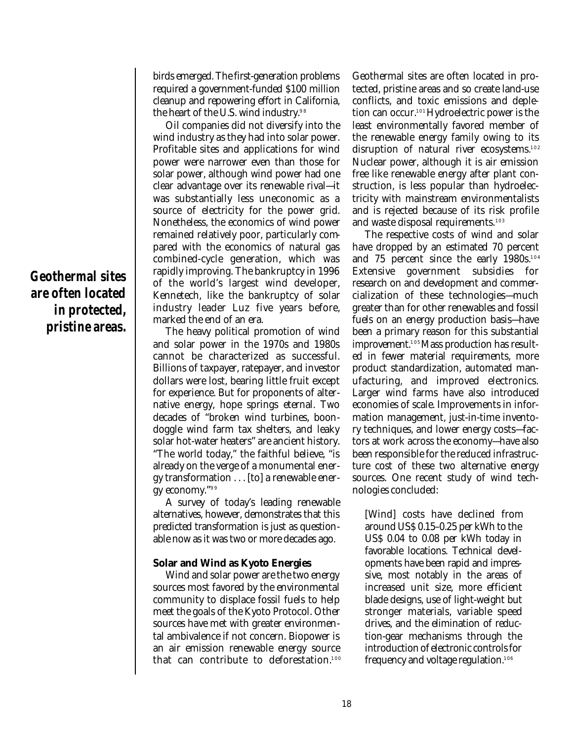birds emerged. The first-generation problems required a government-funded $100 million cleanup and repowering effort in California, the heart of the U.S. wind industry.[98]

Oil companies did not diversify into the wind industry as they had into solar power. Profitable sites and applications for wind power were narrower even than those for solar power, although wind power had one clear advantage over its renewable rival—it was substantially less uneconomic as a source of electricity for the power grid. Nonetheless, the economics of wind power remained relatively poor, particularly compared with the economics of natural gas combined-cycle generation, which was rapidly improving. The bankruptcy in 1996 of the world's largest wind developer, Kennetech, like the bankruptcy of solar industry leader Luz five years before, marked the end of an era.

The heavy political promotion of wind and solar power in the 1970s and 1980s cannot be characterized as successful. Billions of taxpayer, ratepayer, and investor dollars were lost, bearing little fruit except for experience. But for proponents of alternative energy, hope springs eternal. Two decades of "broken wind turbines, boondoggle wind farm tax shelters, and leaky solar hot-water heaters" are ancient history. "The world today," the faithful believe, "is already on the verge of a monumental energy transformation . . . [to] a renewable energy economy."[99]

A survey of today's leading renewable alternatives, however, demonstrates that this predicted transformation is just as questionable now as it was two or more decades ago.

**Geothermal sites are often located in protected, pristine areas.**

### Solar and Wind as Kyoto Energies

Wind and solar power are the two energy sources most favored by the environmental community to displace fossil fuels to help meet the goals of the Kyoto Protocol. Other sources have met with greater environmental ambivalence if not concern. Biopower is an air emission renewable energy source that can contribute to deforestation.[100] Geothermal sites are often located in protected, pristine areas and so create land-use conflicts, and toxic emissions and depletion can occur.[101] Hydroelectric power is the least environmentally favored member of the renewable energy family owing to its disruption of natural river ecosystems.[102] Nuclear power, although it is air emission free like renewable energy after plant construction, is less popular than hydroelectricity with mainstream environmentalists and is rejected because of its risk profile and waste disposal requirements.[103]

The respective costs of wind and solar have dropped by an estimated 70 percent and 75 percent since the early 1980s.[104] Extensive government subsidies for research on and development and commercialization of these technologies—much greater than for other renewables and fossil fuels on an energy production basis—have been a primary reason for this substantial improvement.[105] Mass production has resulted in fewer material requirements, more product standardization, automated manufacturing, and improved electronics. Larger wind farms have also introduced economies of scale. Improvements in information management, just-in-time inventory techniques, and lower energy costs—factors at work across the economy—have also been responsible for the reduced infrastructure cost of these two alternative energy sources. One recent study of wind technologies concluded:

> [Wind] costs have declined from around US$ 0.15–0.25 per kWh to the US$ 0.04 to 0.08 per kWh today in favorable locations. Technical developments have been rapid and impressive, most notably in the areas of increased unit size, more efficient blade designs, use of light-weight but stronger materials, variable speed drives, and the elimination of reduction-gear mechanisms through the introduction of electronic controls for frequency and voltage regulation.[106]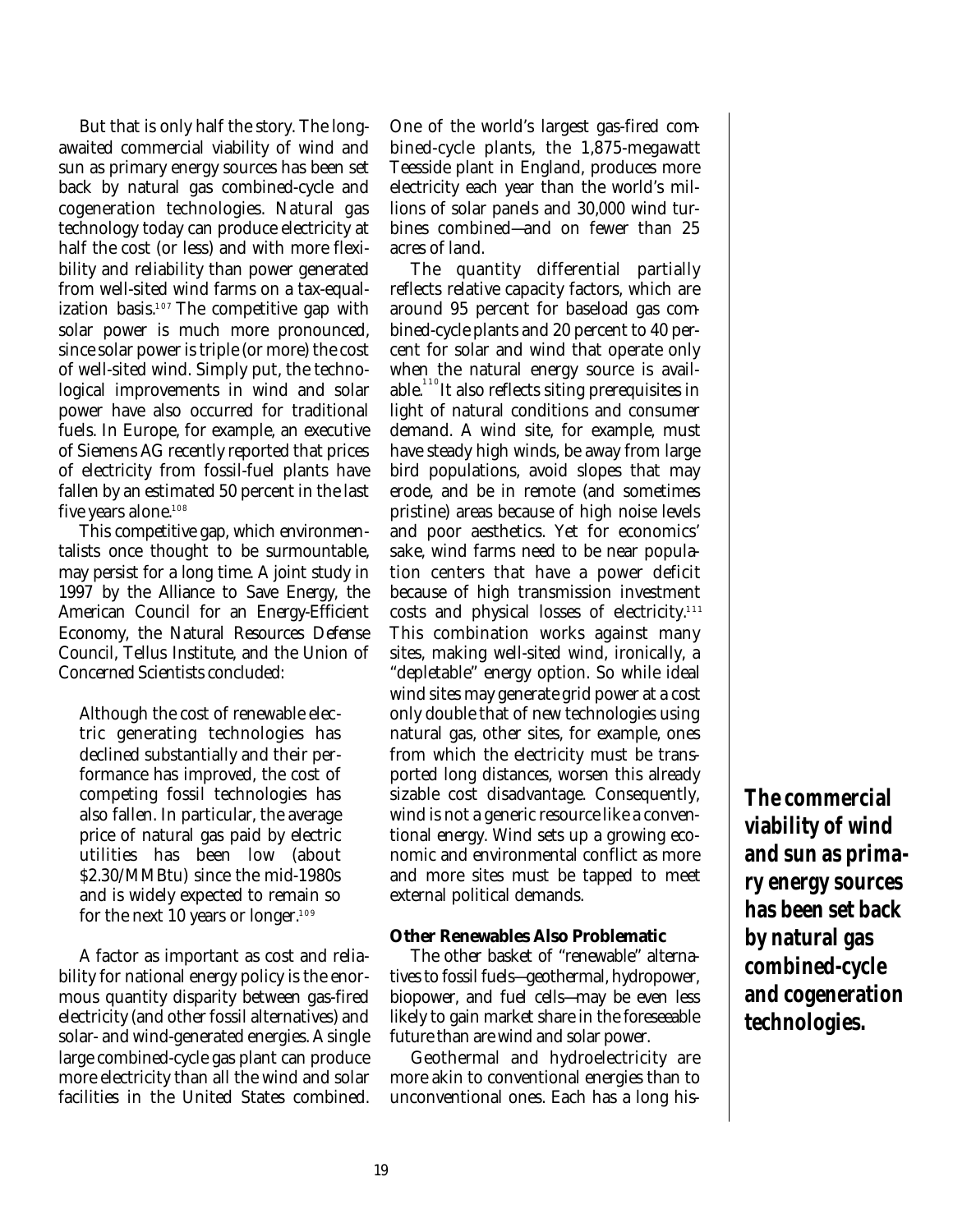But that is only half the story. The long-awaited commercial viability of wind and sun as primary energy sources has been set back by natural gas combined-cycle and cogeneration technologies. Natural gas technology today can produce electricity at half the cost (or less) and with more flexibility and reliability than power generated from well-sited wind farms on a tax-equalization basis.[107] The competitive gap with solar power is much more pronounced, since solar power is triple (or more) the cost of well-sited wind. Simply put, the technological improvements in wind and solar power have also occurred for traditional fuels. In Europe, for example, an executive of Siemens AG recently reported that prices of electricity from fossil-fuel plants have fallen by an estimated 50 percent in the last five years alone.[108]

This competitive gap, which environmentalists once thought to be surmountable, may persist for a long time. A joint study in 1997 by the Alliance to Save Energy, the American Council for an Energy-Efficient Economy, the Natural Resources Defense Council, Tellus Institute, and the Union of Concerned Scientists concluded:

> Although the cost of renewable electric generating technologies has declined substantially and their performance has improved, the cost of competing fossil technologies has also fallen. In particular, the average price of natural gas paid by electric utilities has been low (about $2.30/MMBtu) since the mid-1980s and is widely expected to remain so for the next 10 years or longer.[109]

A factor as important as cost and reliability for national energy policy is the enormous quantity disparity between gas-fired electricity (and other fossil alternatives) and solar- and wind-generated energies. A single large combined-cycle gas plant can produce more electricity than all the wind and solar facilities in the United States combined. One of the world's largest gas-fired combined-cycle plants, the 1,875-megawatt Teesside plant in England, produces more electricity each year than the world's millions of solar panels and 30,000 wind turbines combined—and on fewer than 25 acres of land.

The quantity differential partially reflects relative capacity factors, which are around 95 percent for baseload gas combined-cycle plants and 20 percent to 40 percent for solar and wind that operate only when the natural energy source is available.[110] It also reflects siting prerequisites in light of natural conditions and consumer demand. A wind site, for example, must have steady high winds, be away from large bird populations, avoid slopes that may erode, and be in remote (and sometimes pristine) areas because of high noise levels and poor aesthetics. Yet for economics' sake, wind farms need to be near population centers that have a power deficit because of high transmission investment costs and physical losses of electricity.[111] This combination works against many sites, making well-sited wind, ironically, a "depletable" energy option. So while ideal wind sites may generate grid power at a cost only double that of new technologies using natural gas, other sites, for example, ones from which the electricity must be transported long distances, worsen this already sizable cost disadvantage. Consequently, wind is not a generic resource like a conventional energy. Wind sets up a growing economic and environmental conflict as more and more sites must be tapped to meet external political demands.

**The commercial viability of wind and sun as primary energy sources has been set back by natural gas combined-cycle and cogeneration technologies.**

### Other Renewables Also Problematic

The other basket of "renewable" alternatives to fossil fuels—geothermal, hydropower, biopower, and fuel cells—may be even less likely to gain market share in the foreseeable future than are wind and solar power.

Geothermal and hydroelectricity are more akin to conventional energies than to unconventional ones. Each has a long his-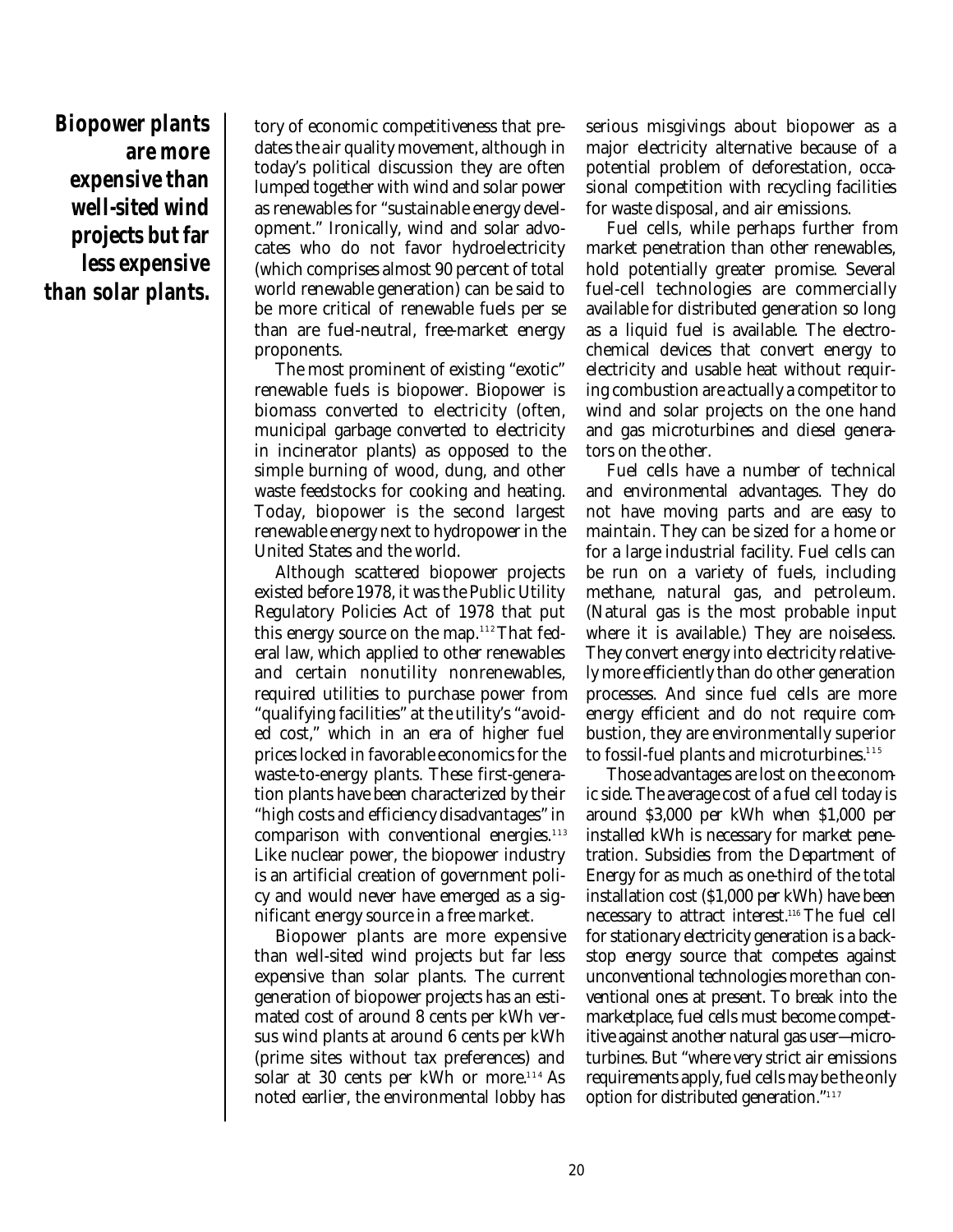**Biopower plants are more expensive than well-sited wind projects but far less expensive than solar plants.**

tory of economic competitiveness that predates the air quality movement, although in today's political discussion they are often lumped together with wind and solar power as renewables for "sustainable energy development." Ironically, wind and solar advocates who do not favor hydroelectricity (which comprises almost 90 percent of total world renewable generation) can be said to be more critical of renewable fuels per se than are fuel-neutral, free-market energy proponents.

The most prominent of existing "exotic" renewable fuels is biopower. Biopower is biomass converted to electricity (often, municipal garbage converted to electricity in incinerator plants) as opposed to the simple burning of wood, dung, and other waste feedstocks for cooking and heating. Today, biopower is the second largest renewable energy next to hydropower in the United States and the world.

Although scattered biopower projects existed before 1978, it was the Public Utility Regulatory Policies Act of 1978 that put this energy source on the map.[112] That federal law, which applied to other renewables and certain nonutility nonrenewables, required utilities to purchase power from "qualifying facilities" at the utility's "avoided cost," which in an era of higher fuel prices locked in favorable economics for the waste-to-energy plants. These first-generation plants have been characterized by their "high costs and efficiency disadvantages" in comparison with conventional energies.[113] Like nuclear power, the biopower industry is an artificial creation of government policy and would never have emerged as a significant energy source in a free market.

Biopower plants are more expensive than well-sited wind projects but far less expensive than solar plants. The current generation of biopower projects has an estimated cost of around 8 cents per kWh versus wind plants at around 6 cents per kWh (prime sites without tax preferences) and solar at 30 cents per kWh or more.[114] As noted earlier, the environmental lobby has serious misgivings about biopower as a major electricity alternative because of a potential problem of deforestation, occasional competition with recycling facilities for waste disposal, and air emissions.

Fuel cells, while perhaps further from market penetration than other renewables, hold potentially greater promise. Several fuel-cell technologies are commercially available for distributed generation so long as a liquid fuel is available. The electrochemical devices that convert energy to electricity and usable heat without requiring combustion are actually a competitor to wind and solar projects on the one hand and gas microturbines and diesel generators on the other.

Fuel cells have a number of technical and environmental advantages. They do not have moving parts and are easy to maintain. They can be sized for a home or for a large industrial facility. Fuel cells can be run on a variety of fuels, including methane, natural gas, and petroleum. (Natural gas is the most probable input where it is available.) They are noiseless. They convert energy into electricity relatively more efficiently than do other generation processes. And since fuel cells are more energy efficient and do not require combustion, they are environmentally superior to fossil-fuel plants and microturbines.[115]

Those advantages are lost on the economic side. The average cost of a fuel cell today is around $3,000 per kWh when $1,000 per installed kWh is necessary for market penetration. Subsidies from the Department of Energy for as much as one-third of the total installation cost ($1,000 per kWh) have been necessary to attract interest.[116] The fuel cell for stationary electricity generation is a backstop energy source that competes against unconventional technologies more than conventional ones at present. To break into the marketplace, fuel cells must become competitive against another natural gas user—microturbines. But "where very strict air emissions requirements apply, fuel cells may be the only option for distributed generation."[117]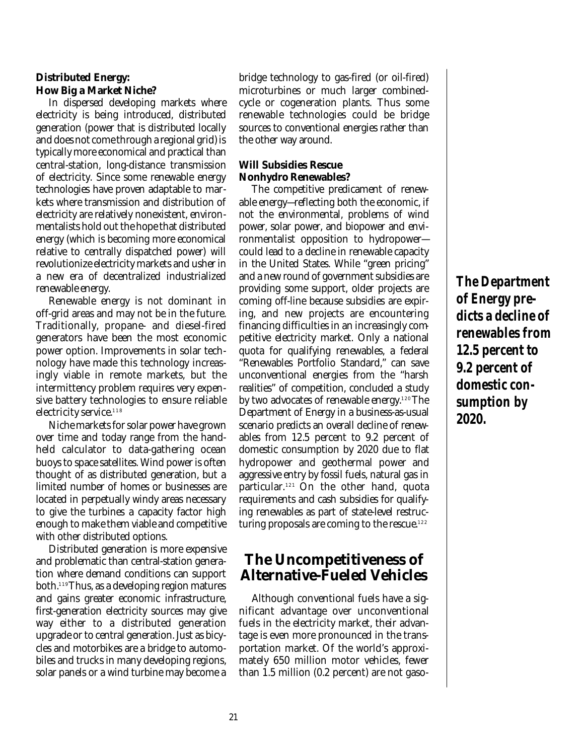### Distributed Energy: How Big a Market Niche?

In dispersed developing markets where electricity is being introduced, distributed generation (power that is distributed locally and does not come through a regional grid) is typically more economical and practical than central-station, long-distance transmission of electricity. Since some renewable energy technologies have proven adaptable to markets where transmission and distribution of electricity are relatively nonexistent, environmentalists hold out the hope that distributed energy (which is becoming more economical relative to centrally dispatched power) will revolutionize electricity markets and usher in a new era of decentralized industrialized renewable energy.

Renewable energy is not dominant in off-grid areas and may not be in the future. Traditionally, propane- and diesel-fired generators have been the most economic power option. Improvements in solar technology have made this technology increasingly viable in remote markets, but the intermittency problem requires very expensive battery technologies to ensure reliable electricity service.[118]

Niche markets for solar power have grown over time and today range from the handheld calculator to data-gathering ocean buoys to space satellites. Wind power is often thought of as distributed generation, but a limited number of homes or businesses are located in perpetually windy areas necessary to give the turbines a capacity factor high enough to make them viable and competitive with other distributed options.

Distributed generation is more expensive and problematic than central-station generation where demand conditions can support both.[119] Thus, as a developing region matures and gains greater economic infrastructure, first-generation electricity sources may give way either to a distributed generation upgrade or to central generation. Just as bicycles and motorbikes are a bridge to automobiles and trucks in many developing regions, solar panels or a wind turbine may become a bridge technology to gas-fired (or oil-fired) microturbines or much larger combined-cycle or cogeneration plants. Thus some renewable technologies could be bridge sources to conventional energies rather than the other way around.

### Will Subsidies Rescue Nonhydro Renewables?

The competitive predicament of renewable energy—reflecting both the economic, if not the environmental, problems of wind power, solar power, and biopower and environmentalist opposition to hydropower—could lead to a decline in renewable capacity in the United States. While "green pricing" and a new round of government subsidies are providing some support, older projects are coming off-line because subsidies are expiring, and new projects are encountering financing difficulties in an increasingly competitive electricity market. Only a national quota for qualifying renewables, a federal "Renewables Portfolio Standard," can save unconventional energies from the "harsh realities" of competition, concluded a study by two advocates of renewable energy.[120] The Department of Energy in a business-as-usual scenario predicts an overall decline of renewables from 12.5 percent to 9.2 percent of domestic consumption by 2020 due to flat hydropower and geothermal power and aggressive entry by fossil fuels, natural gas in particular.[121] On the other hand, quota requirements and cash subsidies for qualifying renewables as part of state-level restructuring proposals are coming to the rescue.[122]

***The Department of Energy predicts a decline of renewables from 12.5 percent to 9.2 percent of domestic consumption by 2020.***

## The Uncompetitiveness of Alternative-Fueled Vehicles

Although conventional fuels have a significant advantage over unconventional fuels in the electricity market, their advantage is even more pronounced in the transportation market. Of the world's approximately 650 million motor vehicles, fewer than 1.5 million (0.2 percent) are not gaso-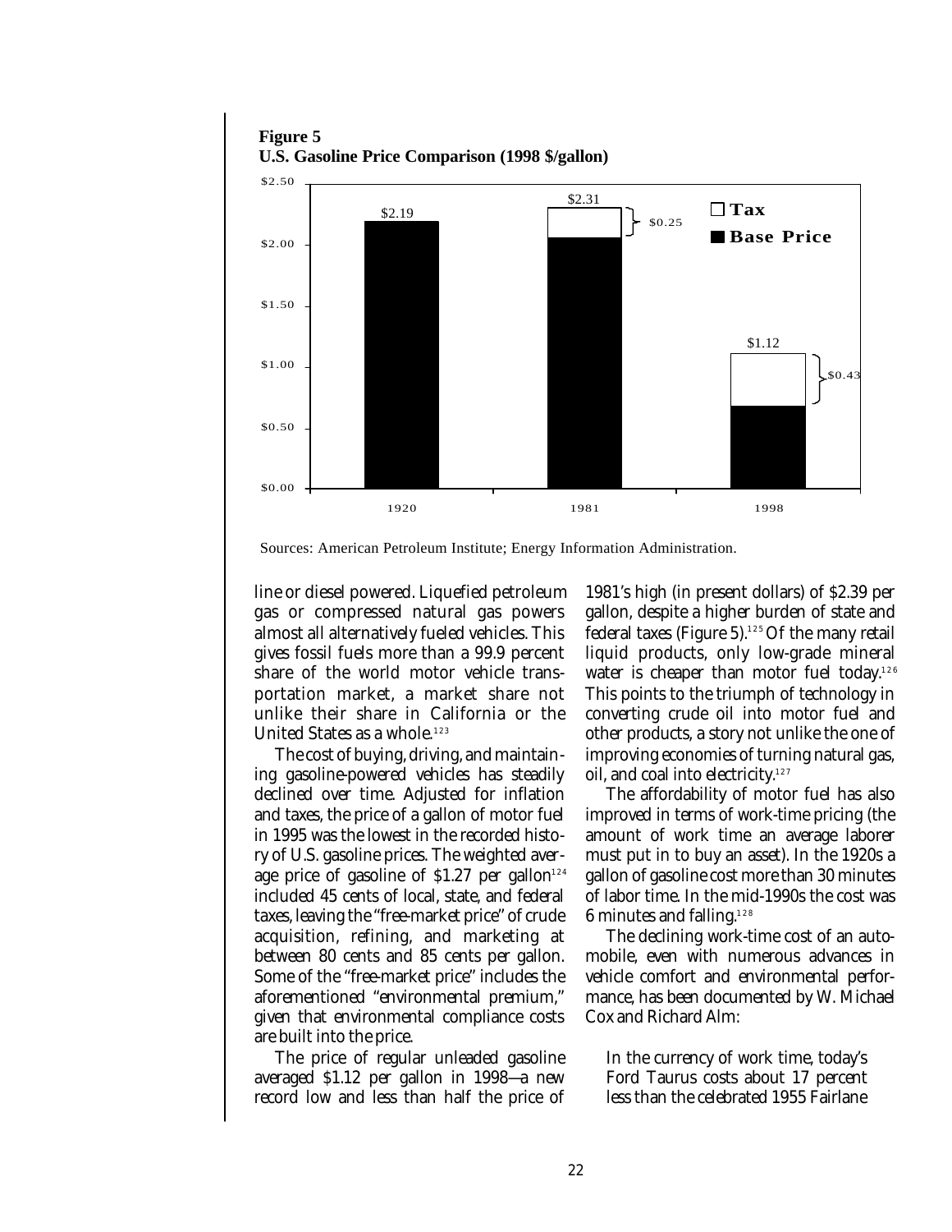**Figure 5**
**U.S. Gasoline Price Comparison (1998 $/gallon)**

| Year | Total | Tax | Base Price |
|---|---|---|---|
| 1920 | $2.19 | | |
| 1981 | $2.31 | $0.25 | |
| 1998 | $1.12 | $0.43 | |

Sources: American Petroleum Institute; Energy Information Administration.

line or diesel powered. Liquefied petroleum gas or compressed natural gas powers almost all alternatively fueled vehicles. This gives fossil fuels more than a 99.9 percent share of the world motor vehicle transportation market, a market share not unlike their share in California or the United States as a whole.[123]

The cost of buying, driving, and maintaining gasoline-powered vehicles has steadily declined over time. Adjusted for inflation and taxes, the price of a gallon of motor fuel in 1995 was the lowest in the recorded history of U.S. gasoline prices. The weighted average price of gasoline of $1.27 per gallon[124] included 45 cents of local, state, and federal taxes, leaving the "free-market price" of crude acquisition, refining, and marketing at between 80 cents and 85 cents per gallon. Some of the "free-market price" includes the aforementioned "environmental premium," given that environmental compliance costs are built into the price.

The price of regular unleaded gasoline averaged $1.12 per gallon in 1998—a new record low and less than half the price of 1981's high (in present dollars) of $2.39 per gallon, despite a higher burden of state and federal taxes (Figure 5).[125] Of the many retail liquid products, only low-grade mineral water is cheaper than motor fuel today.[126] This points to the triumph of technology in converting crude oil into motor fuel and other products, a story not unlike the one of improving economies of turning natural gas, oil, and coal into electricity.[127]

The affordability of motor fuel has also improved in terms of work-time pricing (the amount of work time an average laborer must put in to buy an asset). In the 1920s a gallon of gasoline cost more than 30 minutes of labor time. In the mid-1990s the cost was 6 minutes and falling.[128]

The declining work-time cost of an automobile, even with numerous advances in vehicle comfort and environmental performance, has been documented by W. Michael Cox and Richard Alm:

> In the currency of work time, today's Ford Taurus costs about 17 percent less than the celebrated 1955 Fairlane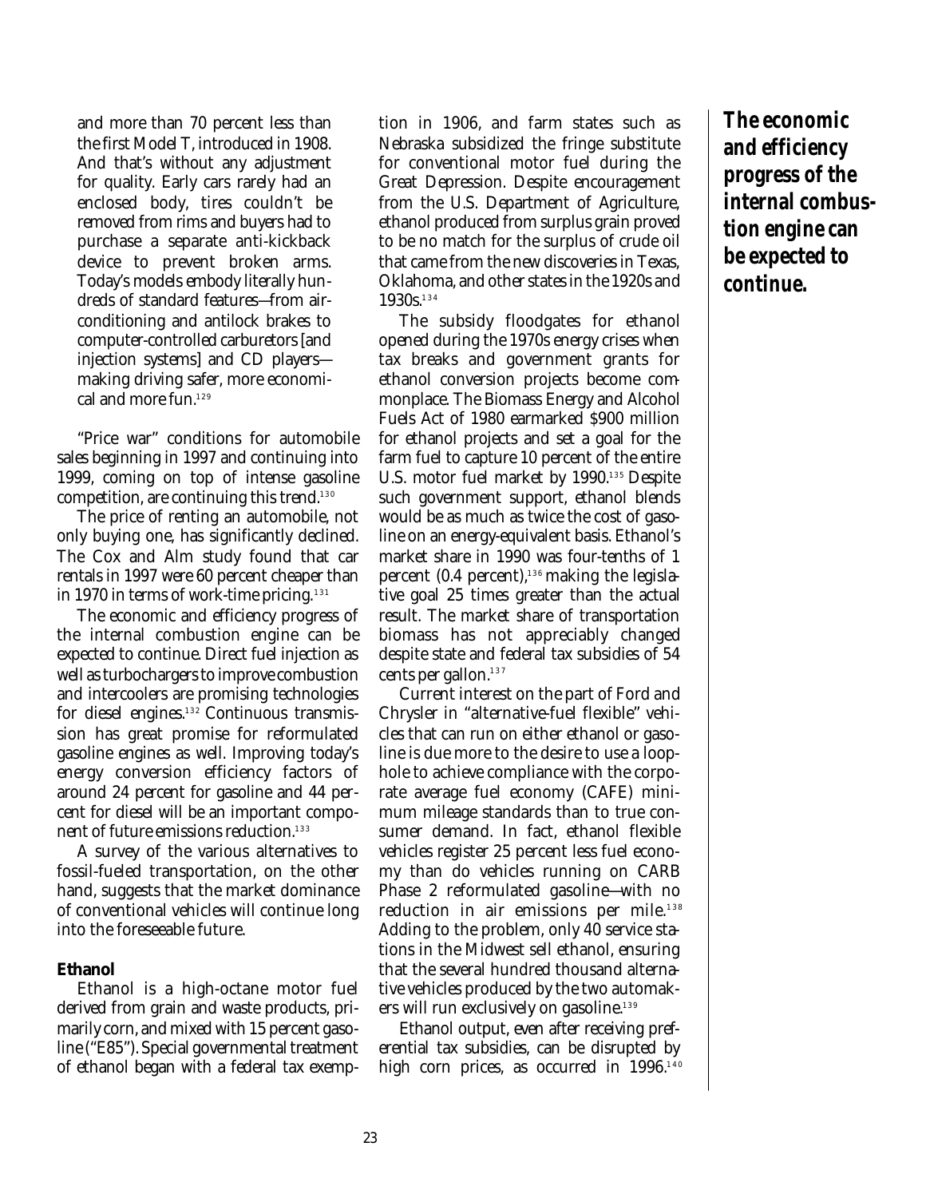and more than 70 percent less than the first Model T, introduced in 1908. And that's without any adjustment for quality. Early cars rarely had an enclosed body, tires couldn't be removed from rims and buyers had to purchase a separate anti-kickback device to prevent broken arms. Today's models embody literally hundreds of standard features—from air-conditioning and antilock brakes to computer-controlled carburetors [and injection systems] and CD players—making driving safer, more economical and more fun.[129]

"Price war" conditions for automobile sales beginning in 1997 and continuing into 1999, coming on top of intense gasoline competition, are continuing this trend.[130]

The price of renting an automobile, not only buying one, has significantly declined. The Cox and Alm study found that car rentals in 1997 were 60 percent cheaper than in 1970 in terms of work-time pricing.[131]

The economic and efficiency progress of the internal combustion engine can be expected to continue. Direct fuel injection as well as turbochargers to improve combustion and intercoolers are promising technologies for diesel engines.[132] Continuous transmission has great promise for reformulated gasoline engines as well. Improving today's energy conversion efficiency factors of around 24 percent for gasoline and 44 percent for diesel will be an important component of future emissions reduction.[133]

A survey of the various alternatives to fossil-fueled transportation, on the other hand, suggests that the market dominance of conventional vehicles will continue long into the foreseeable future.

**The economic and efficiency progress of the internal combustion engine can be expected to continue.**

### Ethanol

Ethanol is a high-octane motor fuel derived from grain and waste products, primarily corn, and mixed with 15 percent gasoline ("E85"). Special governmental treatment of ethanol began with a federal tax exemption in 1906, and farm states such as Nebraska subsidized the fringe substitute for conventional motor fuel during the Great Depression. Despite encouragement from the U.S. Department of Agriculture, ethanol produced from surplus grain proved to be no match for the surplus of crude oil that came from the new discoveries in Texas, Oklahoma, and other states in the 1920s and 1930s.[134]

The subsidy floodgates for ethanol opened during the 1970s energy crises when tax breaks and government grants for ethanol conversion projects become commonplace. The Biomass Energy and Alcohol Fuels Act of 1980 earmarked $900 million for ethanol projects and set a goal for the farm fuel to capture 10 percent of the entire U.S. motor fuel market by 1990.[135] Despite such government support, ethanol blends would be as much as twice the cost of gasoline on an energy-equivalent basis. Ethanol's market share in 1990 was four-tenths of 1 percent (0.4 percent),[136] making the legislative goal 25 times greater than the actual result. The market share of transportation biomass has not appreciably changed despite state and federal tax subsidies of 54 cents per gallon.[137]

Current interest on the part of Ford and Chrysler in "alternative-fuel flexible" vehicles that can run on either ethanol or gasoline is due more to the desire to use a loophole to achieve compliance with the corporate average fuel economy (CAFE) minimum mileage standards than to true consumer demand. In fact, ethanol flexible vehicles register 25 percent less fuel economy than do vehicles running on CARB Phase 2 reformulated gasoline—with no reduction in air emissions per mile.[138] Adding to the problem, only 40 service stations in the Midwest sell ethanol, ensuring that the several hundred thousand alternative vehicles produced by the two automakers will run exclusively on gasoline.[139]

Ethanol output, even after receiving preferential tax subsidies, can be disrupted by high corn prices, as occurred in 1996.[140]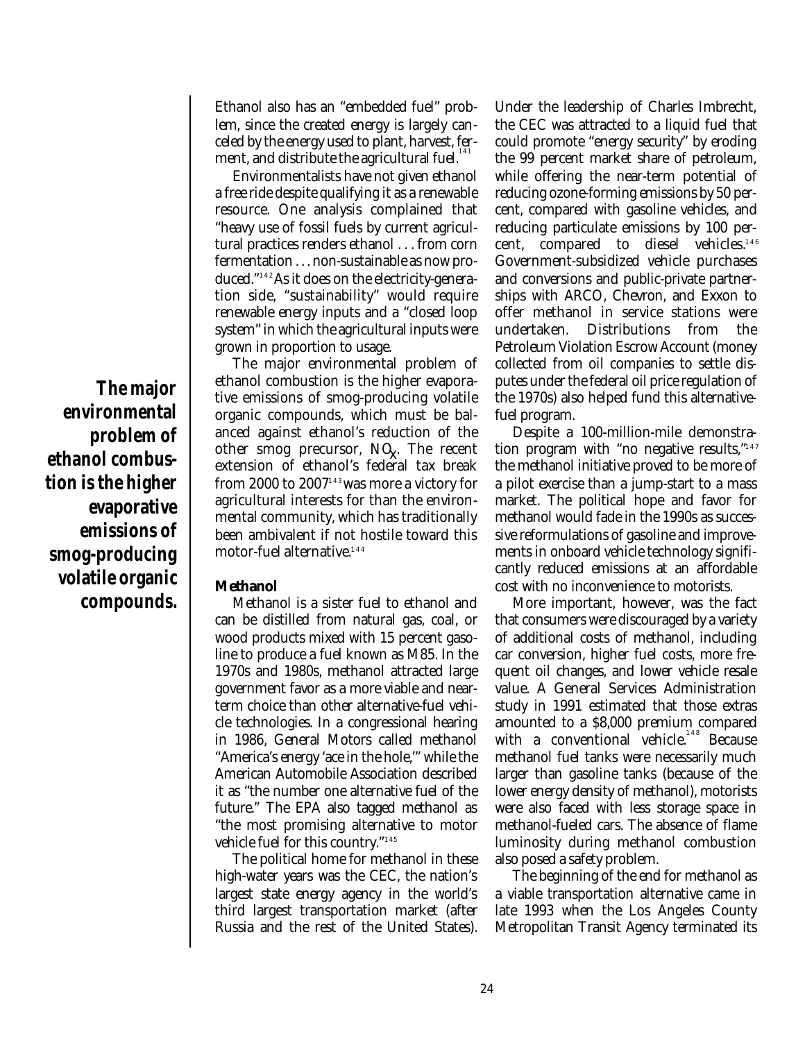Ethanol also has an "embedded fuel" problem, since the created energy is largely canceled by the energy used to plant, harvest, ferment, and distribute the agricultural fuel.[141]

Environmentalists have not given ethanol a free ride despite qualifying it as a renewable resource. One analysis complained that "heavy use of fossil fuels by current agricultural practices renders ethanol . . . from corn fermentation . . . non-sustainable as now produced."[142] As it does on the electricity-generation side, "sustainability" would require renewable energy inputs and a "closed loop system" in which the agricultural inputs were grown in proportion to usage.

**The major environmental problem of ethanol combustion is the higher evaporative emissions of smog-producing volatile organic compounds.**

The major environmental problem of ethanol combustion is the higher evaporative emissions of smog-producing volatile organic compounds, which must be balanced against ethanol's reduction of the other smog precursor, $NO_X$. The recent extension of ethanol's federal tax break from 2000 to 2007[143] was more a victory for agricultural interests for than the environmental community, which has traditionally been ambivalent if not hostile toward this motor-fuel alternative.[144]

### Methanol

Methanol is a sister fuel to ethanol and can be distilled from natural gas, coal, or wood products mixed with 15 percent gasoline to produce a fuel known as M85. In the 1970s and 1980s, methanol attracted large government favor as a more viable and near-term choice than other alternative-fuel vehicle technologies. In a congressional hearing in 1986, General Motors called methanol "America's energy 'ace in the hole,'" while the American Automobile Association described it as "the number one alternative fuel of the future." The EPA also tagged methanol as "the most promising alternative to motor vehicle fuel for this country."[145]

The political home for methanol in these high-water years was the CEC, the nation's largest state energy agency in the world's third largest transportation market (after Russia and the rest of the United States). Under the leadership of Charles Imbrecht, the CEC was attracted to a liquid fuel that could promote "energy security" by eroding the 99 percent market share of petroleum, while offering the near-term potential of reducing ozone-forming emissions by 50 percent, compared with gasoline vehicles, and reducing particulate emissions by 100 percent, compared to diesel vehicles.[146] Government-subsidized vehicle purchases and conversions and public-private partnerships with ARCO, Chevron, and Exxon to offer methanol in service stations were undertaken. Distributions from the Petroleum Violation Escrow Account (money collected from oil companies to settle disputes under the federal oil price regulation of the 1970s) also helped fund this alternative-fuel program.

Despite a 100-million-mile demonstration program with "no negative results,"[147] the methanol initiative proved to be more of a pilot exercise than a jump-start to a mass market. The political hope and favor for methanol would fade in the 1990s as successive reformulations of gasoline and improvements in onboard vehicle technology significantly reduced emissions at an affordable cost with no inconvenience to motorists.

More important, however, was the fact that consumers were discouraged by a variety of additional costs of methanol, including car conversion, higher fuel costs, more frequent oil changes, and lower vehicle resale value. A General Services Administration study in 1991 estimated that those extras amounted to a $8,000 premium compared with a conventional vehicle.[148] Because methanol fuel tanks were necessarily much larger than gasoline tanks (because of the lower energy density of methanol), motorists were also faced with less storage space in methanol-fueled cars. The absence of flame luminosity during methanol combustion also posed a safety problem.

The beginning of the end for methanol as a viable transportation alternative came in late 1993 when the Los Angeles County Metropolitan Transit Agency terminated its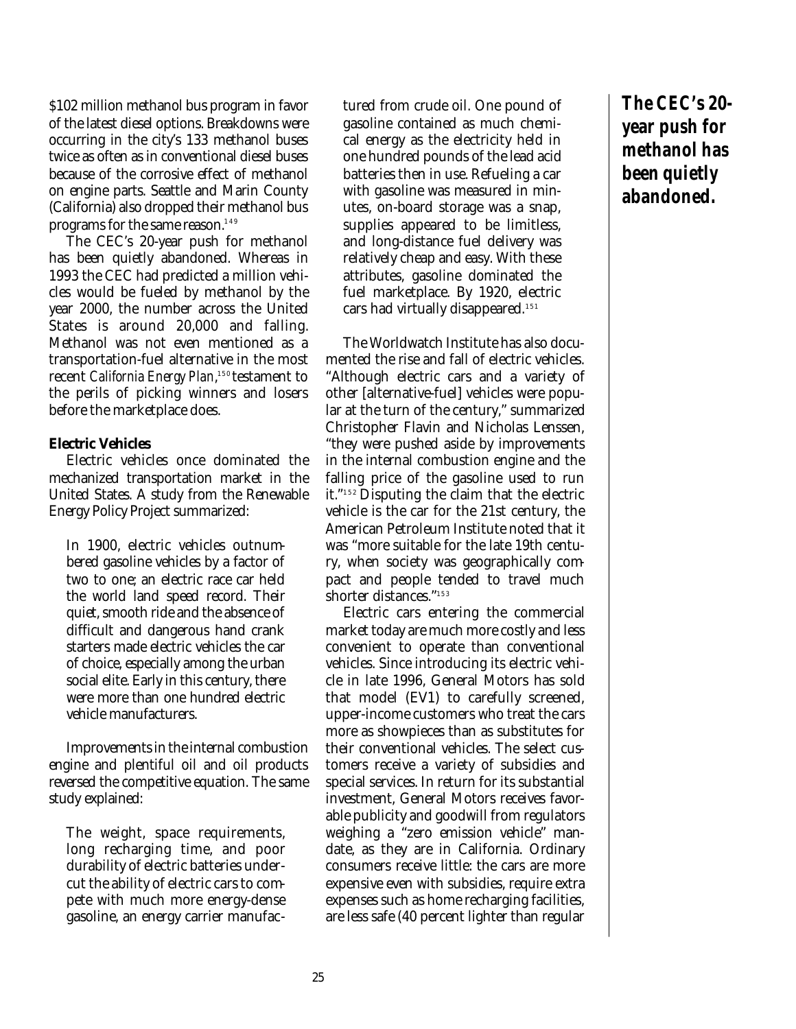$102 million methanol bus program in favor of the latest diesel options. Breakdowns were occurring in the city's 133 methanol buses twice as often as in conventional diesel buses because of the corrosive effect of methanol on engine parts. Seattle and Marin County (California) also dropped their methanol bus programs for the same reason.[149]

The CEC's 20-year push for methanol has been quietly abandoned. Whereas in 1993 the CEC had predicted a million vehicles would be fueled by methanol by the year 2000, the number across the United States is around 20,000 and falling. Methanol was not even mentioned as a transportation-fuel alternative in the most recent *California Energy Plan*,[150] testament to the perils of picking winners and losers before the marketplace does.

**Electric Vehicles**

Electric vehicles once dominated the mechanized transportation market in the United States. A study from the Renewable Energy Policy Project summarized:

> In 1900, electric vehicles outnumbered gasoline vehicles by a factor of two to one; an electric race car held the world land speed record. Their quiet, smooth ride and the absence of difficult and dangerous hand crank starters made electric vehicles the car of choice, especially among the urban social elite. Early in this century, there were more than one hundred electric vehicle manufacturers.

Improvements in the internal combustion engine and plentiful oil and oil products reversed the competitive equation. The same study explained:

> The weight, space requirements, long recharging time, and poor durability of electric batteries undercut the ability of electric cars to compete with much more energy-dense gasoline, an energy carrier manufactured from crude oil. One pound of gasoline contained as much chemical energy as the electricity held in one hundred pounds of the lead acid batteries then in use. Refueling a car with gasoline was measured in minutes, on-board storage was a snap, supplies appeared to be limitless, and long-distance fuel delivery was relatively cheap and easy. With these attributes, gasoline dominated the fuel marketplace. By 1920, electric cars had virtually disappeared.[151]

The Worldwatch Institute has also documented the rise and fall of electric vehicles. "Although electric cars and a variety of other [alternative-fuel] vehicles were popular at the turn of the century," summarized Christopher Flavin and Nicholas Lenssen, "they were pushed aside by improvements in the internal combustion engine and the falling price of the gasoline used to run it."[152] Disputing the claim that the electric vehicle is the car for the 21st century, the American Petroleum Institute noted that it was "more suitable for the late 19th century, when society was geographically compact and people tended to travel much shorter distances."[153]

Electric cars entering the commercial market today are much more costly and less convenient to operate than conventional vehicles. Since introducing its electric vehicle in late 1996, General Motors has sold that model (EV1) to carefully screened, upper-income customers who treat the cars more as showpieces than as substitutes for their conventional vehicles. The select customers receive a variety of subsidies and special services. In return for its substantial investment, General Motors receives favorable publicity and goodwill from regulators weighing a "zero emission vehicle" mandate, as they are in California. Ordinary consumers receive little: the cars are more expensive even with subsidies, require extra expenses such as home recharging facilities, are less safe (40 percent lighter than regular

**The CEC's 20-year push for methanol has been quietly abandoned.**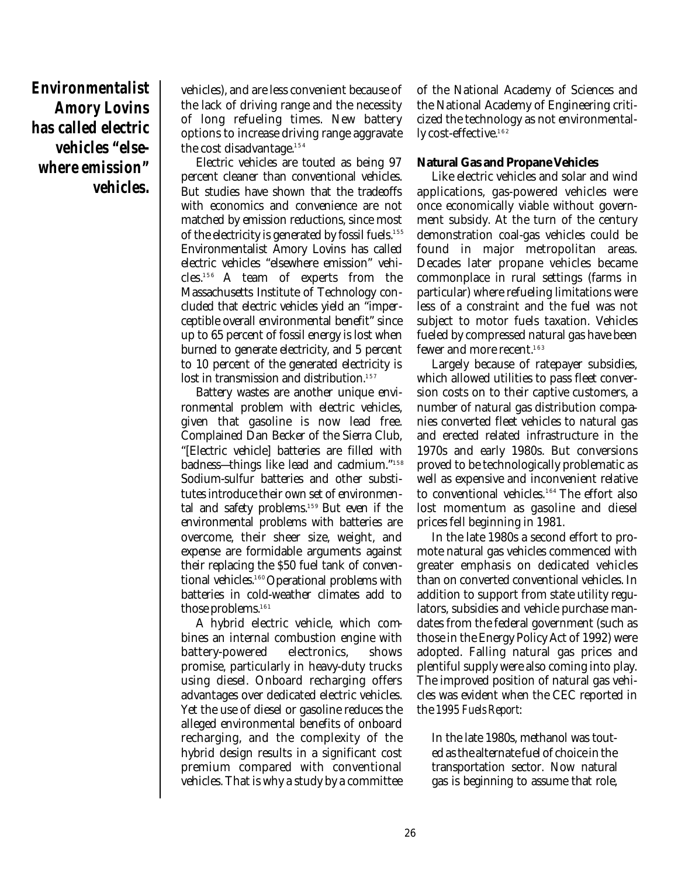**Environmentalist Amory Lovins has called electric vehicles "elsewhere emission" vehicles.**

vehicles), and are less convenient because of the lack of driving range and the necessity of long refueling times. New battery options to increase driving range aggravate the cost disadvantage.[154]

Electric vehicles are touted as being 97 percent cleaner than conventional vehicles. But studies have shown that the tradeoffs with economics and convenience are not matched by emission reductions, since most of the electricity is generated by fossil fuels.[155] Environmentalist Amory Lovins has called electric vehicles "elsewhere emission" vehicles.[156] A team of experts from the Massachusetts Institute of Technology concluded that electric vehicles yield an "imperceptible overall environmental benefit" since up to 65 percent of fossil energy is lost when burned to generate electricity, and 5 percent to 10 percent of the generated electricity is lost in transmission and distribution.[157]

Battery wastes are another unique environmental problem with electric vehicles, given that gasoline is now lead free. Complained Dan Becker of the Sierra Club, "[Electric vehicle] batteries are filled with badness—things like lead and cadmium."[158] Sodium-sulfur batteries and other substitutes introduce their own set of environmental and safety problems.[159] But even if the environmental problems with batteries are overcome, their sheer size, weight, and expense are formidable arguments against their replacing the $50 fuel tank of conventional vehicles.[160] Operational problems with batteries in cold-weather climates add to those problems.[161]

A hybrid electric vehicle, which combines an internal combustion engine with battery-powered electronics, shows promise, particularly in heavy-duty trucks using diesel. Onboard recharging offers advantages over dedicated electric vehicles. Yet the use of diesel or gasoline reduces the alleged environmental benefits of onboard recharging, and the complexity of the hybrid design results in a significant cost premium compared with conventional vehicles. That is why a study by a committee of the National Academy of Sciences and the National Academy of Engineering criticized the technology as not environmentally cost-effective.[162]

### Natural Gas and Propane Vehicles

Like electric vehicles and solar and wind applications, gas-powered vehicles were once economically viable without government subsidy. At the turn of the century demonstration coal-gas vehicles could be found in major metropolitan areas. Decades later propane vehicles became commonplace in rural settings (farms in particular) where refueling limitations were less of a constraint and the fuel was not subject to motor fuels taxation. Vehicles fueled by compressed natural gas have been fewer and more recent.[163]

Largely because of ratepayer subsidies, which allowed utilities to pass fleet conversion costs on to their captive customers, a number of natural gas distribution companies converted fleet vehicles to natural gas and erected related infrastructure in the 1970s and early 1980s. But conversions proved to be technologically problematic as well as expensive and inconvenient relative to conventional vehicles.[164] The effort also lost momentum as gasoline and diesel prices fell beginning in 1981.

In the late 1980s a second effort to promote natural gas vehicles commenced with greater emphasis on dedicated vehicles than on converted conventional vehicles. In addition to support from state utility regulators, subsidies and vehicle purchase mandates from the federal government (such as those in the Energy Policy Act of 1992) were adopted. Falling natural gas prices and plentiful supply were also coming into play. The improved position of natural gas vehicles was evident when the CEC reported in the *1995 Fuels Report*:

> In the late 1980s, methanol was touted as the alternate fuel of choice in the transportation sector. Now natural gas is beginning to assume that role,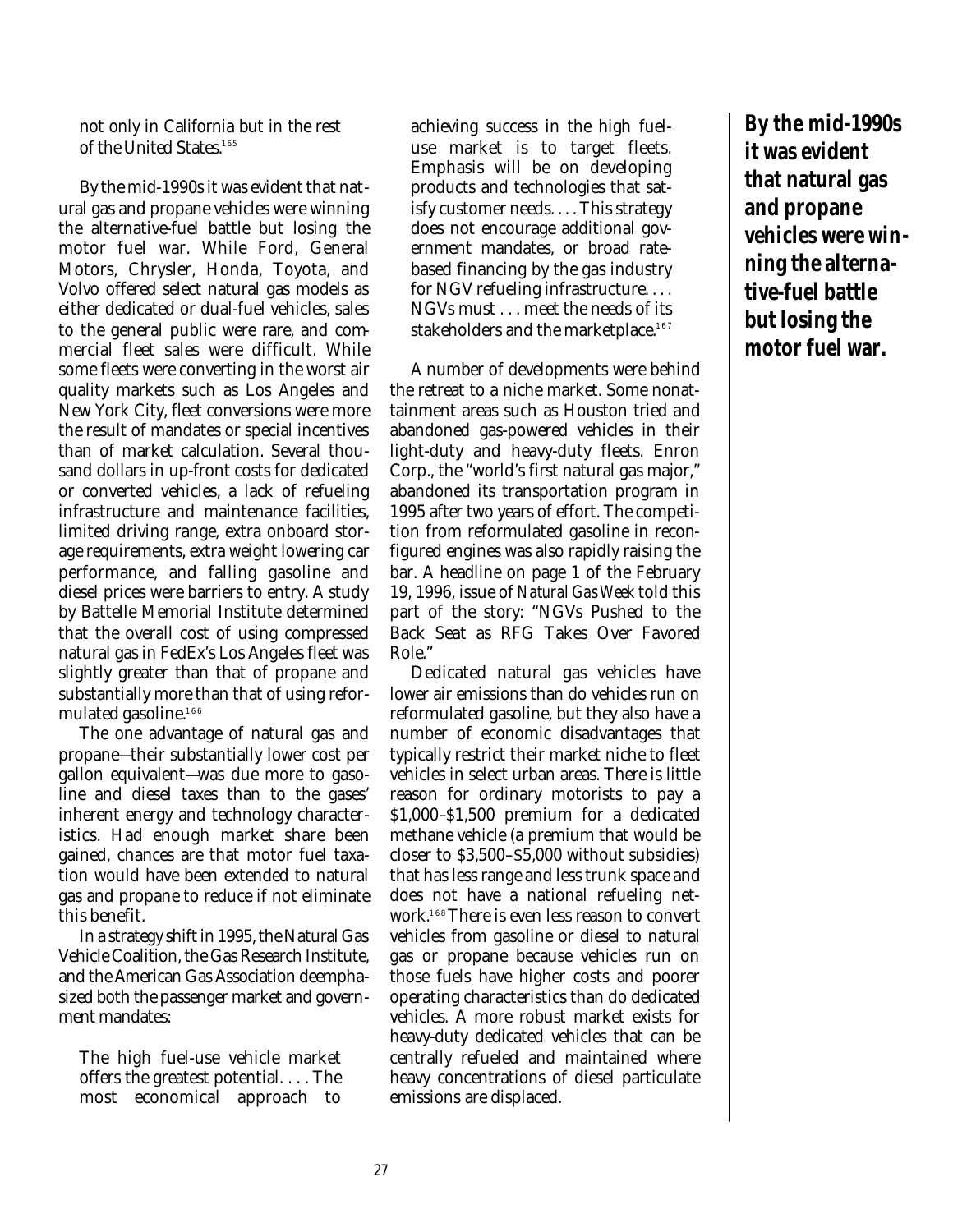not only in California but in the rest of the United States.[165]

By the mid-1990s it was evident that natural gas and propane vehicles were winning the alternative-fuel battle but losing the motor fuel war. While Ford, General Motors, Chrysler, Honda, Toyota, and Volvo offered select natural gas models as either dedicated or dual-fuel vehicles, sales to the general public were rare, and commercial fleet sales were difficult. While some fleets were converting in the worst air quality markets such as Los Angeles and New York City, fleet conversions were more the result of mandates or special incentives than of market calculation. Several thousand dollars in up-front costs for dedicated or converted vehicles, a lack of refueling infrastructure and maintenance facilities, limited driving range, extra onboard storage requirements, extra weight lowering car performance, and falling gasoline and diesel prices were barriers to entry. A study by Battelle Memorial Institute determined that the overall cost of using compressed natural gas in FedEx's Los Angeles fleet was slightly greater than that of propane and substantially more than that of using reformulated gasoline.[166]

The one advantage of natural gas and propane—their substantially lower cost per gallon equivalent—was due more to gasoline and diesel taxes than to the gases' inherent energy and technology characteristics. Had enough market share been gained, chances are that motor fuel taxation would have been extended to natural gas and propane to reduce if not eliminate this benefit.

In a strategy shift in 1995, the Natural Gas Vehicle Coalition, the Gas Research Institute, and the American Gas Association deemphasized both the passenger market and government mandates:

> The high fuel-use vehicle market offers the greatest potential. . . . The most economical approach to achieving success in the high fuel-use market is to target fleets. Emphasis will be on developing products and technologies that satisfy customer needs. . . . This strategy does not encourage additional government mandates, or broad rate-based financing by the gas industry for NGV refueling infrastructure. . . . NGVs must . . . meet the needs of its stakeholders and the marketplace.[167]

A number of developments were behind the retreat to a niche market. Some nonattainment areas such as Houston tried and abandoned gas-powered vehicles in their light-duty and heavy-duty fleets. Enron Corp., the "world's first natural gas major," abandoned its transportation program in 1995 after two years of effort. The competition from reformulated gasoline in reconfigured engines was also rapidly raising the bar. A headline on page 1 of the February 19, 1996, issue of *Natural Gas Week* told this part of the story: "NGVs Pushed to the Back Seat as RFG Takes Over Favored Role."

Dedicated natural gas vehicles have lower air emissions than do vehicles run on reformulated gasoline, but they also have a number of economic disadvantages that typically restrict their market niche to fleet vehicles in select urban areas. There is little reason for ordinary motorists to pay a $1,000–$1,500 premium for a dedicated methane vehicle (a premium that would be closer to $3,500–$5,000 without subsidies) that has less range and less trunk space and does not have a national refueling network.[168] There is even less reason to convert vehicles from gasoline or diesel to natural gas or propane because vehicles run on those fuels have higher costs and poorer operating characteristics than do dedicated vehicles. A more robust market exists for heavy-duty dedicated vehicles that can be centrally refueled and maintained where heavy concentrations of diesel particulate emissions are displaced.

**By the mid-1990s it was evident that natural gas and propane vehicles were winning the alternative-fuel battle but losing the motor fuel war.**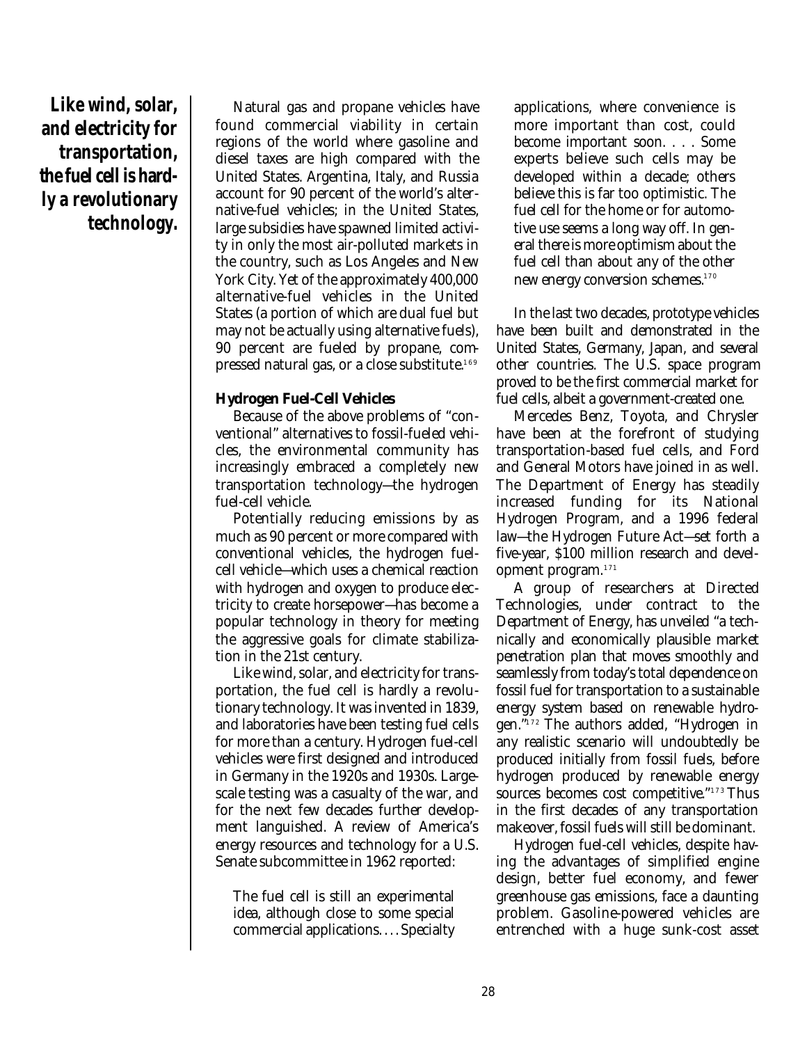**Like wind, solar, and electricity for transportation, the fuel cell is hardly a revolutionary technology.**

Natural gas and propane vehicles have found commercial viability in certain regions of the world where gasoline and diesel taxes are high compared with the United States. Argentina, Italy, and Russia account for 90 percent of the world's alternative-fuel vehicles; in the United States, large subsidies have spawned limited activity in only the most air-polluted markets in the country, such as Los Angeles and New York City. Yet of the approximately 400,000 alternative-fuel vehicles in the United States (a portion of which are dual fuel but may not be actually using alternative fuels), 90 percent are fueled by propane, compressed natural gas, or a close substitute.[169]

### Hydrogen Fuel-Cell Vehicles

Because of the above problems of "conventional" alternatives to fossil-fueled vehicles, the environmental community has increasingly embraced a completely new transportation technology—the hydrogen fuel-cell vehicle.

Potentially reducing emissions by as much as 90 percent or more compared with conventional vehicles, the hydrogen fuel-cell vehicle—which uses a chemical reaction with hydrogen and oxygen to produce electricity to create horsepower—has become a popular technology in theory for meeting the aggressive goals for climate stabilization in the 21st century.

Like wind, solar, and electricity for transportation, the fuel cell is hardly a revolutionary technology. It was invented in 1839, and laboratories have been testing fuel cells for more than a century. Hydrogen fuel-cell vehicles were first designed and introduced in Germany in the 1920s and 1930s. Large-scale testing was a casualty of the war, and for the next few decades further development languished. A review of America's energy resources and technology for a U.S. Senate subcommittee in 1962 reported:

> The fuel cell is still an experimental idea, although close to some special commercial applications. . . . Specialty applications, where convenience is more important than cost, could become important soon. . . . Some experts believe such cells may be developed within a decade; others believe this is far too optimistic. The fuel cell for the home or for automotive use seems a long way off. In general there is more optimism about the fuel cell than about any of the other new energy conversion schemes.[170]

In the last two decades, prototype vehicles have been built and demonstrated in the United States, Germany, Japan, and several other countries. The U.S. space program proved to be the first commercial market for fuel cells, albeit a government-created one.

Mercedes Benz, Toyota, and Chrysler have been at the forefront of studying transportation-based fuel cells, and Ford and General Motors have joined in as well. The Department of Energy has steadily increased funding for its National Hydrogen Program, and a 1996 federal law—the Hydrogen Future Act—set forth a five-year, $100 million research and development program.[171]

A group of researchers at Directed Technologies, under contract to the Department of Energy, has unveiled "a technically and economically plausible market penetration plan that moves smoothly and seamlessly from today's total dependence on fossil fuel for transportation to a sustainable energy system based on renewable hydrogen."[172] The authors added, "Hydrogen in any realistic scenario will undoubtedly be produced initially from fossil fuels, before hydrogen produced by renewable energy sources becomes cost competitive."[173] Thus in the first decades of any transportation makeover, fossil fuels will still be dominant.

Hydrogen fuel-cell vehicles, despite having the advantages of simplified engine design, better fuel economy, and fewer greenhouse gas emissions, face a daunting problem. Gasoline-powered vehicles are entrenched with a huge sunk-cost asset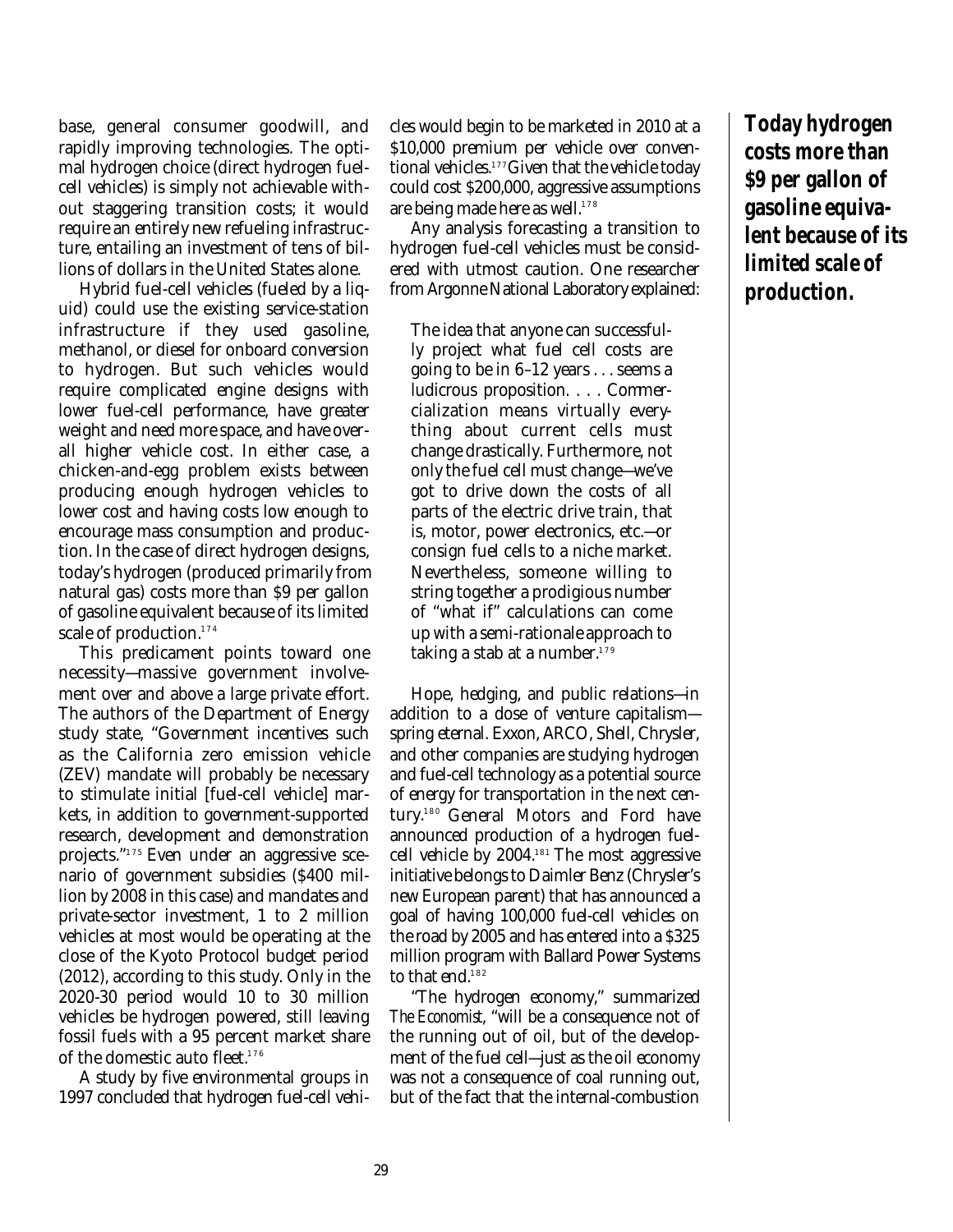base, general consumer goodwill, and rapidly improving technologies. The optimal hydrogen choice (direct hydrogen fuel-cell vehicles) is simply not achievable without staggering transition costs; it would require an entirely new refueling infrastructure, entailing an investment of tens of billions of dollars in the United States alone.

Hybrid fuel-cell vehicles (fueled by a liquid) could use the existing service-station infrastructure if they used gasoline, methanol, or diesel for onboard conversion to hydrogen. But such vehicles would require complicated engine designs with lower fuel-cell performance, have greater weight and need more space, and have overall higher vehicle cost. In either case, a chicken-and-egg problem exists between producing enough hydrogen vehicles to lower cost and having costs low enough to encourage mass consumption and production. In the case of direct hydrogen designs, today's hydrogen (produced primarily from natural gas) costs more than $9 per gallon of gasoline equivalent because of its limited scale of production.[174]

This predicament points toward one necessity—massive government involvement over and above a large private effort. The authors of the Department of Energy study state, "Government incentives such as the California zero emission vehicle (ZEV) mandate will probably be necessary to stimulate initial [fuel-cell vehicle] markets, in addition to government-supported research, development and demonstration projects."[175] Even under an aggressive scenario of government subsidies ($400 million by 2008 in this case) and mandates and private-sector investment, 1 to 2 million vehicles at most would be operating at the close of the Kyoto Protocol budget period (2012), according to this study. Only in the 2020-30 period would 10 to 30 million vehicles be hydrogen powered, still leaving fossil fuels with a 95 percent market share of the domestic auto fleet.[176]

A study by five environmental groups in 1997 concluded that hydrogen fuel-cell vehicles would begin to be marketed in 2010 at a $10,000 premium per vehicle over conventional vehicles.[177] Given that the vehicle today could cost $200,000, aggressive assumptions are being made here as well.[178]

Any analysis forecasting a transition to hydrogen fuel-cell vehicles must be considered with utmost caution. One researcher from Argonne National Laboratory explained:

> The idea that anyone can successfully project what fuel cell costs are going to be in 6–12 years . . . seems a ludicrous proposition. . . . Commercialization means virtually everything about current cells must change drastically. Furthermore, not only the fuel cell must change—we've got to drive down the costs of all parts of the electric drive train, that is, motor, power electronics, etc.—or consign fuel cells to a niche market. Nevertheless, someone willing to string together a prodigious number of "what if" calculations can come up with a semi-rationale approach to taking a stab at a number.[179]

Hope, hedging, and public relations—in addition to a dose of venture capitalism—spring eternal. Exxon, ARCO, Shell, Chrysler, and other companies are studying hydrogen and fuel-cell technology as a potential source of energy for transportation in the next century.[180] General Motors and Ford have announced production of a hydrogen fuel-cell vehicle by 2004.[181] The most aggressive initiative belongs to Daimler Benz (Chrysler's new European parent) that has announced a goal of having 100,000 fuel-cell vehicles on the road by 2005 and has entered into a $325 million program with Ballard Power Systems to that end.[182]

"The hydrogen economy," summarized *The Economist*, "will be a consequence not of the running out of oil, but of the development of the fuel cell—just as the oil economy was not a consequence of coal running out, but of the fact that the internal-combustion

**Today hydrogen costs more than $9 per gallon of gasoline equivalent because of its limited scale of production.**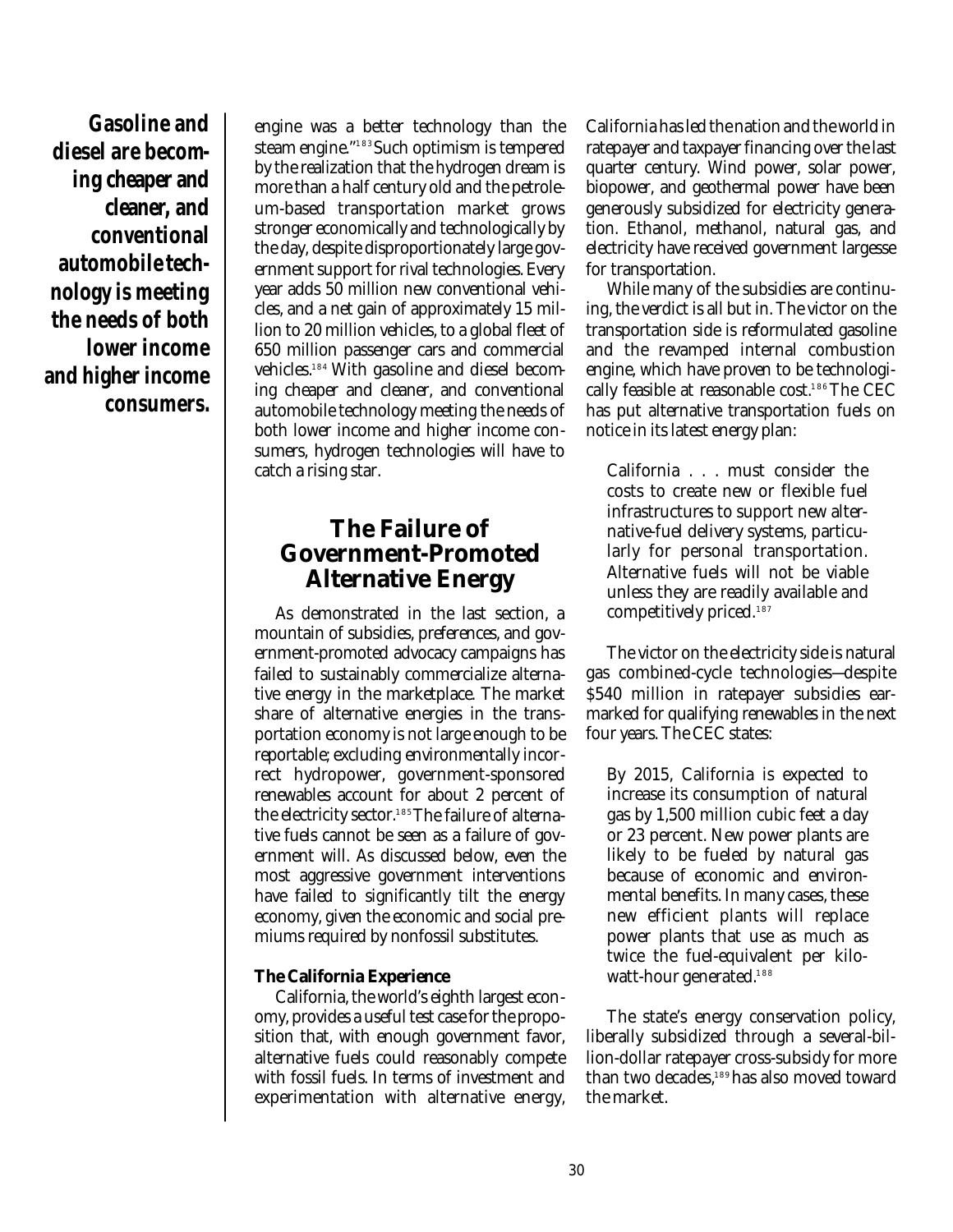**Gasoline and diesel are becoming cheaper and cleaner, and conventional automobile technology is meeting the needs of both lower income and higher income consumers.**

engine was a better technology than the steam engine."[183] Such optimism is tempered by the realization that the hydrogen dream is more than a half century old and the petroleum-based transportation market grows stronger economically and technologically by the day, despite disproportionately large government support for rival technologies. Every year adds 50 million new conventional vehicles, and a net gain of approximately 15 million to 20 million vehicles, to a global fleet of 650 million passenger cars and commercial vehicles.[184] With gasoline and diesel becoming cheaper and cleaner, and conventional automobile technology meeting the needs of both lower income and higher income consumers, hydrogen technologies will have to catch a rising star.

## The Failure of Government-Promoted Alternative Energy

As demonstrated in the last section, a mountain of subsidies, preferences, and government-promoted advocacy campaigns has failed to sustainably commercialize alternative energy in the marketplace. The market share of alternative energies in the transportation economy is not large enough to be reportable; excluding environmentally incorrect hydropower, government-sponsored renewables account for about 2 percent of the electricity sector.[185] The failure of alternative fuels cannot be seen as a failure of government will. As discussed below, even the most aggressive government interventions have failed to significantly tilt the energy economy, given the economic and social premiums required by nonfossil substitutes.

### The California Experience

California, the world's eighth largest economy, provides a useful test case for the proposition that, with enough government favor, alternative fuels could reasonably compete with fossil fuels. In terms of investment and experimentation with alternative energy, California has led the nation and the world in ratepayer and taxpayer financing over the last quarter century. Wind power, solar power, biopower, and geothermal power have been generously subsidized for electricity generation. Ethanol, methanol, natural gas, and electricity have received government largesse for transportation.

While many of the subsidies are continuing, the verdict is all but in. The victor on the transportation side is reformulated gasoline and the revamped internal combustion engine, which have proven to be technologically feasible at reasonable cost.[186] The CEC has put alternative transportation fuels on notice in its latest energy plan:

> California . . . must consider the costs to create new or flexible fuel infrastructures to support new alternative-fuel delivery systems, particularly for personal transportation. Alternative fuels will not be viable unless they are readily available and competitively priced.[187]

The victor on the electricity side is natural gas combined-cycle technologies—despite $540 million in ratepayer subsidies earmarked for qualifying renewables in the next four years. The CEC states:

> By 2015, California is expected to increase its consumption of natural gas by 1,500 million cubic feet a day or 23 percent. New power plants are likely to be fueled by natural gas because of economic and environmental benefits. In many cases, these new efficient plants will replace power plants that use as much as twice the fuel-equivalent per kilowatt-hour generated.[188]

The state's energy conservation policy, liberally subsidized through a several-billion-dollar ratepayer cross-subsidy for more than two decades,[189] has also moved toward the market.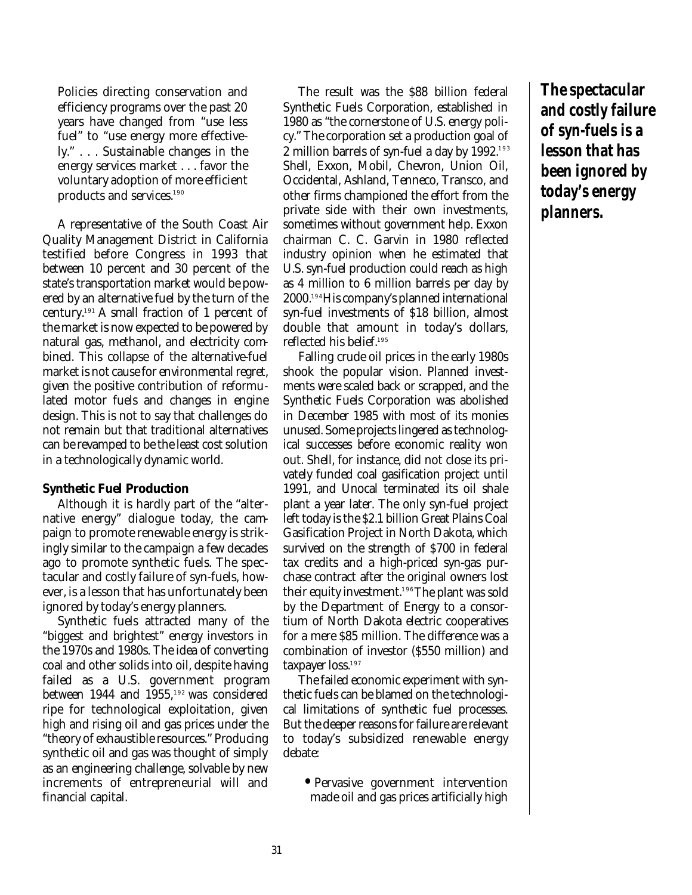> Policies directing conservation and efficiency programs over the past 20 years have changed from "use less fuel" to "use energy more effectively." . . . Sustainable changes in the energy services market . . . favor the voluntary adoption of more efficient products and services.[190]

A representative of the South Coast Air Quality Management District in California testified before Congress in 1993 that between 10 percent and 30 percent of the state's transportation market would be powered by an alternative fuel by the turn of the century.[191] A small fraction of 1 percent of the market is now expected to be powered by natural gas, methanol, and electricity combined. This collapse of the alternative-fuel market is not cause for environmental regret, given the positive contribution of reformulated motor fuels and changes in engine design. This is not to say that challenges do not remain but that traditional alternatives can be revamped to be the least cost solution in a technologically dynamic world.

### Synthetic Fuel Production

Although it is hardly part of the "alternative energy" dialogue today, the campaign to promote renewable energy is strikingly similar to the campaign a few decades ago to promote synthetic fuels. The spectacular and costly failure of syn-fuels, however, is a lesson that has unfortunately been ignored by today's energy planners.

Synthetic fuels attracted many of the "biggest and brightest" energy investors in the 1970s and 1980s. The idea of converting coal and other solids into oil, despite having failed as a U.S. government program between 1944 and 1955,[192] was considered ripe for technological exploitation, given high and rising oil and gas prices under the "theory of exhaustible resources." Producing synthetic oil and gas was thought of simply as an engineering challenge, solvable by new increments of entrepreneurial will and financial capital.

The result was the $88 billion federal Synthetic Fuels Corporation, established in 1980 as "the cornerstone of U.S. energy policy." The corporation set a production goal of 2 million barrels of syn-fuel a day by 1992.[193] Shell, Exxon, Mobil, Chevron, Union Oil, Occidental, Ashland, Tenneco, Transco, and other firms championed the effort from the private side with their own investments, sometimes without government help. Exxon chairman C. C. Garvin in 1980 reflected industry opinion when he estimated that U.S. syn-fuel production could reach as high as 4 million to 6 million barrels per day by 2000.[194] His company's planned international syn-fuel investments of $18 billion, almost double that amount in today's dollars, reflected his belief.[195]

Falling crude oil prices in the early 1980s shook the popular vision. Planned investments were scaled back or scrapped, and the Synthetic Fuels Corporation was abolished in December 1985 with most of its monies unused. Some projects lingered as technological successes before economic reality won out. Shell, for instance, did not close its privately funded coal gasification project until 1991, and Unocal terminated its oil shale plant a year later. The only syn-fuel project left today is the $2.1 billion Great Plains Coal Gasification Project in North Dakota, which survived on the strength of $700 in federal tax credits and a high-priced syn-gas purchase contract after the original owners lost their equity investment.[196] The plant was sold by the Department of Energy to a consortium of North Dakota electric cooperatives for a mere $85 million. The difference was a combination of investor ($550 million) and taxpayer loss.[197]

The failed economic experiment with synthetic fuels can be blamed on the technological limitations of synthetic fuel processes. But the deeper reasons for failure are relevant to today's subsidized renewable energy debate:

- Pervasive government intervention made oil and gas prices artificially high

***The spectacular and costly failure of syn-fuels is a lesson that has been ignored by today's energy planners.***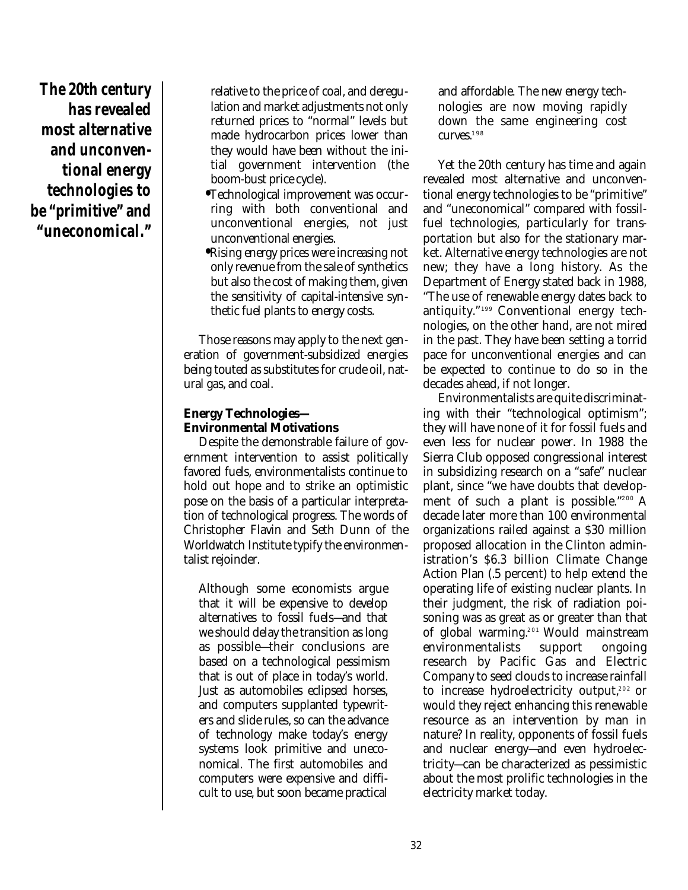relative to the price of coal, and deregulation and market adjustments not only returned prices to "normal" levels but made hydrocarbon prices lower than they would have been without the initial government intervention (the boom-bust price cycle).

- Technological improvement was occurring with both conventional and unconventional energies, not just unconventional energies.
- Rising energy prices were increasing not only revenue from the sale of synthetics but also the cost of making them, given the sensitivity of capital-intensive synthetic fuel plants to energy costs.

Those reasons may apply to the next generation of government-subsidized energies being touted as substitutes for crude oil, natural gas, and coal.

**Energy Technologies— Environmental Motivations**

Despite the demonstrable failure of government intervention to assist politically favored fuels, environmentalists continue to hold out hope and to strike an optimistic pose on the basis of a particular interpretation of technological progress. The words of Christopher Flavin and Seth Dunn of the Worldwatch Institute typify the environmentalist rejoinder.

> Although some economists argue that it will be expensive to develop alternatives to fossil fuels—and that we should delay the transition as long as possible—their conclusions are based on a technological pessimism that is out of place in today's world. Just as automobiles eclipsed horses, and computers supplanted typewriters and slide rules, so can the advance of technology make today's energy systems look primitive and uneconomical. The first automobiles and computers were expensive and difficult to use, but soon became practical and affordable. The new energy technologies are now moving rapidly down the same engineering cost curves.[198]

Yet the 20th century has time and again revealed most alternative and unconventional energy technologies to be "primitive" and "uneconomical" compared with fossil-fuel technologies, particularly for transportation but also for the stationary market. Alternative energy technologies are not new; they have a long history. As the Department of Energy stated back in 1988, "The use of renewable energy dates back to antiquity."[199] Conventional energy technologies, on the other hand, are not mired in the past. They have been setting a torrid pace for unconventional energies and can be expected to continue to do so in the decades ahead, if not longer.

**The 20th century has revealed most alternative and unconventional energy technologies to be "primitive" and "uneconomical."**

Environmentalists are quite discriminating with their "technological optimism"; they will have none of it for fossil fuels and even less for nuclear power. In 1988 the Sierra Club opposed congressional interest in subsidizing research on a "safe" nuclear plant, since "we have doubts that development of such a plant is possible."[200] A decade later more than 100 environmental organizations railed against a $30 million proposed allocation in the Clinton administration's $6.3 billion Climate Change Action Plan (.5 percent) to help extend the operating life of existing nuclear plants. In their judgment, the risk of radiation poisoning was as great as or greater than that of global warming.[201] Would mainstream environmentalists support ongoing research by Pacific Gas and Electric Company to seed clouds to increase rainfall to increase hydroelectricity output,[202] or would they reject enhancing this renewable resource as an intervention by man in nature? In reality, opponents of fossil fuels and nuclear energy—and even hydroelectricity—can be characterized as pessimistic about the most prolific technologies in the electricity market today.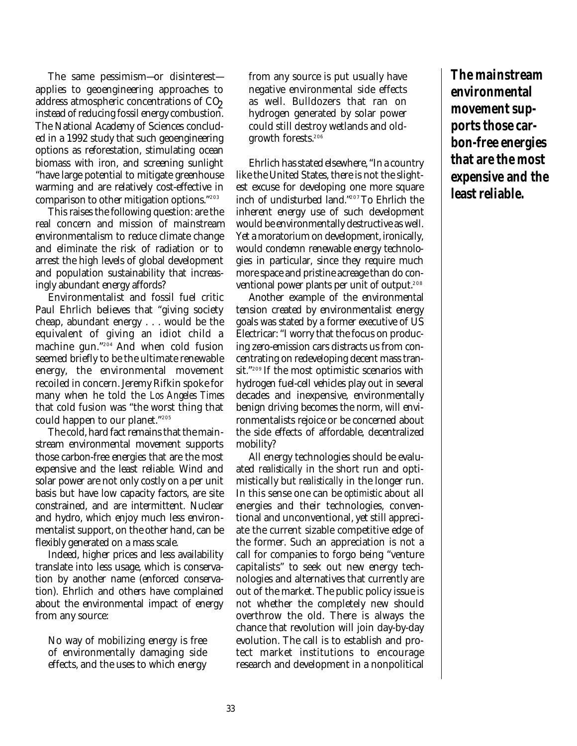The same pessimism—or disinterest—applies to geoengineering approaches to address atmospheric concentrations of $CO_2$ instead of reducing fossil energy combustion. The National Academy of Sciences concluded in a 1992 study that such geoengineering options as reforestation, stimulating ocean biomass with iron, and screening sunlight "have large potential to mitigate greenhouse warming and are relatively cost-effective in comparison to other mitigation options."[203]

This raises the following question: are the real concern and mission of mainstream environmentalism to reduce climate change and eliminate the risk of radiation or to arrest the high levels of global development and population sustainability that increasingly abundant energy affords?

Environmentalist and fossil fuel critic Paul Ehrlich believes that "giving society cheap, abundant energy . . . would be the equivalent of giving an idiot child a machine gun."[204] And when cold fusion seemed briefly to be the ultimate renewable energy, the environmental movement recoiled in concern. Jeremy Rifkin spoke for many when he told the *Los Angeles Times* that cold fusion was "the worst thing that could happen to our planet."[205]

The cold, hard fact remains that the mainstream environmental movement supports those carbon-free energies that are the most expensive and the least reliable. Wind and solar power are not only costly on a per unit basis but have low capacity factors, are site constrained, and are intermittent. Nuclear and hydro, which enjoy much less environmentalist support, on the other hand, can be flexibly generated on a mass scale.

Indeed, higher prices and less availability translate into less usage, which is conservation by another name (enforced conservation). Ehrlich and others have complained about the environmental impact of energy from any source:

> No way of mobilizing energy is free of environmentally damaging side effects, and the uses to which energy from any source is put usually have negative environmental side effects as well. Bulldozers that ran on hydrogen generated by solar power could still destroy wetlands and old-growth forests.[206]

Ehrlich has stated elsewhere, "In a country like the United States, there is not the slightest excuse for developing one more square inch of undisturbed land."[207] To Ehrlich the inherent energy use of such development would be environmentally destructive as well. Yet a moratorium on development, ironically, would condemn renewable energy technologies in particular, since they require much more space and pristine acreage than do conventional power plants per unit of output.[208]

Another example of the environmental tension created by environmentalist energy goals was stated by a former executive of US Electricar: "I worry that the focus on producing zero-emission cars distracts us from concentrating on redeveloping decent mass transit."[209] If the most optimistic scenarios with hydrogen fuel-cell vehicles play out in several decades and inexpensive, environmentally benign driving becomes the norm, will environmentalists rejoice or be concerned about the side effects of affordable, decentralized mobility?

All energy technologies should be evaluated *realistically* in the short run and optimistically but *realistically* in the longer run. In this sense one can be *optimistic* about all energies and their technologies, conventional and unconventional, yet still appreciate the current sizable competitive edge of the former. Such an appreciation is not a call for companies to forgo being "venture capitalists" to seek out new energy technologies and alternatives that currently are out of the market. The public policy issue is not whether the completely new should overthrow the old. There is always the chance that revolution will join day-by-day evolution. The call is to establish and protect market institutions to encourage research and development in a nonpolitical

**_The mainstream environmental movement supports those carbon-free energies that are the most expensive and the least reliable._**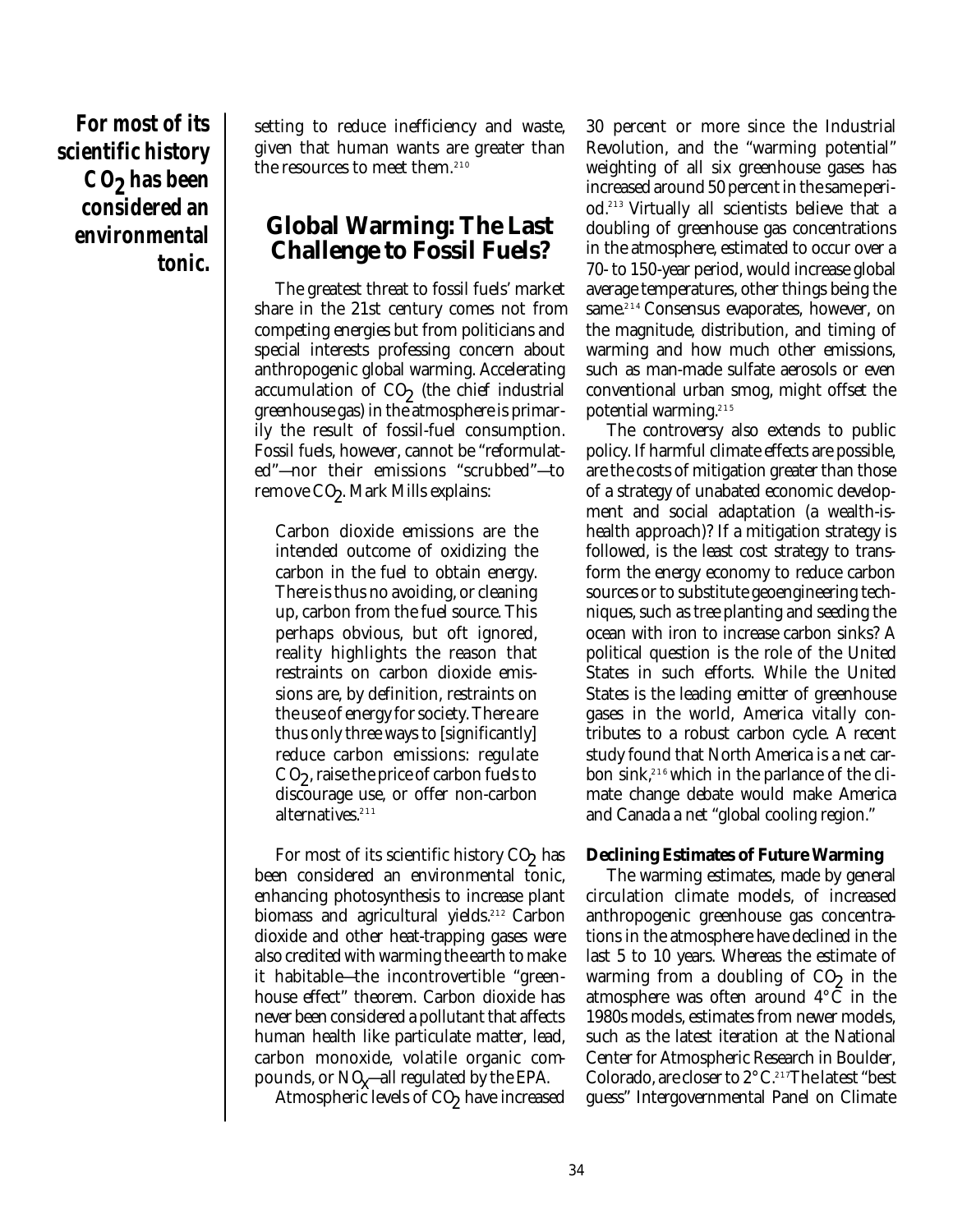setting to reduce inefficiency and waste, given that human wants are greater than the resources to meet them.[210]

**For most of its scientific history $CO_2$ has been considered an environmental tonic.**

## Global Warming: The Last Challenge to Fossil Fuels?

The greatest threat to fossil fuels' market share in the 21st century comes not from competing energies but from politicians and special interests professing concern about anthropogenic global warming. Accelerating accumulation of $CO_2$ (the chief industrial greenhouse gas) in the atmosphere is primarily the result of fossil-fuel consumption. Fossil fuels, however, cannot be "reformulated"—nor their emissions "scrubbed"—to remove $CO_2$. Mark Mills explains:

> Carbon dioxide emissions are the intended outcome of oxidizing the carbon in the fuel to obtain energy. There is thus no avoiding, or cleaning up, carbon from the fuel source. This perhaps obvious, but oft ignored, reality highlights the reason that restraints on carbon dioxide emissions are, by definition, restraints on the use of energy for society. There are thus only three ways to [significantly] reduce carbon emissions: regulate $CO_2$, raise the price of carbon fuels to discourage use, or offer non-carbon alternatives.[211]

For most of its scientific history $CO_2$ has been considered an environmental tonic, enhancing photosynthesis to increase plant biomass and agricultural yields.[212] Carbon dioxide and other heat-trapping gases were also credited with warming the earth to make it habitable—the incontrovertible "greenhouse effect" theorem. Carbon dioxide has never been considered a pollutant that affects human health like particulate matter, lead, carbon monoxide, volatile organic compounds, or $NO_x$—all regulated by the EPA.

Atmospheric levels of $CO_2$ have increased 30 percent or more since the Industrial Revolution, and the "warming potential" weighting of all six greenhouse gases has increased around 50 percent in the same period.[213] Virtually all scientists believe that a doubling of greenhouse gas concentrations in the atmosphere, estimated to occur over a 70- to 150-year period, would increase global average temperatures, other things being the same.[214] Consensus evaporates, however, on the magnitude, distribution, and timing of warming and how much other emissions, such as man-made sulfate aerosols or even conventional urban smog, might offset the potential warming.[215]

The controversy also extends to public policy. If harmful climate effects are possible, are the costs of mitigation greater than those of a strategy of unabated economic development and social adaptation (a wealth-is-health approach)? If a mitigation strategy is followed, is the least cost strategy to transform the energy economy to reduce carbon sources or to substitute geoengineering techniques, such as tree planting and seeding the ocean with iron to increase carbon sinks? A political question is the role of the United States in such efforts. While the United States is the leading emitter of greenhouse gases in the world, America vitally contributes to a robust carbon cycle. A recent study found that North America is a net carbon sink,[216] which in the parlance of the climate change debate would make America and Canada a net "global cooling region."

### Declining Estimates of Future Warming

The warming estimates, made by general circulation climate models, of increased anthropogenic greenhouse gas concentrations in the atmosphere have declined in the last 5 to 10 years. Whereas the estimate of warming from a doubling of $CO_2$ in the atmosphere was often around 4°C in the 1980s models, estimates from newer models, such as the latest iteration at the National Center for Atmospheric Research in Boulder, Colorado, are closer to 2°C.[217] The latest "best guess" Intergovernmental Panel on Climate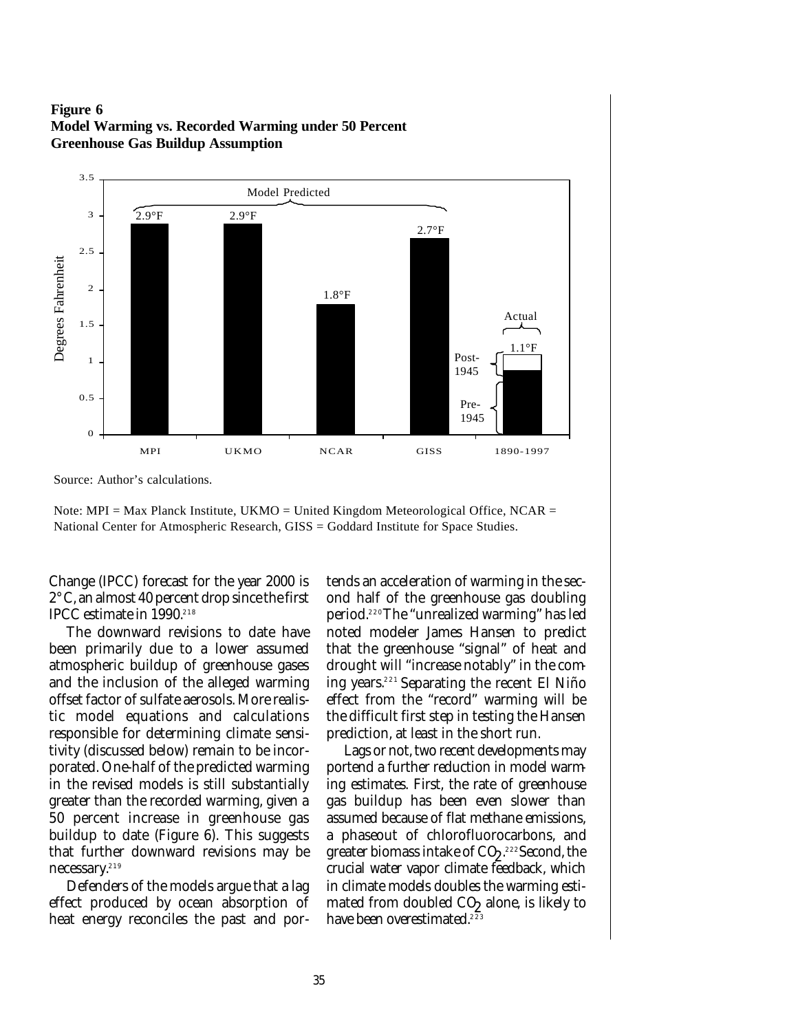**Figure 6**
**Model Warming vs. Recorded Warming under 50 Percent Greenhouse Gas Buildup Assumption**

| | MPI | UKMO | NCAR | GISS | 1890-1997 (Actual) |
|---|---|---|---|---|---|
| Degrees Fahrenheit | 2.9°F | 2.9°F | 1.8°F | 2.7°F | 1.1°F |

Model Predicted: MPI, UKMO, NCAR, GISS. Actual: 1890-1997 (Pre-1945 and Post-1945 portions).

Source: Author's calculations.

Note: MPI = Max Planck Institute, UKMO = United Kingdom Meteorological Office, NCAR = National Center for Atmospheric Research, GISS = Goddard Institute for Space Studies.

Change (IPCC) forecast for the year 2000 is 2° C, an almost 40 percent drop since the first IPCC estimate in 1990.[218]

The downward revisions to date have been primarily due to a lower assumed atmospheric buildup of greenhouse gases and the inclusion of the alleged warming offset factor of sulfate aerosols. More realistic model equations and calculations responsible for determining climate sensitivity (discussed below) remain to be incorporated. One-half of the predicted warming in the revised models is still substantially greater than the recorded warming, given a 50 percent increase in greenhouse gas buildup to date (Figure 6). This suggests that further downward revisions may be necessary.[219]

Defenders of the models argue that a lag effect produced by ocean absorption of heat energy reconciles the past and portends an acceleration of warming in the second half of the greenhouse gas doubling period.[220] The "unrealized warming" has led noted modeler James Hansen to predict that the greenhouse "signal" of heat and drought will "increase notably" in the coming years.[221] Separating the recent El Niño effect from the "record" warming will be the difficult first step in testing the Hansen prediction, at least in the short run.

Lags or not, two recent developments may portend a further reduction in model warming estimates. First, the rate of greenhouse gas buildup has been even slower than assumed because of flat methane emissions, a phaseout of chlorofluorocarbons, and greater biomass intake of $CO_2$.[222] Second, the crucial water vapor climate feedback, which in climate models doubles the warming estimated from doubled $CO_2$ alone, is likely to have been overestimated.[223]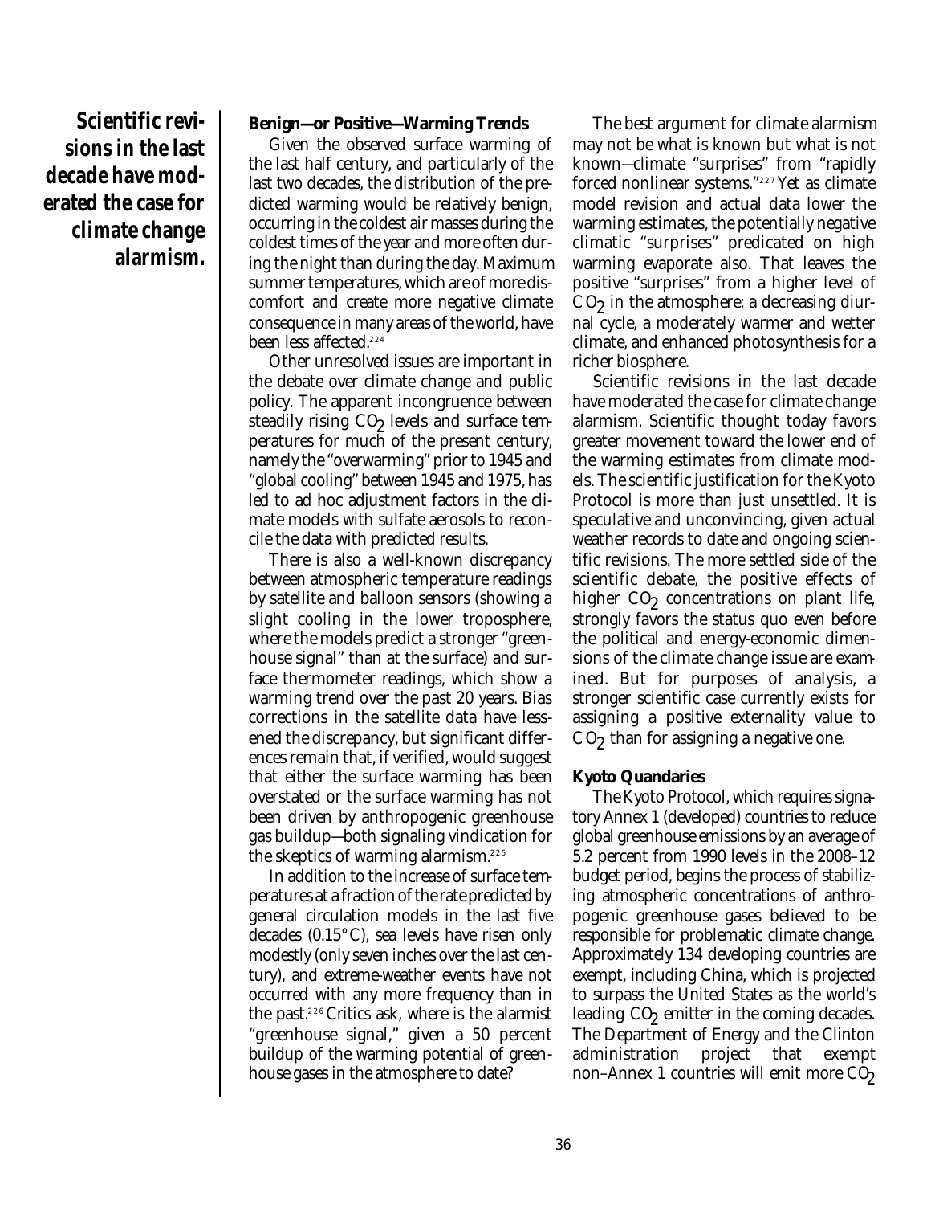**Scientific revisions in the last decade have moderated the case for climate change alarmism.**

### Benign—or Positive—Warming Trends

Given the observed surface warming of the last half century, and particularly of the last two decades, the distribution of the predicted warming would be relatively benign, occurring in the coldest air masses during the coldest times of the year and more often during the night than during the day. Maximum summer temperatures, which are of more discomfort and create more negative climate consequence in many areas of the world, have been less affected.[224]

Other unresolved issues are important in the debate over climate change and public policy. The apparent incongruence between steadily rising $CO_2$ levels and surface temperatures for much of the present century, namely the "overwarming" prior to 1945 and "global cooling" between 1945 and 1975, has led to ad hoc adjustment factors in the climate models with sulfate aerosols to reconcile the data with predicted results.

There is also a well-known discrepancy between atmospheric temperature readings by satellite and balloon sensors (showing a slight cooling in the lower troposphere, where the models predict a stronger "greenhouse signal" than at the surface) and surface thermometer readings, which show a warming trend over the past 20 years. Bias corrections in the satellite data have lessened the discrepancy, but significant differences remain that, if verified, would suggest that either the surface warming has been overstated or the surface warming has not been driven by anthropogenic greenhouse gas buildup—both signaling vindication for the skeptics of warming alarmism.[225]

In addition to the increase of surface temperatures at a fraction of the rate predicted by general circulation models in the last five decades (0.15°C), sea levels have risen only modestly (only seven inches over the last century), and extreme-weather events have not occurred with any more frequency than in the past.[226] Critics ask, where is the alarmist "greenhouse signal," given a 50 percent buildup of the warming potential of greenhouse gases in the atmosphere to date?

The best argument for climate alarmism may not be what is known but what is not known—climate "surprises" from "rapidly forced nonlinear systems."[227] Yet as climate model revision and actual data lower the warming estimates, the potentially negative climatic "surprises" predicated on high warming evaporate also. That leaves the positive "surprises" from a higher level of $CO_2$ in the atmosphere: a decreasing diurnal cycle, a moderately warmer and wetter climate, and enhanced photosynthesis for a richer biosphere.

Scientific revisions in the last decade have moderated the case for climate change alarmism. Scientific thought today favors greater movement toward the lower end of the warming estimates from climate models. The scientific justification for the Kyoto Protocol is more than just unsettled. It is speculative and unconvincing, given actual weather records to date and ongoing scientific revisions. The more settled side of the scientific debate, the positive effects of higher $CO_2$ concentrations on plant life, strongly favors the status quo even before the political and energy-economic dimensions of the climate change issue are examined. But for purposes of analysis, a stronger scientific case currently exists for assigning a positive externality value to $CO_2$ than for assigning a negative one.

### Kyoto Quandaries

The Kyoto Protocol, which requires signatory Annex 1 (developed) countries to reduce global greenhouse emissions by an average of 5.2 percent from 1990 levels in the 2008–12 budget period, begins the process of stabilizing atmospheric concentrations of anthropogenic greenhouse gases believed to be responsible for problematic climate change. Approximately 134 developing countries are exempt, including China, which is projected to surpass the United States as the world's leading $CO_2$ emitter in the coming decades. The Department of Energy and the Clinton administration project that exempt non–Annex 1 countries will emit more $CO_2$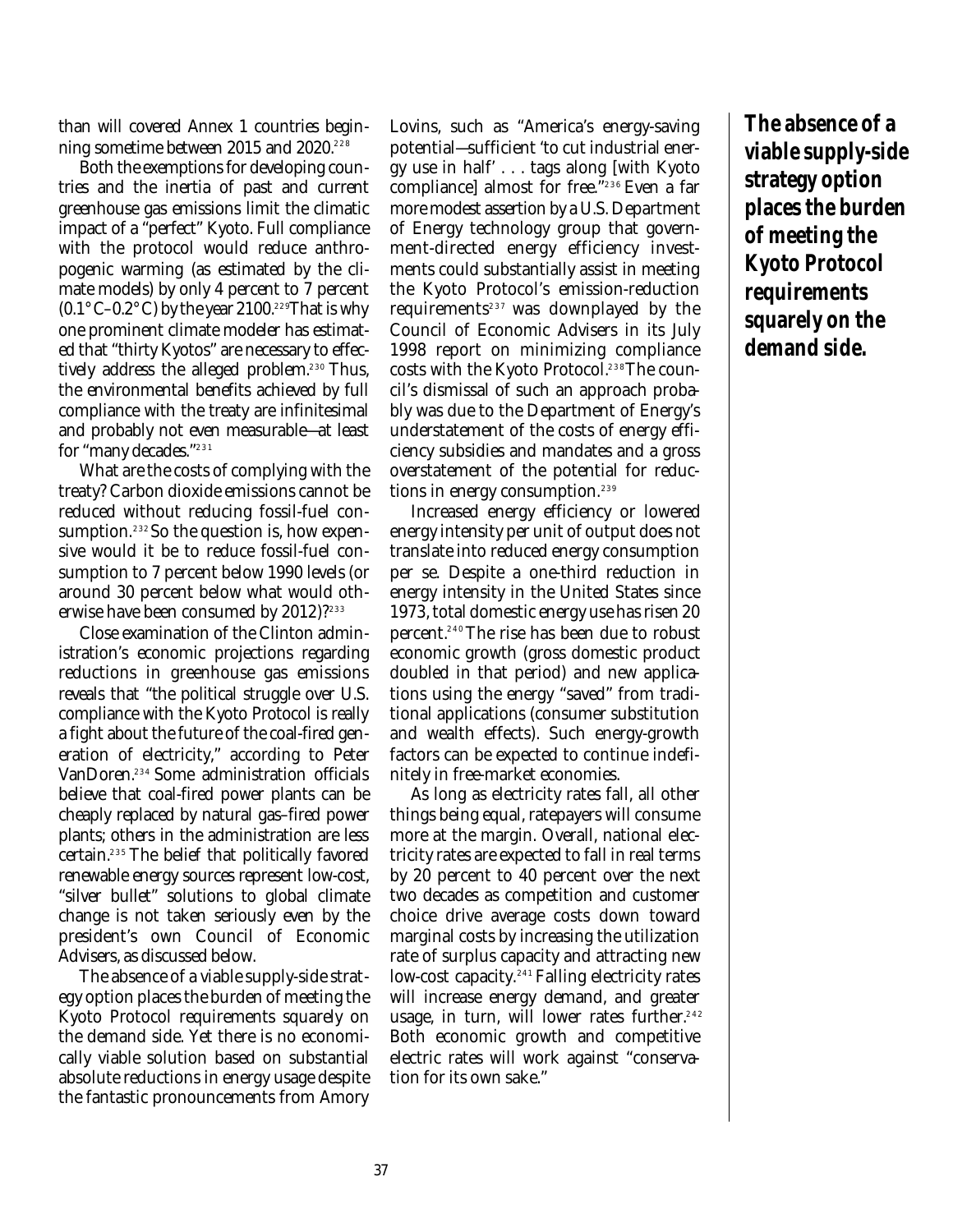than will covered Annex 1 countries beginning sometime between 2015 and 2020.[228]

Both the exemptions for developing countries and the inertia of past and current greenhouse gas emissions limit the climatic impact of a "perfect" Kyoto. Full compliance with the protocol would reduce anthropogenic warming (as estimated by the climate models) by only 4 percent to 7 percent (0.1° C–0.2° C) by the year 2100.[229] That is why one prominent climate modeler has estimated that "thirty Kyotos" are necessary to effectively address the alleged problem.[230] Thus, the environmental benefits achieved by full compliance with the treaty are infinitesimal and probably not even measurable—at least for "many decades."[231]

What are the costs of complying with the treaty? Carbon dioxide emissions cannot be reduced without reducing fossil-fuel consumption.[232] So the question is, how expensive would it be to reduce fossil-fuel consumption to 7 percent below 1990 levels (or around 30 percent below what would otherwise have been consumed by 2012)?[233]

Close examination of the Clinton administration's economic projections regarding reductions in greenhouse gas emissions reveals that "the political struggle over U.S. compliance with the Kyoto Protocol is really a fight about the future of the coal-fired generation of electricity," according to Peter VanDoren.[234] Some administration officials believe that coal-fired power plants can be cheaply replaced by natural gas–fired power plants; others in the administration are less certain.[235] The belief that politically favored renewable energy sources represent low-cost, "silver bullet" solutions to global climate change is not taken seriously even by the president's own Council of Economic Advisers, as discussed below.

The absence of a viable supply-side strategy option places the burden of meeting the Kyoto Protocol requirements squarely on the demand side. Yet there is no economically viable solution based on substantial absolute reductions in energy usage despite the fantastic pronouncements from Amory Lovins, such as "America's energy-saving potential—sufficient 'to cut industrial energy use in half' . . . tags along [with Kyoto compliance] almost for free."[236] Even a far more modest assertion by a U.S. Department of Energy technology group that government-directed energy efficiency investments could substantially assist in meeting the Kyoto Protocol's emission-reduction requirements[237] was downplayed by the Council of Economic Advisers in its July 1998 report on minimizing compliance costs with the Kyoto Protocol.[238] The council's dismissal of such an approach probably was due to the Department of Energy's understatement of the costs of energy efficiency subsidies and mandates and a gross overstatement of the potential for reductions in energy consumption.[239]

Increased energy efficiency or lowered energy intensity per unit of output does not translate into reduced energy consumption per se. Despite a one-third reduction in energy intensity in the United States since 1973, total domestic energy use has risen 20 percent.[240] The rise has been due to robust economic growth (gross domestic product doubled in that period) and new applications using the energy "saved" from traditional applications (consumer substitution and wealth effects). Such energy-growth factors can be expected to continue indefinitely in free-market economies.

As long as electricity rates fall, all other things being equal, ratepayers will consume more at the margin. Overall, national electricity rates are expected to fall in real terms by 20 percent to 40 percent over the next two decades as competition and customer choice drive average costs down toward marginal costs by increasing the utilization rate of surplus capacity and attracting new low-cost capacity.[241] Falling electricity rates will increase energy demand, and greater usage, in turn, will lower rates further.[242] Both economic growth and competitive electric rates will work against "conservation for its own sake."

**The absence of a viable supply-side strategy option places the burden of meeting the Kyoto Protocol requirements squarely on the demand side.**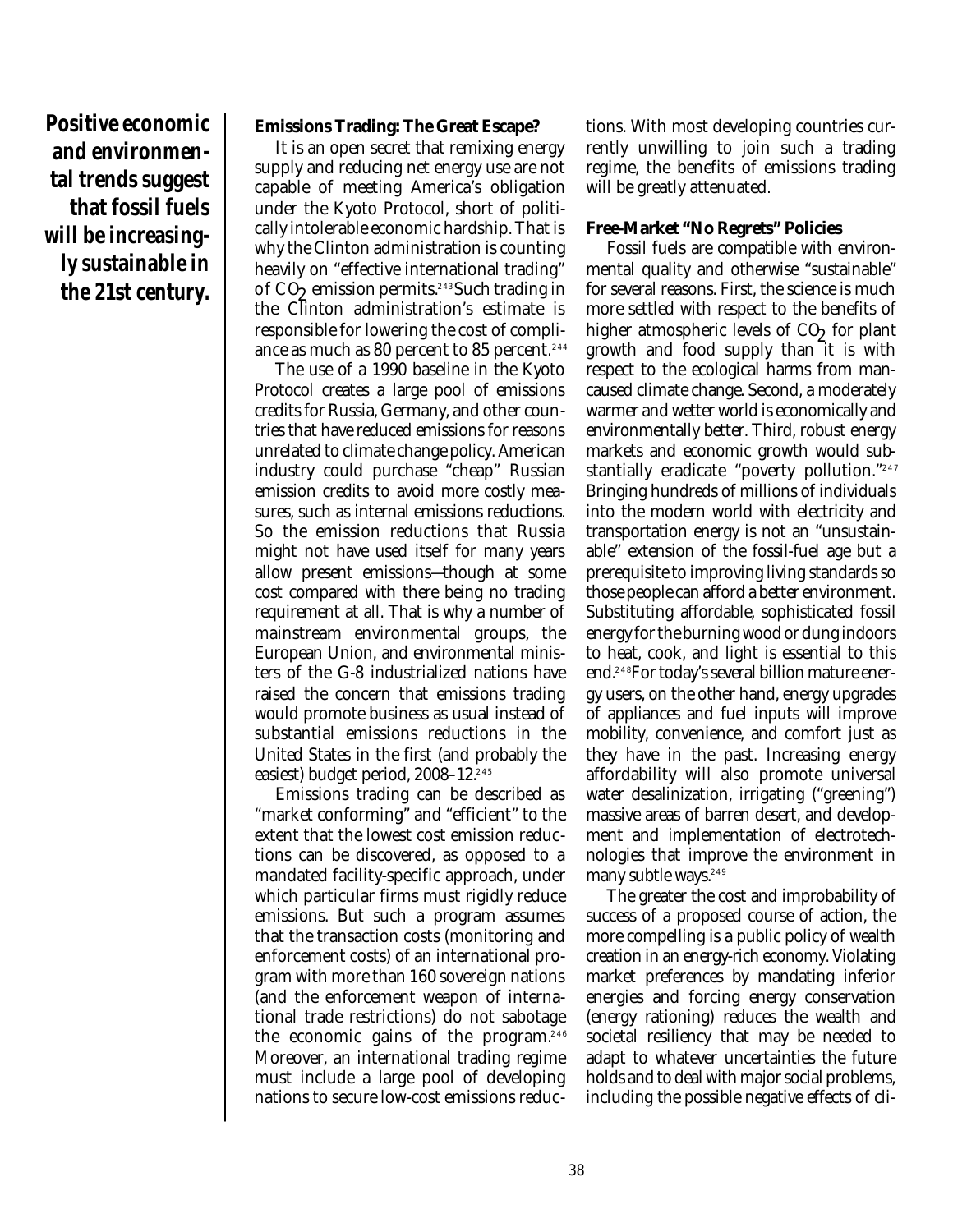**Positive economic and environmental trends suggest that fossil fuels will be increasingly sustainable in the 21st century.**

### Emissions Trading: The Great Escape?

It is an open secret that remixing energy supply and reducing net energy use are not capable of meeting America's obligation under the Kyoto Protocol, short of politically intolerable economic hardship. That is why the Clinton administration is counting heavily on "effective international trading" of $CO_2$ emission permits.[243] Such trading in the Clinton administration's estimate is responsible for lowering the cost of compliance as much as 80 percent to 85 percent.[244]

The use of a 1990 baseline in the Kyoto Protocol creates a large pool of emissions credits for Russia, Germany, and other countries that have reduced emissions for reasons unrelated to climate change policy. American industry could purchase "cheap" Russian emission credits to avoid more costly measures, such as internal emissions reductions. So the emission reductions that Russia might not have used itself for many years allow present emissions—though at some cost compared with there being no trading requirement at all. That is why a number of mainstream environmental groups, the European Union, and environmental ministers of the G-8 industrialized nations have raised the concern that emissions trading would promote business as usual instead of substantial emissions reductions in the United States in the first (and probably the easiest) budget period, 2008–12.[245]

Emissions trading can be described as "market conforming" and "efficient" to the extent that the lowest cost emission reductions can be discovered, as opposed to a mandated facility-specific approach, under which particular firms must rigidly reduce emissions. But such a program assumes that the transaction costs (monitoring and enforcement costs) of an international program with more than 160 sovereign nations (and the enforcement weapon of international trade restrictions) do not sabotage the economic gains of the program.[246] Moreover, an international trading regime must include a large pool of developing nations to secure low-cost emissions reductions. With most developing countries currently unwilling to join such a trading regime, the benefits of emissions trading will be greatly attenuated.

### Free-Market "No Regrets" Policies

Fossil fuels are compatible with environmental quality and otherwise "sustainable" for several reasons. First, the science is much more settled with respect to the benefits of higher atmospheric levels of $CO_2$ for plant growth and food supply than it is with respect to the ecological harms from man-caused climate change. Second, a moderately warmer and wetter world is economically and environmentally better. Third, robust energy markets and economic growth would substantially eradicate "poverty pollution."[247] Bringing hundreds of millions of individuals into the modern world with electricity and transportation energy is not an "unsustainable" extension of the fossil-fuel age but a prerequisite to improving living standards so those people can afford a better environment. Substituting affordable, sophisticated fossil energy for the burning wood or dung indoors to heat, cook, and light is essential to this end.[248] For today's several billion mature energy users, on the other hand, energy upgrades of appliances and fuel inputs will improve mobility, convenience, and comfort just as they have in the past. Increasing energy affordability will also promote universal water desalinization, irrigating ("greening") massive areas of barren desert, and development and implementation of electrotechnologies that improve the environment in many subtle ways.[249]

The greater the cost and improbability of success of a proposed course of action, the more compelling is a public policy of wealth creation in an energy-rich economy. Violating market preferences by mandating inferior energies and forcing energy conservation (energy rationing) reduces the wealth and societal resiliency that may be needed to adapt to whatever uncertainties the future holds and to deal with major social problems, including the possible negative effects of cli-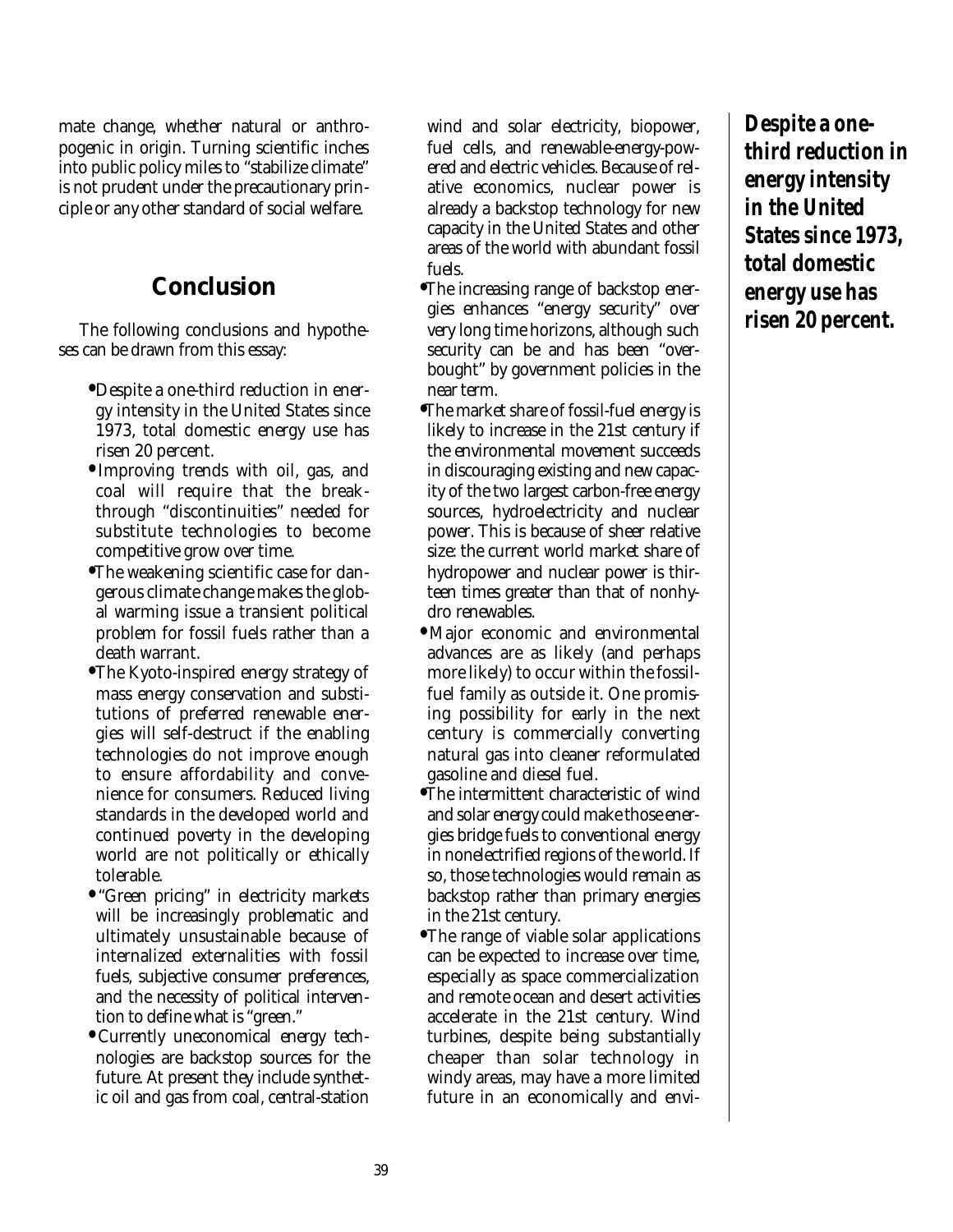mate change, whether natural or anthropogenic in origin. Turning scientific inches into public policy miles to "stabilize climate" is not prudent under the precautionary principle or any other standard of social welfare.

## Conclusion

The following conclusions and hypotheses can be drawn from this essay:

- Despite a one-third reduction in energy intensity in the United States since 1973, total domestic energy use has risen 20 percent.
- Improving trends with oil, gas, and coal will require that the breakthrough "discontinuities" needed for substitute technologies to become competitive grow over time.
- The weakening scientific case for dangerous climate change makes the global warming issue a transient political problem for fossil fuels rather than a death warrant.
- The Kyoto-inspired energy strategy of mass energy conservation and substitutions of preferred renewable energies will self-destruct if the enabling technologies do not improve enough to ensure affordability and convenience for consumers. Reduced living standards in the developed world and continued poverty in the developing world are not politically or ethically tolerable.
- "Green pricing" in electricity markets will be increasingly problematic and ultimately unsustainable because of internalized externalities with fossil fuels, subjective consumer preferences, and the necessity of political intervention to define what is "green."
- Currently uneconomical energy technologies are backstop sources for the future. At present they include synthetic oil and gas from coal, central-station wind and solar electricity, biopower, fuel cells, and renewable-energy-powered and electric vehicles. Because of relative economics, nuclear power is already a backstop technology for new capacity in the United States and other areas of the world with abundant fossil fuels.
- The increasing range of backstop energies enhances "energy security" over very long time horizons, although such security can be and has been "overbought" by government policies in the near term.
- The market share of fossil-fuel energy is likely to increase in the 21st century if the environmental movement succeeds in discouraging existing and new capacity of the two largest carbon-free energy sources, hydroelectricity and nuclear power. This is because of sheer relative size: the current world market share of hydropower and nuclear power is thirteen times greater than that of nonhydro renewables.
- Major economic and environmental advances are as likely (and perhaps more likely) to occur within the fossil-fuel family as outside it. One promising possibility for early in the next century is commercially converting natural gas into cleaner reformulated gasoline and diesel fuel.
- The intermittent characteristic of wind and solar energy could make those energies bridge fuels to conventional energy in nonelectrified regions of the world. If so, those technologies would remain as backstop rather than primary energies in the 21st century.
- The range of viable solar applications can be expected to increase over time, especially as space commercialization and remote ocean and desert activities accelerate in the 21st century. Wind turbines, despite being substantially cheaper than solar technology in windy areas, may have a more limited future in an economically and envi-

***Despite a one-third reduction in energy intensity in the United States since 1973, total domestic energy use has risen 20 percent.***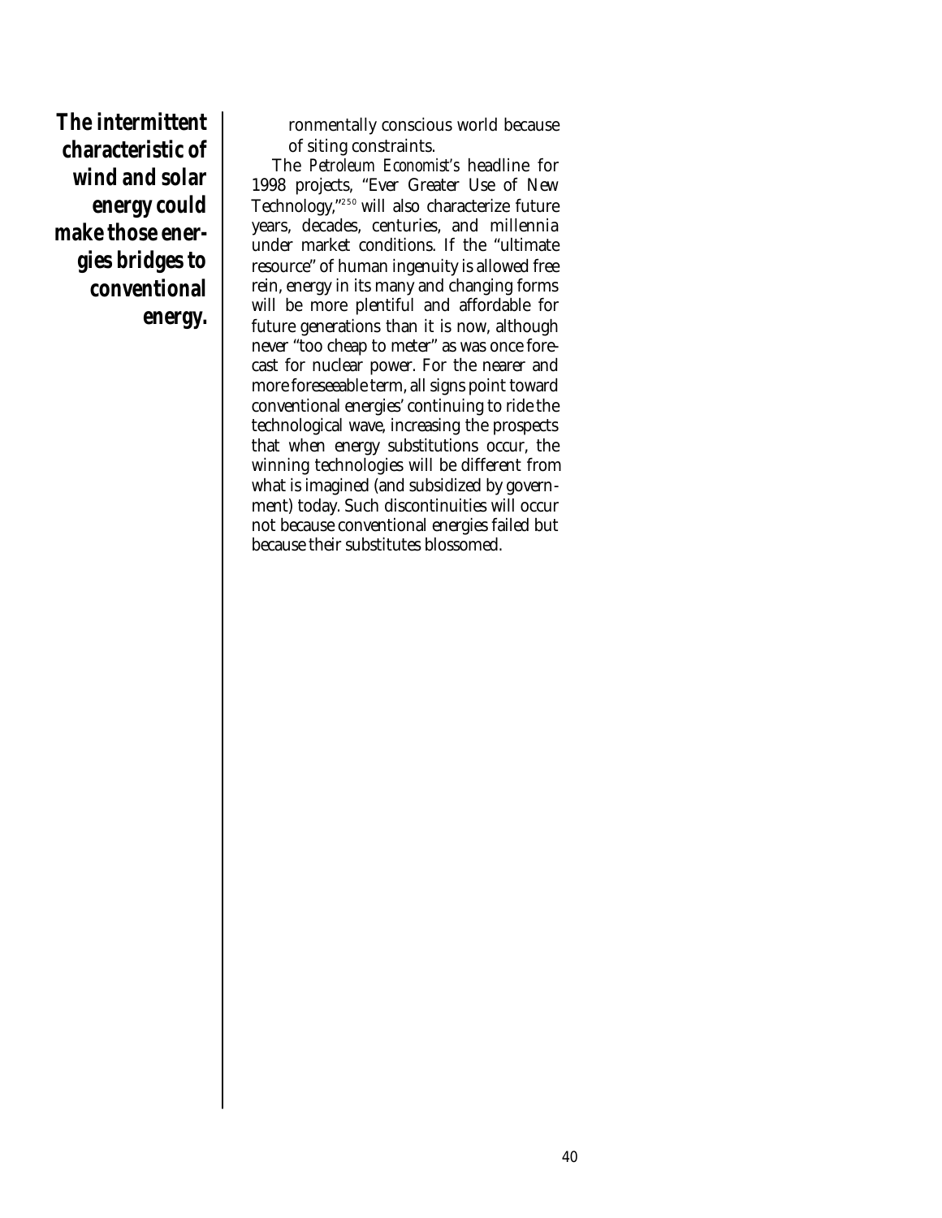**The intermittent characteristic of wind and solar energy could make those energies bridges to conventional energy.**

ronmentally conscious world because of siting constraints.

The *Petroleum Economist's* headline for 1998 projects, "Ever Greater Use of New Technology,"[250] will also characterize future years, decades, centuries, and millennia under market conditions. If the "ultimate resource" of human ingenuity is allowed free rein, energy in its many and changing forms will be more plentiful and affordable for future generations than it is now, although never "too cheap to meter" as was once forecast for nuclear power. For the nearer and more foreseeable term, all signs point toward conventional energies' continuing to ride the technological wave, increasing the prospects that when energy substitutions occur, the winning technologies will be different from what is imagined (and subsidized by government) today. Such discontinuities will occur not because conventional energies failed but because their substitutes blossomed.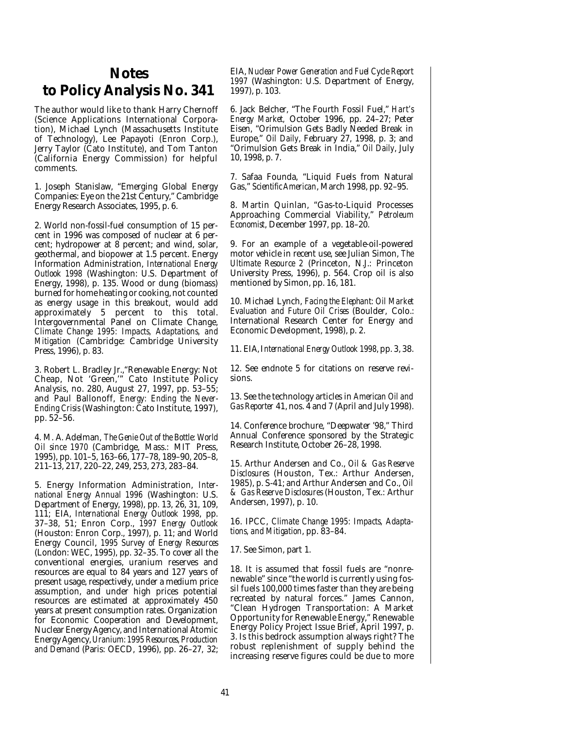# Notes to Policy Analysis No. 341

The author would like to thank Harry Chernoff (Science Applications International Corporation), Michael Lynch (Massachusetts Institute of Technology), Lee Papayoti (Enron Corp.), Jerry Taylor (Cato Institute), and Tom Tanton (California Energy Commission) for helpful comments.

1. Joseph Stanislaw, "Emerging Global Energy Companies: Eye on the 21st Century," Cambridge Energy Research Associates, 1995, p. 6.

2. World non-fossil-fuel consumption of 15 percent in 1996 was composed of nuclear at 6 percent; hydropower at 8 percent; and wind, solar, geothermal, and biopower at 1.5 percent. Energy Information Administration, *International Energy Outlook 1998* (Washington: U.S. Department of Energy, 1998), p. 135. Wood or dung (biomass) burned for home heating or cooking, not counted as energy usage in this breakout, would add approximately 5 percent to this total. Intergovernmental Panel on Climate Change, *Climate Change 1995: Impacts, Adaptations, and Mitigation* (Cambridge: Cambridge University Press, 1996), p. 83.

3. Robert L. Bradley Jr.,"Renewable Energy: Not Cheap, Not 'Green,'" Cato Institute Policy Analysis, no. 280, August 27, 1997, pp. 53–55; and Paul Ballonoff, *Energy: Ending the Never-Ending Crisis* (Washington: Cato Institute, 1997), pp. 52–56.

4. M. A. Adelman, *The Genie Out of the Bottle: World Oil since 1970* (Cambridge, Mass.: MIT Press, 1995), pp. 101–5, 163–66, 177–78, 189–90, 205–8, 211–13, 217, 220–22, 249, 253, 273, 283–84.

5. Energy Information Administration, *International Energy Annual 1996* (Washington: U.S. Department of Energy, 1998), pp. 13, 26, 31, 109, 111; EIA, *International Energy Outlook 1998*, pp. 37–38, 51; Enron Corp., *1997 Energy Outlook* (Houston: Enron Corp., 1997), p. 11; and World Energy Council, *1995 Survey of Energy Resources* (London: WEC, 1995), pp. 32–35. To cover all the conventional energies, uranium reserves and resources are equal to 84 years and 127 years of present usage, respectively, under a medium price assumption, and under high prices potential resources are estimated at approximately 450 years at present consumption rates. Organization for Economic Cooperation and Development, Nuclear Energy Agency, and International Atomic Energy Agency, *Uranium: 1995 Resources, Production and Demand* (Paris: OECD, 1996), pp. 26–27, 32; EIA, *Nuclear Power Generation and Fuel Cycle Report 1997* (Washington: U.S. Department of Energy, 1997), p. 103.

6. Jack Belcher, "The Fourth Fossil Fuel," *Hart's Energy Market*, October 1996, pp. 24–27; Peter Eisen, "Orimulsion Gets Badly Needed Break in Europe," *Oil Daily*, February 27, 1998, p. 3; and "Orimulsion Gets Break in India," *Oil Daily*, July 10, 1998, p. 7.

7. Safaa Founda, "Liquid Fuels from Natural Gas," *Scientific American*, March 1998, pp. 92–95.

8. Martin Quinlan, "Gas-to-Liquid Processes Approaching Commercial Viability," *Petroleum Economist*, December 1997, pp. 18–20.

9. For an example of a vegetable-oil-powered motor vehicle in recent use, see Julian Simon, *The Ultimate Resource 2* (Princeton, N.J.: Princeton University Press, 1996), p. 564. Crop oil is also mentioned by Simon, pp. 16, 181.

10. Michael Lynch, *Facing the Elephant: Oil Market Evaluation and Future Oil Crises* (Boulder, Colo.: International Research Center for Energy and Economic Development, 1998), p. 2.

11. EIA, *International Energy Outlook 1998*, pp. 3, 38.

12. See endnote 5 for citations on reserve revisions.

13. See the technology articles in *American Oil and Gas Reporter* 41, nos. 4 and 7 (April and July 1998).

14. Conference brochure, "Deepwater '98," Third Annual Conference sponsored by the Strategic Research Institute, October 26–28, 1998.

15. Arthur Andersen and Co., *Oil & Gas Reserve Disclosures* (Houston, Tex.: Arthur Andersen, 1985), p. S-41; and Arthur Andersen and Co., *Oil & Gas Reserve Disclosures* (Houston, Tex.: Arthur Andersen, 1997), p. 10.

16. IPCC, *Climate Change 1995: Impacts, Adaptations, and Mitigation*, pp. 83–84.

17. See Simon, part 1.

18. It is assumed that fossil fuels are "nonrenewable" since "the world is currently using fossil fuels 100,000 times faster than they are being recreated by natural forces." James Cannon, "Clean Hydrogen Transportation: A Market Opportunity for Renewable Energy," Renewable Energy Policy Project Issue Brief, April 1997, p. 3. Is this bedrock assumption always right? The robust replenishment of supply behind the increasing reserve figures could be due to more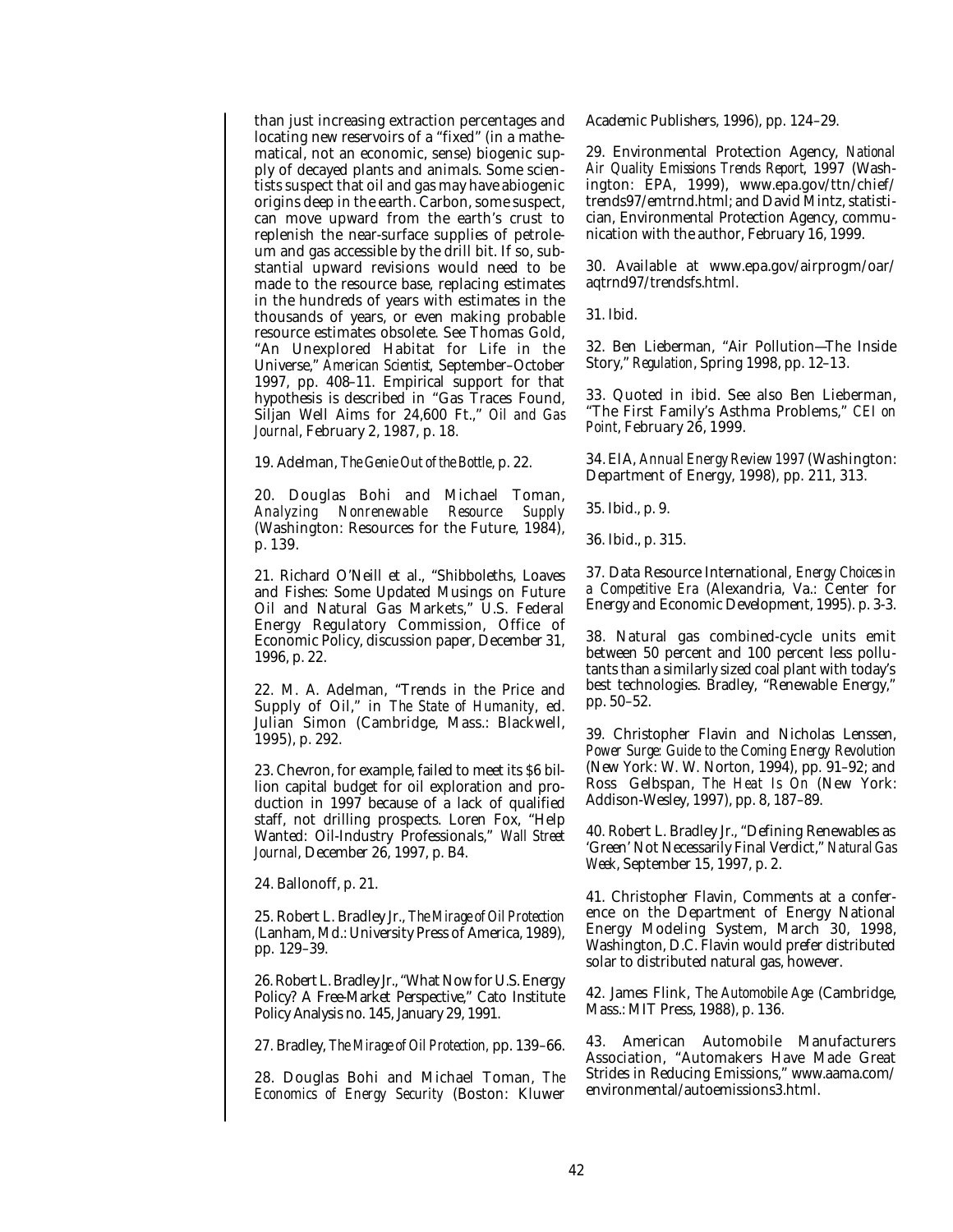than just increasing extraction percentages and locating new reservoirs of a "fixed" (in a mathematical, not an economic, sense) biogenic supply of decayed plants and animals. Some scientists suspect that oil and gas may have abiogenic origins deep in the earth. Carbon, some suspect, can move upward from the earth's crust to replenish the near-surface supplies of petroleum and gas accessible by the drill bit. If so, substantial upward revisions would need to be made to the resource base, replacing estimates in the hundreds of years with estimates in the thousands of years, or even making probable resource estimates obsolete. See Thomas Gold, "An Unexplored Habitat for Life in the Universe," *American Scientist*, September–October 1997, pp. 408–11. Empirical support for that hypothesis is described in "Gas Traces Found, Siljan Well Aims for 24,600 Ft.," *Oil and Gas Journal*, February 2, 1987, p. 18.

19. Adelman, *The Genie Out of the Bottle*, p. 22.

20. Douglas Bohi and Michael Toman, *Analyzing Nonrenewable Resource Supply* (Washington: Resources for the Future, 1984), p. 139.

21. Richard O'Neill et al., "Shibboleths, Loaves and Fishes: Some Updated Musings on Future Oil and Natural Gas Markets," U.S. Federal Energy Regulatory Commission, Office of Economic Policy, discussion paper, December 31, 1996, p. 22.

22. M. A. Adelman, "Trends in the Price and Supply of Oil," in *The State of Humanity*, ed. Julian Simon (Cambridge, Mass.: Blackwell, 1995), p. 292.

23. Chevron, for example, failed to meet its $6 billion capital budget for oil exploration and production in 1997 because of a lack of qualified staff, not drilling prospects. Loren Fox, "Help Wanted: Oil-Industry Professionals," *Wall Street Journal*, December 26, 1997, p. B4.

24. Ballonoff, p. 21.

25. Robert L. Bradley Jr., *The Mirage of Oil Protection* (Lanham, Md.: University Press of America, 1989), pp. 129–39.

26. Robert L. Bradley Jr., "What Now for U.S. Energy Policy? A Free-Market Perspective," Cato Institute Policy Analysis no. 145, January 29, 1991.

27. Bradley, *The Mirage of Oil Protection*, pp. 139–66.

28. Douglas Bohi and Michael Toman, *The Economics of Energy Security* (Boston: Kluwer Academic Publishers, 1996), pp. 124–29.

29. Environmental Protection Agency, *National Air Quality Emissions Trends Report*, 1997 (Washington: EPA, 1999), www.epa.gov/ttn/chief/trends97/emtrnd.html; and David Mintz, statistician, Environmental Protection Agency, communication with the author, February 16, 1999.

30. Available at www.epa.gov/airprogm/oar/aqtrnd97/trendsfs.html.

31. Ibid.

32. Ben Lieberman, "Air Pollution—The Inside Story," *Regulation*, Spring 1998, pp. 12–13.

33. Quoted in ibid. See also Ben Lieberman, "The First Family's Asthma Problems," *CEI on Point*, February 26, 1999.

34. EIA, *Annual Energy Review 1997* (Washington: Department of Energy, 1998), pp. 211, 313.

35. Ibid., p. 9.

36. Ibid., p. 315.

37. Data Resource International, *Energy Choices in a Competitive Era* (Alexandria, Va.: Center for Energy and Economic Development, 1995). p. 3-3.

38. Natural gas combined-cycle units emit between 50 percent and 100 percent less pollutants than a similarly sized coal plant with today's best technologies. Bradley, "Renewable Energy," pp. 50–52.

39. Christopher Flavin and Nicholas Lenssen, *Power Surge: Guide to the Coming Energy Revolution* (New York: W. W. Norton, 1994), pp. 91–92; and Ross Gelbspan, *The Heat Is On* (New York: Addison-Wesley, 1997), pp. 8, 187–89.

40. Robert L. Bradley Jr., "Defining Renewables as 'Green' Not Necessarily Final Verdict," *Natural Gas Week*, September 15, 1997, p. 2.

41. Christopher Flavin, Comments at a conference on the Department of Energy National Energy Modeling System, March 30, 1998, Washington, D.C. Flavin would prefer distributed solar to distributed natural gas, however.

42. James Flink, *The Automobile Age* (Cambridge, Mass.: MIT Press, 1988), p. 136.

43. American Automobile Manufacturers Association, "Automakers Have Made Great Strides in Reducing Emissions," www.aama.com/environmental/autoemissions3.html.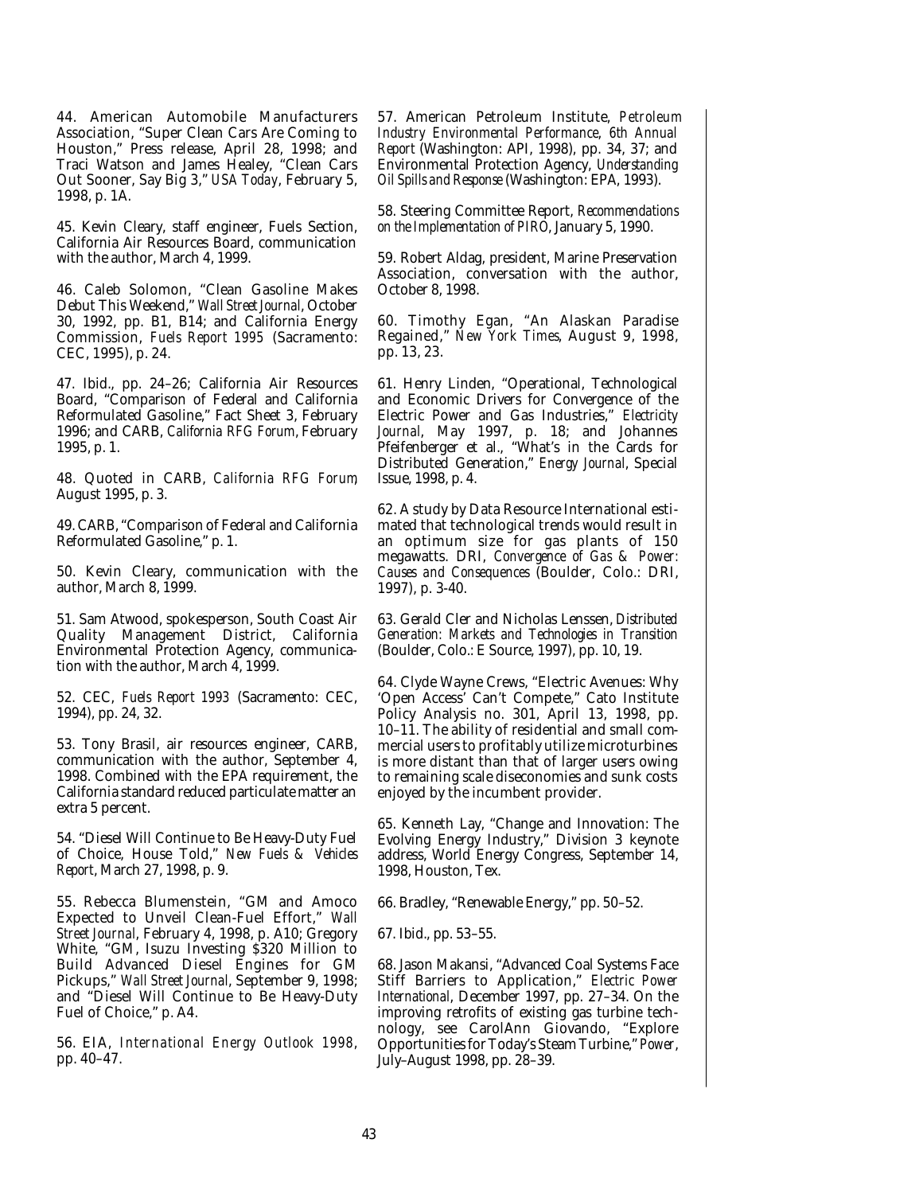44. American Automobile Manufacturers Association, "Super Clean Cars Are Coming to Houston," Press release, April 28, 1998; and Traci Watson and James Healey, "Clean Cars Out Sooner, Say Big 3," *USA Today*, February 5, 1998, p. 1A.

45. Kevin Cleary, staff engineer, Fuels Section, California Air Resources Board, communication with the author, March 4, 1999.

46. Caleb Solomon, "Clean Gasoline Makes Debut This Weekend," *Wall Street Journal*, October 30, 1992, pp. B1, B14; and California Energy Commission, *Fuels Report 1995* (Sacramento: CEC, 1995), p. 24.

47. Ibid., pp. 24–26; California Air Resources Board, "Comparison of Federal and California Reformulated Gasoline," Fact Sheet 3, February 1996; and CARB, *California RFG Forum*, February 1995, p. 1.

48. Quoted in CARB, *California RFG Forum*, August 1995, p. 3.

49. CARB, "Comparison of Federal and California Reformulated Gasoline," p. 1.

50. Kevin Cleary, communication with the author, March 8, 1999.

51. Sam Atwood, spokesperson, South Coast Air Quality Management District, California Environmental Protection Agency, communication with the author, March 4, 1999.

52. CEC, *Fuels Report 1993* (Sacramento: CEC, 1994), pp. 24, 32.

53. Tony Brasil, air resources engineer, CARB, communication with the author, September 4, 1998. Combined with the EPA requirement, the California standard reduced particulate matter an extra 5 percent.

54. "Diesel Will Continue to Be Heavy-Duty Fuel of Choice, House Told," *New Fuels & Vehicles Report*, March 27, 1998, p. 9.

55. Rebecca Blumenstein, "GM and Amoco Expected to Unveil Clean-Fuel Effort," *Wall Street Journal*, February 4, 1998, p. A10; Gregory White, "GM, Isuzu Investing $320 Million to Build Advanced Diesel Engines for GM Pickups," *Wall Street Journal*, September 9, 1998; and "Diesel Will Continue to Be Heavy-Duty Fuel of Choice," p. A4.

56. EIA, *International Energy Outlook 1998*, pp. 40–47.

57. American Petroleum Institute, *Petroleum Industry Environmental Performance, 6th Annual Report* (Washington: API, 1998), pp. 34, 37; and Environmental Protection Agency, *Understanding Oil Spills and Response* (Washington: EPA, 1993).

58. Steering Committee Report, *Recommendations on the Implementation of PIRO*, January 5, 1990.

59. Robert Aldag, president, Marine Preservation Association, conversation with the author, October 8, 1998.

60. Timothy Egan, "An Alaskan Paradise Regained," *New York Times*, August 9, 1998, pp. 13, 23.

61. Henry Linden, "Operational, Technological and Economic Drivers for Convergence of the Electric Power and Gas Industries," *Electricity Journal*, May 1997, p. 18; and Johannes Pfeifenberger et al., "What's in the Cards for Distributed Generation," *Energy Journal*, Special Issue, 1998, p. 4.

62. A study by Data Resource International estimated that technological trends would result in an optimum size for gas plants of 150 megawatts. DRI, *Convergence of Gas & Power: Causes and Consequences* (Boulder, Colo.: DRI, 1997), p. 3-40.

63. Gerald Cler and Nicholas Lenssen, *Distributed Generation: Markets and Technologies in Transition* (Boulder, Colo.: E Source, 1997), pp. 10, 19.

64. Clyde Wayne Crews, "Electric Avenues: Why 'Open Access' Can't Compete," Cato Institute Policy Analysis no. 301, April 13, 1998, pp. 10–11. The ability of residential and small commercial users to profitably utilize microturbines is more distant than that of larger users owing to remaining scale diseconomies and sunk costs enjoyed by the incumbent provider.

65. Kenneth Lay, "Change and Innovation: The Evolving Energy Industry," Division 3 keynote address, World Energy Congress, September 14, 1998, Houston, Tex.

66. Bradley, "Renewable Energy," pp. 50–52.

67. Ibid., pp. 53–55.

68. Jason Makansi, "Advanced Coal Systems Face Stiff Barriers to Application," *Electric Power International*, December 1997, pp. 27–34. On the improving retrofits of existing gas turbine technology, see CarolAnn Giovando, "Explore Opportunities for Today's Steam Turbine," *Power*, July–August 1998, pp. 28–39.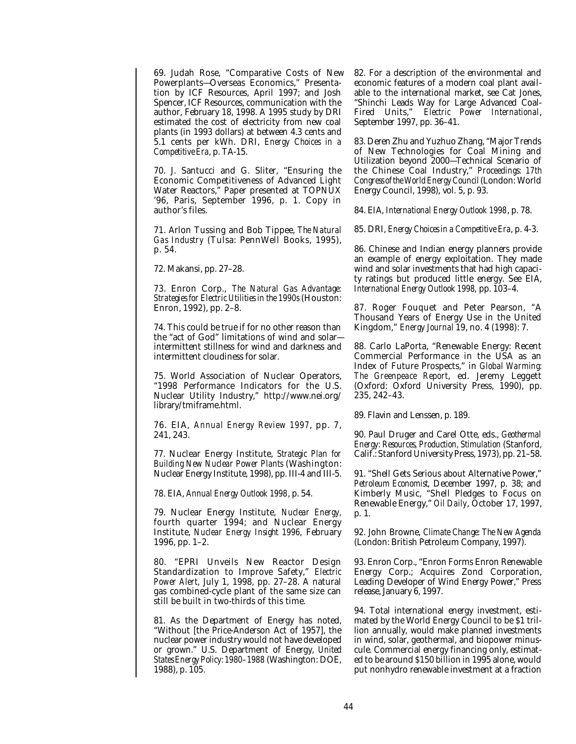69. Judah Rose, "Comparative Costs of New Powerplants—Overseas Economics," Presentation by ICF Resources, April 1997; and Josh Spencer, ICF Resources, communication with the author, February 18, 1998. A 1995 study by DRI estimated the cost of electricity from new coal plants (in 1993 dollars) at between 4.3 cents and 5.1 cents per kWh. DRI, *Energy Choices in a Competitive Era*, p. TA-15.

70. J. Santucci and G. Sliter, "Ensuring the Economic Competitiveness of Advanced Light Water Reactors," Paper presented at TOPNUX '96, Paris, September 1996, p. 1. Copy in author's files.

71. Arlon Tussing and Bob Tippee, *The Natural Gas Industry* (Tulsa: PennWell Books, 1995), p. 54.

72. Makansi, pp. 27–28.

73. Enron Corp., *The Natural Gas Advantage: Strategies for Electric Utilities in the 1990s* (Houston: Enron, 1992), pp. 2–8.

74. This could be true if for no other reason than the "act of God" limitations of wind and solar—intermittent stillness for wind and darkness and intermittent cloudiness for solar.

75. World Association of Nuclear Operators, "1998 Performance Indicators for the U.S. Nuclear Utility Industry," http://www.nei.org/library/tmiframe.html.

76. EIA, *Annual Energy Review 1997*, pp. 7, 241, 243.

77. Nuclear Energy Institute, *Strategic Plan for Building New Nuclear Power Plants* (Washington: Nuclear Energy Institute, 1998), pp. III-4 and III-5.

78. EIA, *Annual Energy Outlook 1998*, p. 54.

79. Nuclear Energy Institute, *Nuclear Energy*, fourth quarter 1994; and Nuclear Energy Institute, *Nuclear Energy Insight 1996*, February 1996, pp. 1–2.

80. "EPRI Unveils New Reactor Design Standardization to Improve Safety," *Electric Power Alert*, July 1, 1998, pp. 27–28. A natural gas combined-cycle plant of the same size can still be built in two-thirds of this time.

81. As the Department of Energy has noted, "Without [the Price-Anderson Act of 1957], the nuclear power industry would not have developed or grown." U.S. Department of Energy, *United States Energy Policy: 1980–1988* (Washington: DOE, 1988), p. 105.

82. For a description of the environmental and economic features of a modern coal plant available to the international market, see Cat Jones, "Shinchi Leads Way for Large Advanced Coal-Fired Units," *Electric Power International*, September 1997, pp. 36–41.

83. Deren Zhu and Yuzhuo Zhang, "Major Trends of New Technologies for Coal Mining and Utilization beyond 2000—Technical Scenario of the Chinese Coal Industry," *Proceedings: 17th Congress of the World Energy Council* (London: World Energy Council, 1998), vol. 5, p. 93.

84. EIA, *International Energy Outlook 1998*, p. 78.

85. DRI, *Energy Choices in a Competitive Era*, p. 4-3.

86. Chinese and Indian energy planners provide an example of energy exploitation. They made wind and solar investments that had high capacity ratings but produced little energy. See EIA, *International Energy Outlook 1998*, pp. 103–4.

87. Roger Fouquet and Peter Pearson, "A Thousand Years of Energy Use in the United Kingdom," *Energy Journal* 19, no. 4 (1998): 7.

88. Carlo LaPorta, "Renewable Energy: Recent Commercial Performance in the USA as an Index of Future Prospects," in *Global Warming: The Greenpeace Report*, ed. Jeremy Leggett (Oxford: Oxford University Press, 1990), pp. 235, 242–43.

89. Flavin and Lenssen, p. 189.

90. Paul Druger and Carel Otte, eds., *Geothermal Energy: Resources, Production, Stimulation* (Stanford, Calif.: Stanford University Press, 1973), pp. 21–58.

91. "Shell Gets Serious about Alternative Power," *Petroleum Economist*, December 1997, p. 38; and Kimberly Music, "Shell Pledges to Focus on Renewable Energy," *Oil Daily*, October 17, 1997, p. 1.

92. John Browne, *Climate Change: The New Agenda* (London: British Petroleum Company, 1997).

93. Enron Corp., "Enron Forms Enron Renewable Energy Corp.; Acquires Zond Corporation, Leading Developer of Wind Energy Power," Press release, January 6, 1997.

94. Total international energy investment, estimated by the World Energy Council to be $1 trillion annually, would make planned investments in wind, solar, geothermal, and biopower minuscule. Commercial energy financing only, estimated to be around $150 billion in 1995 alone, would put nonhydro renewable investment at a fraction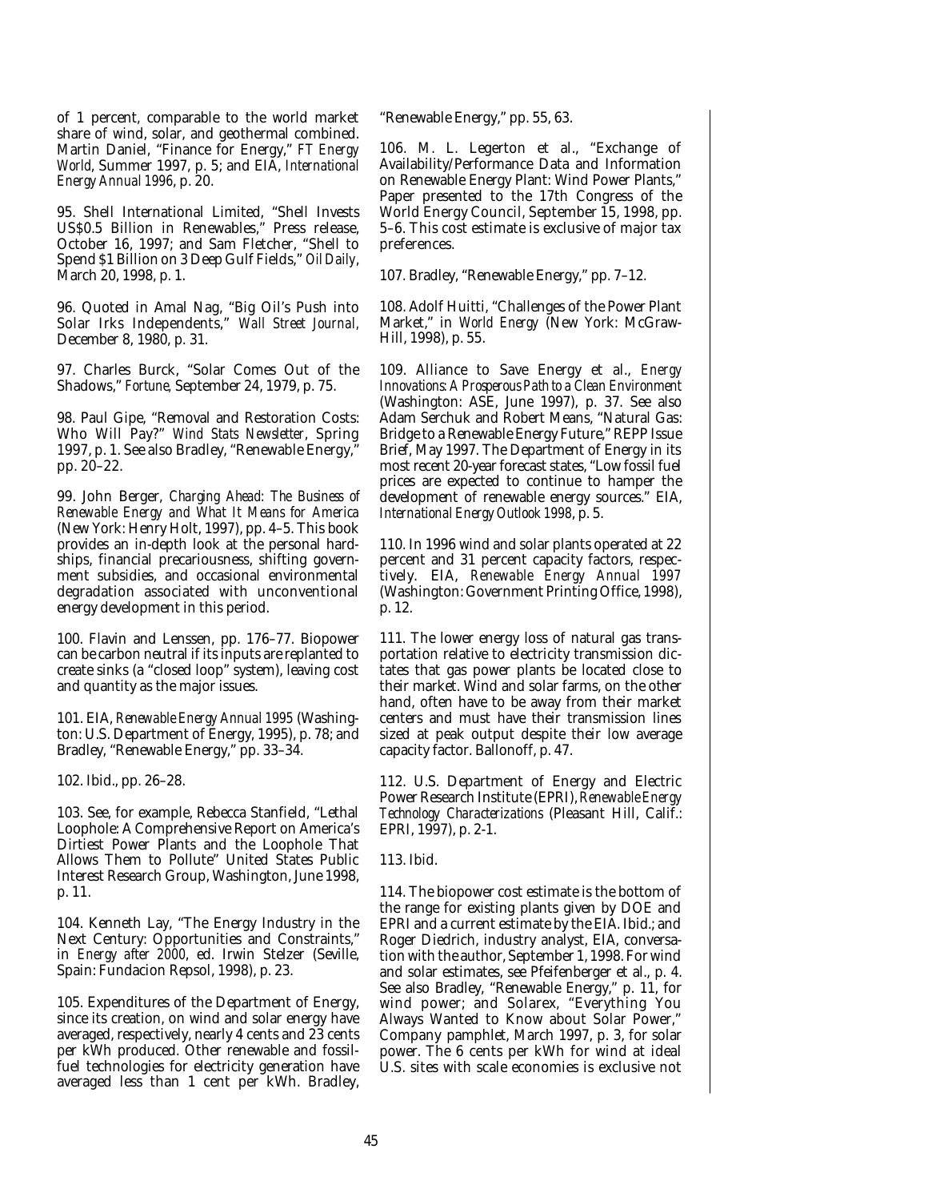of 1 percent, comparable to the world market share of wind, solar, and geothermal combined. Martin Daniel, "Finance for Energy," *FT Energy World*, Summer 1997, p. 5; and EIA, *International Energy Annual 1996*, p. 20.

95. Shell International Limited, "Shell Invests US$0.5 Billion in Renewables," Press release, October 16, 1997; and Sam Fletcher, "Shell to Spend $1 Billion on 3 Deep Gulf Fields," *Oil Daily*, March 20, 1998, p. 1.

96. Quoted in Amal Nag, "Big Oil's Push into Solar Irks Independents," *Wall Street Journal*, December 8, 1980, p. 31.

97. Charles Burck, "Solar Comes Out of the Shadows," *Fortune*, September 24, 1979, p. 75.

98. Paul Gipe, "Removal and Restoration Costs: Who Will Pay?" *Wind Stats Newsletter*, Spring 1997, p. 1. See also Bradley, "Renewable Energy," pp. 20–22.

99. John Berger, *Charging Ahead: The Business of Renewable Energy and What It Means for America* (New York: Henry Holt, 1997), pp. 4–5. This book provides an in-depth look at the personal hardships, financial precariousness, shifting government subsidies, and occasional environmental degradation associated with unconventional energy development in this period.

100. Flavin and Lenssen, pp. 176–77. Biopower can be carbon neutral if its inputs are replanted to create sinks (a "closed loop" system), leaving cost and quantity as the major issues.

101. EIA, *Renewable Energy Annual 1995* (Washington: U.S. Department of Energy, 1995), p. 78; and Bradley, "Renewable Energy," pp. 33–34.

102. Ibid., pp. 26–28.

103. See, for example, Rebecca Stanfield, "Lethal Loophole: A Comprehensive Report on America's Dirtiest Power Plants and the Loophole That Allows Them to Pollute" United States Public Interest Research Group, Washington, June 1998, p. 11.

104. Kenneth Lay, "The Energy Industry in the Next Century: Opportunities and Constraints," in *Energy after 2000*, ed. Irwin Stelzer (Seville, Spain: Fundacion Repsol, 1998), p. 23.

105. Expenditures of the Department of Energy, since its creation, on wind and solar energy have averaged, respectively, nearly 4 cents and 23 cents per kWh produced. Other renewable and fossil-fuel technologies for electricity generation have averaged less than 1 cent per kWh. Bradley, "Renewable Energy," pp. 55, 63.

106. M. L. Legerton et al., "Exchange of Availability/Performance Data and Information on Renewable Energy Plant: Wind Power Plants," Paper presented to the 17th Congress of the World Energy Council, September 15, 1998, pp. 5–6. This cost estimate is exclusive of major tax preferences.

107. Bradley, "Renewable Energy," pp. 7–12.

108. Adolf Huitti, "Challenges of the Power Plant Market," in *World Energy* (New York: McGraw-Hill, 1998), p. 55.

109. Alliance to Save Energy et al., *Energy Innovations: A Prosperous Path to a Clean Environment* (Washington: ASE, June 1997), p. 37. See also Adam Serchuk and Robert Means, "Natural Gas: Bridge to a Renewable Energy Future," REPP Issue Brief, May 1997. The Department of Energy in its most recent 20-year forecast states, "Low fossil fuel prices are expected to continue to hamper the development of renewable energy sources." EIA, *International Energy Outlook 1998*, p. 5.

110. In 1996 wind and solar plants operated at 22 percent and 31 percent capacity factors, respectively. EIA, *Renewable Energy Annual 1997* (Washington: Government Printing Office, 1998), p. 12.

111. The lower energy loss of natural gas transportation relative to electricity transmission dictates that gas power plants be located close to their market. Wind and solar farms, on the other hand, often have to be away from their market centers and must have their transmission lines sized at peak output despite their low average capacity factor. Ballonoff, p. 47.

112. U.S. Department of Energy and Electric Power Research Institute (EPRI), *Renewable Energy Technology Characterizations* (Pleasant Hill, Calif.: EPRI, 1997), p. 2-1.

113. Ibid.

114. The biopower cost estimate is the bottom of the range for existing plants given by DOE and EPRI and a current estimate by the EIA. Ibid.; and Roger Diedrich, industry analyst, EIA, conversation with the author, September 1, 1998. For wind and solar estimates, see Pfeifenberger et al., p. 4. See also Bradley, "Renewable Energy," p. 11, for wind power; and Solarex, "Everything You Always Wanted to Know about Solar Power," Company pamphlet, March 1997, p. 3, for solar power. The 6 cents per kWh for wind at ideal U.S. sites with scale economies is exclusive not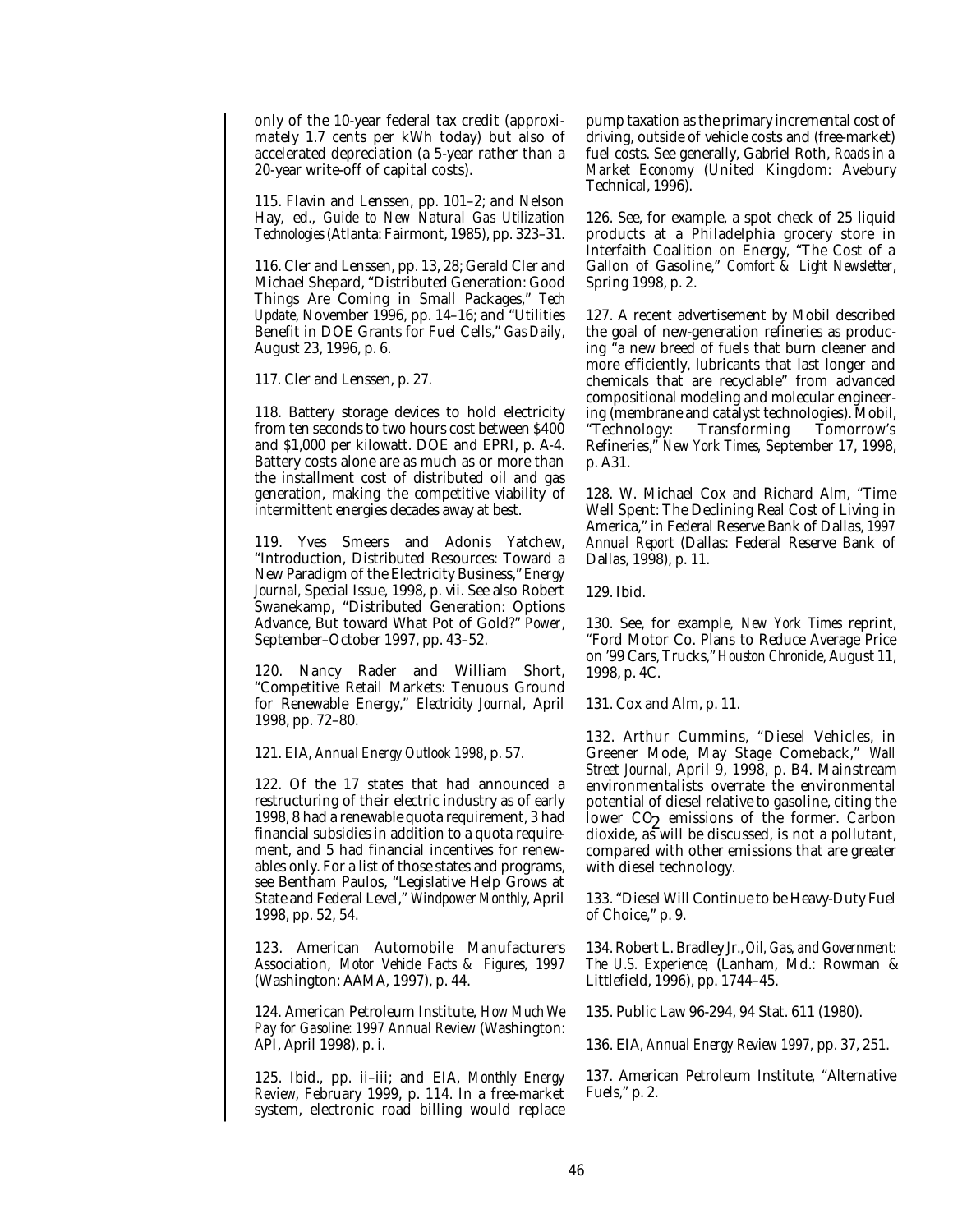only of the 10-year federal tax credit (approximately 1.7 cents per kWh today) but also of accelerated depreciation (a 5-year rather than a 20-year write-off of capital costs).

115. Flavin and Lenssen, pp. 101–2; and Nelson Hay, ed., *Guide to New Natural Gas Utilization Technologies* (Atlanta: Fairmont, 1985), pp. 323–31.

116. Cler and Lenssen, pp. 13, 28; Gerald Cler and Michael Shepard, "Distributed Generation: Good Things Are Coming in Small Packages," *Tech Update*, November 1996, pp. 14–16; and "Utilities Benefit in DOE Grants for Fuel Cells," *Gas Daily*, August 23, 1996, p. 6.

117. Cler and Lenssen, p. 27.

118. Battery storage devices to hold electricity from ten seconds to two hours cost between $400 and $1,000 per kilowatt. DOE and EPRI, p. A-4. Battery costs alone are as much as or more than the installment cost of distributed oil and gas generation, making the competitive viability of intermittent energies decades away at best.

119. Yves Smeers and Adonis Yatchew, "Introduction, Distributed Resources: Toward a New Paradigm of the Electricity Business," *Energy Journal*, Special Issue, 1998, p. vii. See also Robert Swanekamp, "Distributed Generation: Options Advance, But toward What Pot of Gold?" *Power*, September–October 1997, pp. 43–52.

120. Nancy Rader and William Short, "Competitive Retail Markets: Tenuous Ground for Renewable Energy," *Electricity Journal*, April 1998, pp. 72–80.

121. EIA, *Annual Energy Outlook 1998*, p. 57.

122. Of the 17 states that had announced a restructuring of their electric industry as of early 1998, 8 had a renewable quota requirement, 3 had financial subsidies in addition to a quota requirement, and 5 had financial incentives for renewables only. For a list of those states and programs, see Bentham Paulos, "Legislative Help Grows at State and Federal Level," *Windpower Monthly*, April 1998, pp. 52, 54.

123. American Automobile Manufacturers Association, *Motor Vehicle Facts & Figures, 1997* (Washington: AAMA, 1997), p. 44.

124. American Petroleum Institute, *How Much We Pay for Gasoline: 1997 Annual Review* (Washington: API, April 1998), p. i.

125. Ibid., pp. ii–iii; and EIA, *Monthly Energy Review*, February 1999, p. 114. In a free-market system, electronic road billing would replace pump taxation as the primary incremental cost of driving, outside of vehicle costs and (free-market) fuel costs. See generally, Gabriel Roth, *Roads in a Market Economy* (United Kingdom: Avebury Technical, 1996).

126. See, for example, a spot check of 25 liquid products at a Philadelphia grocery store in Interfaith Coalition on Energy, "The Cost of a Gallon of Gasoline," *Comfort & Light Newsletter*, Spring 1998, p. 2.

127. A recent advertisement by Mobil described the goal of new-generation refineries as producing "a new breed of fuels that burn cleaner and more efficiently, lubricants that last longer and chemicals that are recyclable" from advanced compositional modeling and molecular engineering (membrane and catalyst technologies). Mobil, "Technology: Transforming Tomorrow's Refineries," *New York Times*, September 17, 1998, p. A31.

128. W. Michael Cox and Richard Alm, "Time Well Spent: The Declining Real Cost of Living in America," in Federal Reserve Bank of Dallas, *1997 Annual Report* (Dallas: Federal Reserve Bank of Dallas, 1998), p. 11.

129. Ibid.

130. See, for example, *New York Times* reprint, "Ford Motor Co. Plans to Reduce Average Price on '99 Cars, Trucks," *Houston Chronicle*, August 11, 1998, p. 4C.

131. Cox and Alm, p. 11.

132. Arthur Cummins, "Diesel Vehicles, in Greener Mode, May Stage Comeback," *Wall Street Journal*, April 9, 1998, p. B4. Mainstream environmentalists overrate the environmental potential of diesel relative to gasoline, citing the lower $CO_2$ emissions of the former. Carbon dioxide, as will be discussed, is not a pollutant, compared with other emissions that are greater with diesel technology.

133. "Diesel Will Continue to be Heavy-Duty Fuel of Choice," p. 9.

134. Robert L. Bradley Jr., *Oil, Gas, and Government: The U.S. Experience*, (Lanham, Md.: Rowman & Littlefield, 1996), pp. 1744–45.

135. Public Law 96-294, 94 Stat. 611 (1980).

136. EIA, *Annual Energy Review 1997*, pp. 37, 251.

137. American Petroleum Institute, "Alternative Fuels," p. 2.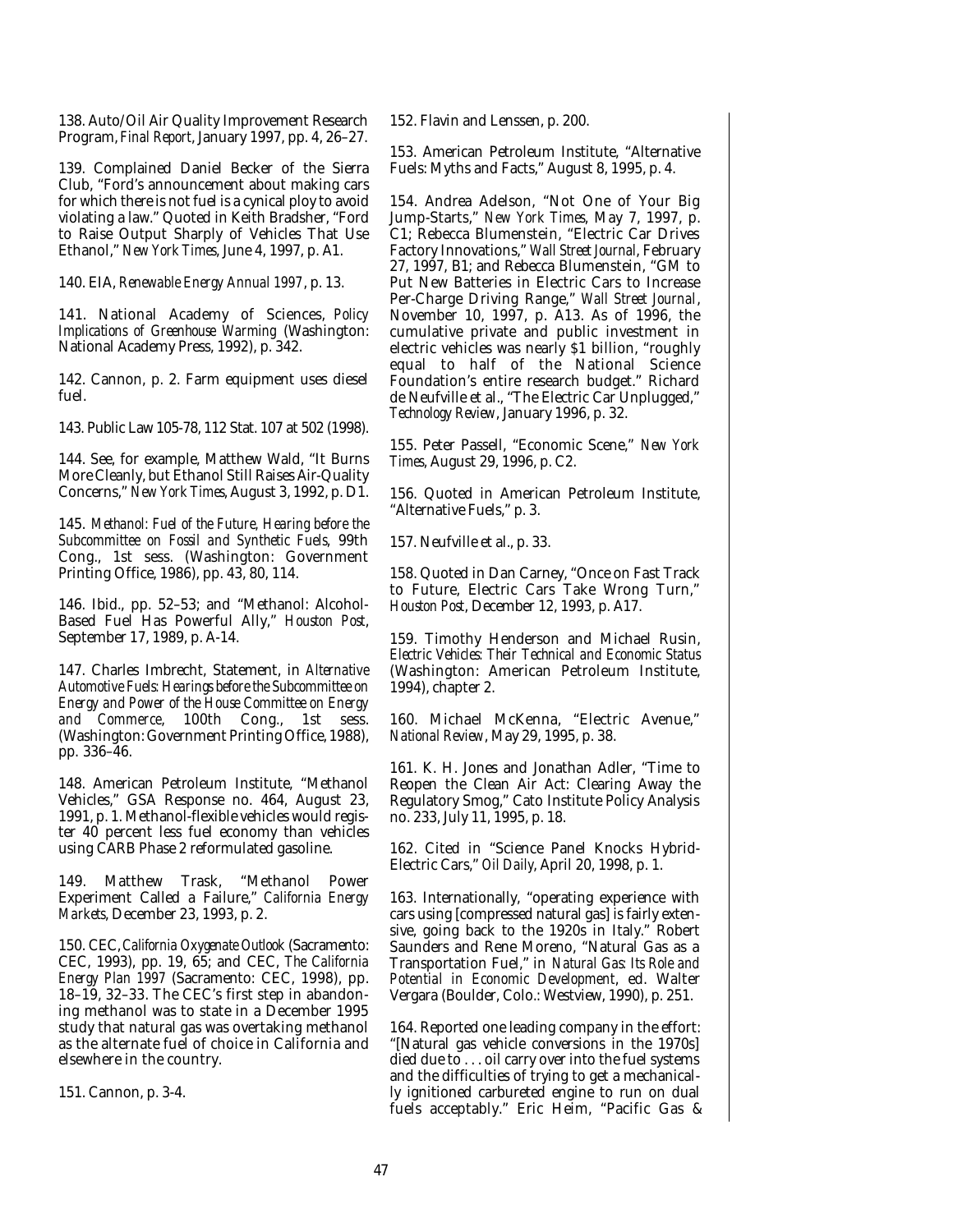138. Auto/Oil Air Quality Improvement Research Program, *Final Report*, January 1997, pp. 4, 26–27.

139. Complained Daniel Becker of the Sierra Club, "Ford's announcement about making cars for which there is not fuel is a cynical ploy to avoid violating a law." Quoted in Keith Bradsher, "Ford to Raise Output Sharply of Vehicles That Use Ethanol," *New York Times*, June 4, 1997, p. A1.

140. EIA, *Renewable Energy Annual 1997*, p. 13.

141. National Academy of Sciences, *Policy Implications of Greenhouse Warming* (Washington: National Academy Press, 1992), p. 342.

142. Cannon, p. 2. Farm equipment uses diesel fuel.

143. Public Law 105-78, 112 Stat. 107 at 502 (1998).

144. See, for example, Matthew Wald, "It Burns More Cleanly, but Ethanol Still Raises Air-Quality Concerns," *New York Times*, August 3, 1992, p. D1.

145. *Methanol: Fuel of the Future, Hearing before the Subcommittee on Fossil and Synthetic Fuels*, 99th Cong., 1st sess. (Washington: Government Printing Office, 1986), pp. 43, 80, 114.

146. Ibid., pp. 52–53; and "Methanol: Alcohol-Based Fuel Has Powerful Ally," *Houston Post*, September 17, 1989, p. A-14.

147. Charles Imbrecht, Statement, in *Alternative Automotive Fuels: Hearings before the Subcommittee on Energy and Power of the House Committee on Energy and Commerce*, 100th Cong., 1st sess. (Washington: Government Printing Office, 1988), pp. 336–46.

148. American Petroleum Institute, "Methanol Vehicles," GSA Response no. 464, August 23, 1991, p. 1. Methanol-flexible vehicles would register 40 percent less fuel economy than vehicles using CARB Phase 2 reformulated gasoline.

149. Matthew Trask, "Methanol Power Experiment Called a Failure," *California Energy Markets*, December 23, 1993, p. 2.

150. CEC, *California Oxygenate Outlook* (Sacramento: CEC, 1993), pp. 19, 65; and CEC, *The California Energy Plan 1997* (Sacramento: CEC, 1998), pp. 18–19, 32–33. The CEC's first step in abandoning methanol was to state in a December 1995 study that natural gas was overtaking methanol as the alternate fuel of choice in California and elsewhere in the country.

151. Cannon, p. 3-4.

152. Flavin and Lenssen, p. 200.

153. American Petroleum Institute, "Alternative Fuels: Myths and Facts," August 8, 1995, p. 4.

154. Andrea Adelson, "Not One of Your Big Jump-Starts," *New York Times*, May 7, 1997, p. C1; Rebecca Blumenstein, "Electric Car Drives Factory Innovations," *Wall Street Journal*, February 27, 1997, B1; and Rebecca Blumenstein, "GM to Put New Batteries in Electric Cars to Increase Per-Charge Driving Range," *Wall Street Journal*, November 10, 1997, p. A13. As of 1996, the cumulative private and public investment in electric vehicles was nearly $1 billion, "roughly equal to half of the National Science Foundation's entire research budget." Richard de Neufville et al., "The Electric Car Unplugged," *Technology Review*, January 1996, p. 32.

155. Peter Passell, "Economic Scene," *New York Times*, August 29, 1996, p. C2.

156. Quoted in American Petroleum Institute, "Alternative Fuels," p. 3.

157. Neufville et al., p. 33.

158. Quoted in Dan Carney, "Once on Fast Track to Future, Electric Cars Take Wrong Turn," *Houston Post*, December 12, 1993, p. A17.

159. Timothy Henderson and Michael Rusin, *Electric Vehicles: Their Technical and Economic Status* (Washington: American Petroleum Institute, 1994), chapter 2.

160. Michael McKenna, "Electric Avenue," *National Review*, May 29, 1995, p. 38.

161. K. H. Jones and Jonathan Adler, "Time to Reopen the Clean Air Act: Clearing Away the Regulatory Smog," Cato Institute Policy Analysis no. 233, July 11, 1995, p. 18.

162. Cited in "Science Panel Knocks Hybrid-Electric Cars," *Oil Daily*, April 20, 1998, p. 1.

163. Internationally, "operating experience with cars using [compressed natural gas] is fairly extensive, going back to the 1920s in Italy." Robert Saunders and Rene Moreno, "Natural Gas as a Transportation Fuel," in *Natural Gas: Its Role and Potential in Economic Development*, ed. Walter Vergara (Boulder, Colo.: Westview, 1990), p. 251.

164. Reported one leading company in the effort: "[Natural gas vehicle conversions in the 1970s] died due to . . . oil carry over into the fuel systems and the difficulties of trying to get a mechanically ignitioned carbureted engine to run on dual fuels acceptably." Eric Heim, "Pacific Gas &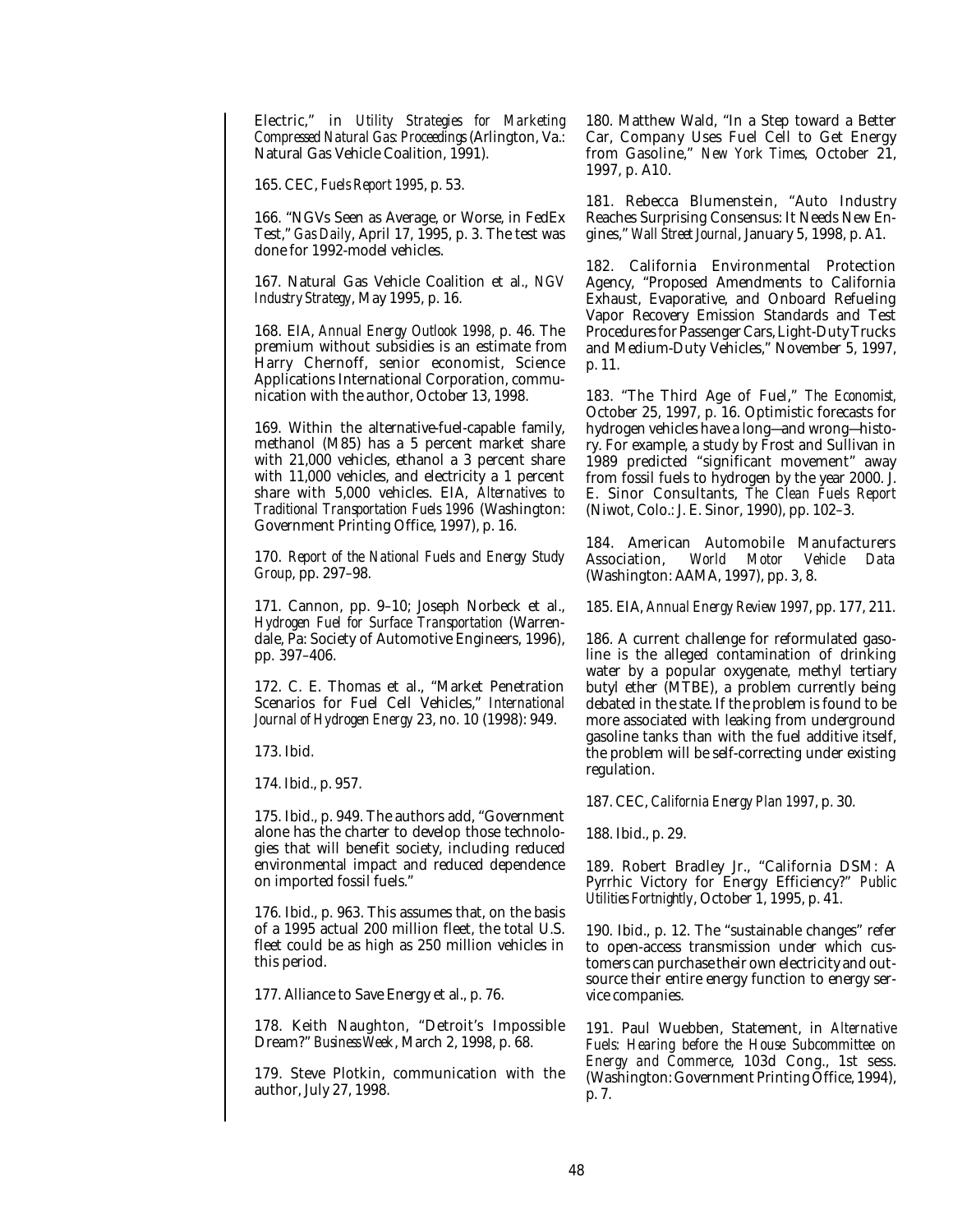Electric," in *Utility Strategies for Marketing Compressed Natural Gas: Proceedings* (Arlington, Va.: Natural Gas Vehicle Coalition, 1991).

165. CEC, *Fuels Report 1995*, p. 53.

166. "NGVs Seen as Average, or Worse, in FedEx Test," *Gas Daily*, April 17, 1995, p. 3. The test was done for 1992-model vehicles.

167. Natural Gas Vehicle Coalition et al., *NGV Industry Strategy*, May 1995, p. 16.

168. EIA, *Annual Energy Outlook 1998*, p. 46. The premium without subsidies is an estimate from Harry Chernoff, senior economist, Science Applications International Corporation, communication with the author, October 13, 1998.

169. Within the alternative-fuel-capable family, methanol (M85) has a 5 percent market share with 21,000 vehicles, ethanol a 3 percent share with 11,000 vehicles, and electricity a 1 percent share with 5,000 vehicles. EIA, *Alternatives to Traditional Transportation Fuels 1996* (Washington: Government Printing Office, 1997), p. 16.

170. *Report of the National Fuels and Energy Study Group*, pp. 297–98.

171. Cannon, pp. 9–10; Joseph Norbeck et al., *Hydrogen Fuel for Surface Transportation* (Warrendale, Pa: Society of Automotive Engineers, 1996), pp. 397–406.

172. C. E. Thomas et al., "Market Penetration Scenarios for Fuel Cell Vehicles," *International Journal of Hydrogen Energy* 23, no. 10 (1998): 949.

173. Ibid.

174. Ibid., p. 957.

175. Ibid., p. 949. The authors add, "Government alone has the charter to develop those technologies that will benefit society, including reduced environmental impact and reduced dependence on imported fossil fuels."

176. Ibid., p. 963. This assumes that, on the basis of a 1995 actual 200 million fleet, the total U.S. fleet could be as high as 250 million vehicles in this period.

177. Alliance to Save Energy et al., p. 76.

178. Keith Naughton, "Detroit's Impossible Dream?" *BusinessWeek*, March 2, 1998, p. 68.

179. Steve Plotkin, communication with the author, July 27, 1998.

180. Matthew Wald, "In a Step toward a Better Car, Company Uses Fuel Cell to Get Energy from Gasoline," *New York Times*, October 21, 1997, p. A10.

181. Rebecca Blumenstein, "Auto Industry Reaches Surprising Consensus: It Needs New Engines," *Wall Street Journal*, January 5, 1998, p. A1.

182. California Environmental Protection Agency, "Proposed Amendments to California Exhaust, Evaporative, and Onboard Refueling Vapor Recovery Emission Standards and Test Procedures for Passenger Cars, Light-Duty Trucks and Medium-Duty Vehicles," November 5, 1997, p. 11.

183. "The Third Age of Fuel," *The Economist*, October 25, 1997, p. 16. Optimistic forecasts for hydrogen vehicles have a long—and wrong—history. For example, a study by Frost and Sullivan in 1989 predicted "significant movement" away from fossil fuels to hydrogen by the year 2000. J. E. Sinor Consultants, *The Clean Fuels Report* (Niwot, Colo.: J. E. Sinor, 1990), pp. 102–3.

184. American Automobile Manufacturers Association, *World Motor Vehicle Data* (Washington: AAMA, 1997), pp. 3, 8.

185. EIA, *Annual Energy Review 1997*, pp. 177, 211.

186. A current challenge for reformulated gasoline is the alleged contamination of drinking water by a popular oxygenate, methyl tertiary butyl ether (MTBE), a problem currently being debated in the state. If the problem is found to be more associated with leaking from underground gasoline tanks than with the fuel additive itself, the problem will be self-correcting under existing regulation.

187. CEC, *California Energy Plan 1997*, p. 30.

188. Ibid., p. 29.

189. Robert Bradley Jr., "California DSM: A Pyrrhic Victory for Energy Efficiency?" *Public Utilities Fortnightly*, October 1, 1995, p. 41.

190. Ibid., p. 12. The "sustainable changes" refer to open-access transmission under which customers can purchase their own electricity and outsource their entire energy function to energy service companies.

191. Paul Wuebben, Statement, in *Alternative Fuels: Hearing before the House Subcommittee on Energy and Commerce*, 103d Cong., 1st sess. (Washington: Government Printing Office, 1994), p. 7.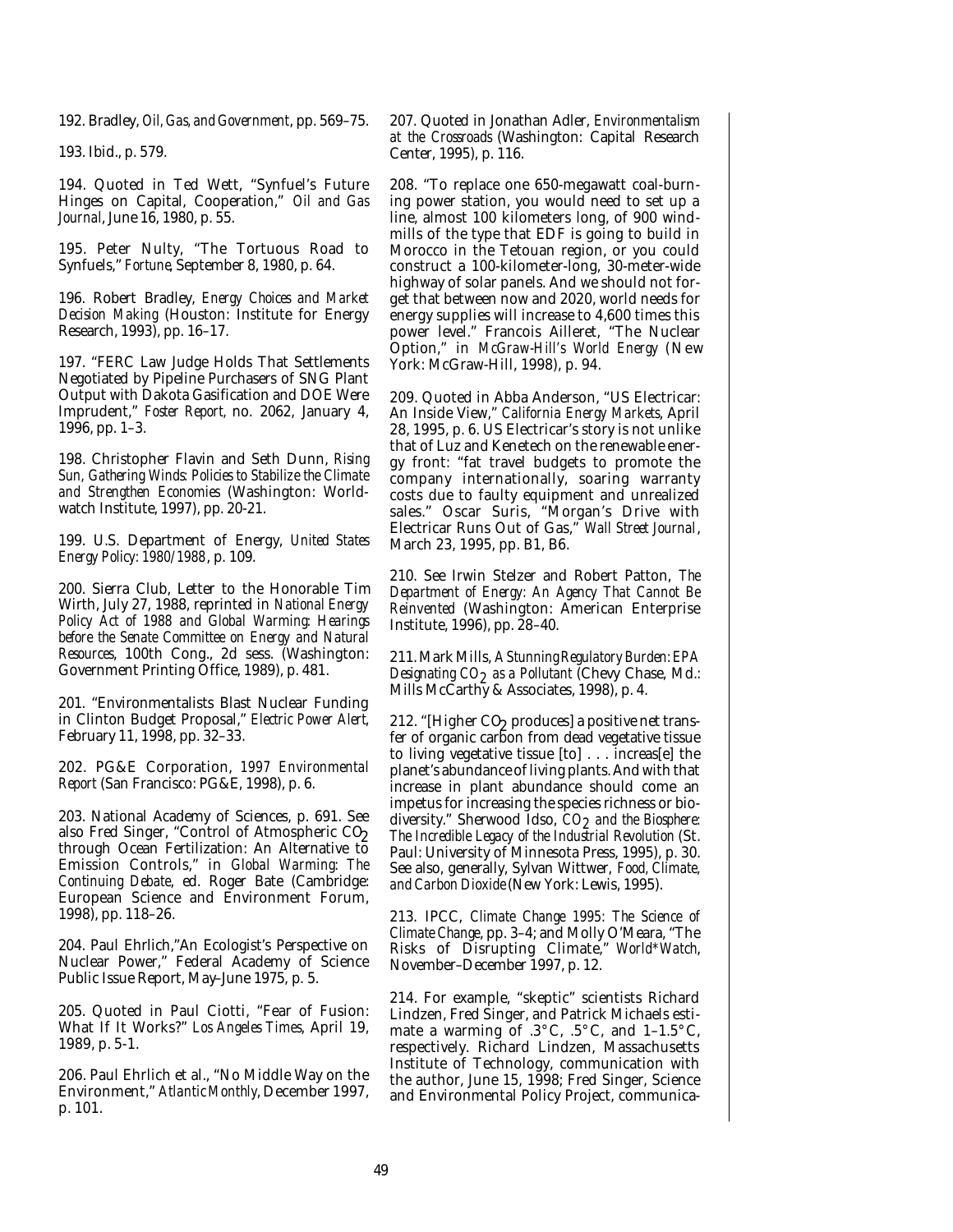192. Bradley, *Oil, Gas, and Government*, pp. 569–75.

193. Ibid., p. 579.

194. Quoted in Ted Wett, "Synfuel's Future Hinges on Capital, Cooperation," *Oil and Gas Journal*, June 16, 1980, p. 55.

195. Peter Nulty, "The Tortuous Road to Synfuels," *Fortune*, September 8, 1980, p. 64.

196. Robert Bradley, *Energy Choices and Market Decision Making* (Houston: Institute for Energy Research, 1993), pp. 16–17.

197. "FERC Law Judge Holds That Settlements Negotiated by Pipeline Purchasers of SNG Plant Output with Dakota Gasification and DOE Were Imprudent," *Foster Report*, no. 2062, January 4, 1996, pp. 1–3.

198. Christopher Flavin and Seth Dunn, *Rising Sun, Gathering Winds: Policies to Stabilize the Climate and Strengthen Economies* (Washington: Worldwatch Institute, 1997), pp. 20-21.

199. U.S. Department of Energy, *United States Energy Policy: 1980/1988*, p. 109.

200. Sierra Club, Letter to the Honorable Tim Wirth, July 27, 1988, reprinted in *National Energy Policy Act of 1988 and Global Warming: Hearings before the Senate Committee on Energy and Natural Resources*, 100th Cong., 2d sess. (Washington: Government Printing Office, 1989), p. 481.

201. "Environmentalists Blast Nuclear Funding in Clinton Budget Proposal," *Electric Power Alert*, February 11, 1998, pp. 32–33.

202. PG&E Corporation, *1997 Environmental Report* (San Francisco: PG&E, 1998), p. 6.

203. National Academy of Sciences, p. 691. See also Fred Singer, "Control of Atmospheric $CO_2$ through Ocean Fertilization: An Alternative to Emission Controls," in *Global Warming: The Continuing Debate*, ed. Roger Bate (Cambridge: European Science and Environment Forum, 1998), pp. 118–26.

204. Paul Ehrlich,"An Ecologist's Perspective on Nuclear Power," Federal Academy of Science Public Issue Report, May–June 1975, p. 5.

205. Quoted in Paul Ciotti, "Fear of Fusion: What If It Works?" *Los Angeles Times*, April 19, 1989, p. 5-1.

206. Paul Ehrlich et al., "No Middle Way on the Environment," *Atlantic Monthly*, December 1997, p. 101.

207. Quoted in Jonathan Adler, *Environmentalism at the Crossroads* (Washington: Capital Research Center, 1995), p. 116.

208. "To replace one 650-megawatt coal-burning power station, you would need to set up a line, almost 100 kilometers long, of 900 windmills of the type that EDF is going to build in Morocco in the Tetouan region, or you could construct a 100-kilometer-long, 30-meter-wide highway of solar panels. And we should not forget that between now and 2020, world needs for energy supplies will increase to 4,600 times this power level." Francois Ailleret, "The Nuclear Option," in *McGraw-Hill's World Energy* (New York: McGraw-Hill, 1998), p. 94.

209. Quoted in Abba Anderson, "US Electricar: An Inside View," *California Energy Markets*, April 28, 1995, p. 6. US Electricar's story is not unlike that of Luz and Kenetech on the renewable energy front: "fat travel budgets to promote the company internationally, soaring warranty costs due to faulty equipment and unrealized sales." Oscar Suris, "Morgan's Drive with Electricar Runs Out of Gas," *Wall Street Journal*, March 23, 1995, pp. B1, B6.

210. See Irwin Stelzer and Robert Patton, *The Department of Energy: An Agency That Cannot Be Reinvented* (Washington: American Enterprise Institute, 1996), pp. 28–40.

211. Mark Mills, *A Stunning Regulatory Burden: EPA Designating $CO_2$ as a Pollutant* (Chevy Chase, Md.: Mills McCarthy & Associates, 1998), p. 4.

212. "[Higher $CO_2$ produces] a positive net transfer of organic carbon from dead vegetative tissue to living vegetative tissue [to] . . . increas[e] the planet's abundance of living plants. And with that increase in plant abundance should come an impetus for increasing the species richness or biodiversity." Sherwood Idso, *$CO_2$ and the Biosphere: The Incredible Legacy of the Industrial Revolution* (St. Paul: University of Minnesota Press, 1995), p. 30. See also, generally, Sylvan Wittwer, *Food, Climate, and Carbon Dioxide* (New York: Lewis, 1995).

213. IPCC, *Climate Change 1995: The Science of Climate Change*, pp. 3–4; and Molly O'Meara, "The Risks of Disrupting Climate," *World\*Watch*, November–December 1997, p. 12.

214. For example, "skeptic" scientists Richard Lindzen, Fred Singer, and Patrick Michaels estimate a warming of .3°C, .5°C, and 1–1.5°C, respectively. Richard Lindzen, Massachusetts Institute of Technology, communication with the author, June 15, 1998; Fred Singer, Science and Environmental Policy Project, communica-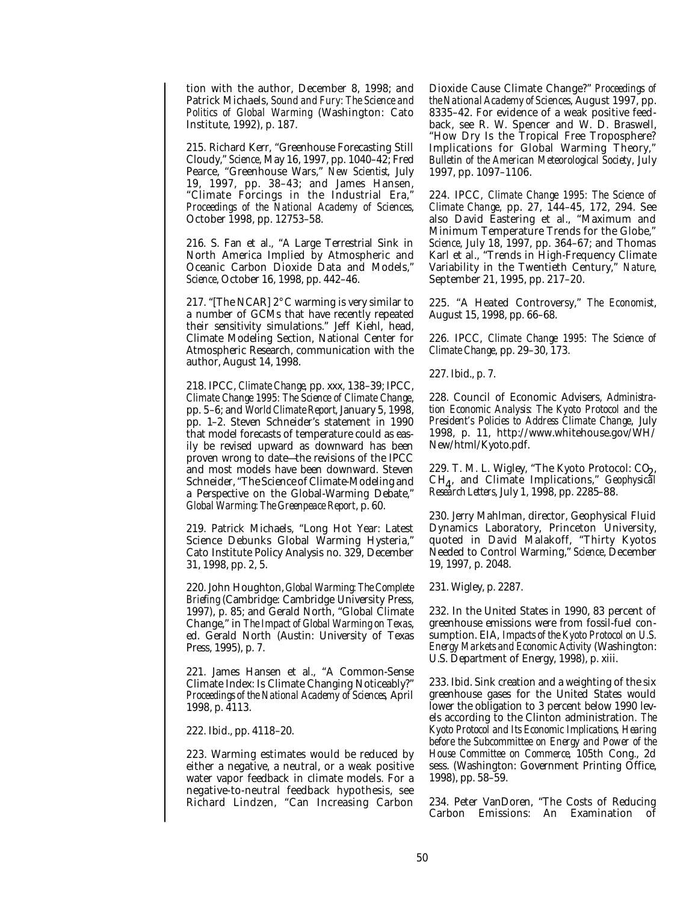tion with the author, December 8, 1998; and Patrick Michaels, *Sound and Fury: The Science and Politics of Global Warming* (Washington: Cato Institute, 1992), p. 187.

215. Richard Kerr, "Greenhouse Forecasting Still Cloudy," *Science*, May 16, 1997, pp. 1040–42; Fred Pearce, "Greenhouse Wars," *New Scientist*, July 19, 1997, pp. 38–43; and James Hansen, "Climate Forcings in the Industrial Era," *Proceedings of the National Academy of Sciences*, October 1998, pp. 12753–58.

216. S. Fan et al., "A Large Terrestrial Sink in North America Implied by Atmospheric and Oceanic Carbon Dioxide Data and Models," *Science*, October 16, 1998, pp. 442–46.

217. "[The NCAR] 2° C warming is very similar to a number of GCMs that have recently repeated their sensitivity simulations." Jeff Kiehl, head, Climate Modeling Section, National Center for Atmospheric Research, communication with the author, August 14, 1998.

218. IPCC, *Climate Change*, pp. xxx, 138–39; IPCC, *Climate Change 1995: The Science of Climate Change*, pp. 5–6; and *World Climate Report*, January 5, 1998, pp. 1–2. Steven Schneider's statement in 1990 that model forecasts of temperature could as easily be revised upward as downward has been proven wrong to date—the revisions of the IPCC and most models have been downward. Steven Schneider, "The Science of Climate-Modeling and a Perspective on the Global-Warming Debate," *Global Warming: The Greenpeace Report*, p. 60.

219. Patrick Michaels, "Long Hot Year: Latest Science Debunks Global Warming Hysteria," Cato Institute Policy Analysis no. 329, December 31, 1998, pp. 2, 5.

220. John Houghton, *Global Warming: The Complete Briefing* (Cambridge: Cambridge University Press, 1997), p. 85; and Gerald North, "Global Climate Change," in *The Impact of Global Warming on Texas*, ed. Gerald North (Austin: University of Texas Press, 1995), p. 7.

221. James Hansen et al., "A Common-Sense Climate Index: Is Climate Changing Noticeably?" *Proceedings of the National Academy of Sciences*, April 1998, p. 4113.

222. Ibid., pp. 4118–20.

223. Warming estimates would be reduced by either a negative, a neutral, or a weak positive water vapor feedback in climate models. For a negative-to-neutral feedback hypothesis, see Richard Lindzen, "Can Increasing Carbon Dioxide Cause Climate Change?" *Proceedings of the National Academy of Sciences*, August 1997, pp. 8335–42. For evidence of a weak positive feedback, see R. W. Spencer and W. D. Braswell, "How Dry Is the Tropical Free Troposphere? Implications for Global Warming Theory," *Bulletin of the American Meteorological Society*, July 1997, pp. 1097–1106.

224. IPCC, *Climate Change 1995: The Science of Climate Change*, pp. 27, 144–45, 172, 294. See also David Eastering et al., "Maximum and Minimum Temperature Trends for the Globe," *Science*, July 18, 1997, pp. 364–67; and Thomas Karl et al., "Trends in High-Frequency Climate Variability in the Twentieth Century," *Nature*, September 21, 1995, pp. 217–20.

225. "A Heated Controversy," *The Economist*, August 15, 1998, pp. 66–68.

226. IPCC, *Climate Change 1995: The Science of Climate Change*, pp. 29–30, 173.

227. Ibid., p. 7.

228. Council of Economic Advisers, *Administration Economic Analysis: The Kyoto Protocol and the President's Policies to Address Climate Change*, July 1998, p. 11, http://www.whitehouse.gov/WH/New/html/Kyoto.pdf.

229. T. M. L. Wigley, "The Kyoto Protocol: $CO_2$, $CH_4$, and Climate Implications," *Geophysical Research Letters*, July 1, 1998, pp. 2285–88.

230. Jerry Mahlman, director, Geophysical Fluid Dynamics Laboratory, Princeton University, quoted in David Malakoff, "Thirty Kyotos Needed to Control Warming," *Science*, December 19, 1997, p. 2048.

231. Wigley, p. 2287.

232. In the United States in 1990, 83 percent of greenhouse emissions were from fossil-fuel consumption. EIA, *Impacts of the Kyoto Protocol on U.S. Energy Markets and Economic Activity* (Washington: U.S. Department of Energy, 1998), p. xiii.

233. Ibid. Sink creation and a weighting of the six greenhouse gases for the United States would lower the obligation to 3 percent below 1990 levels according to the Clinton administration. *The Kyoto Protocol and Its Economic Implications, Hearing before the Subcommittee on Energy and Power of the House Committee on Commerce*, 105th Cong., 2d sess. (Washington: Government Printing Office, 1998), pp. 58–59.

234. Peter VanDoren, "The Costs of Reducing Carbon Emissions: An Examination of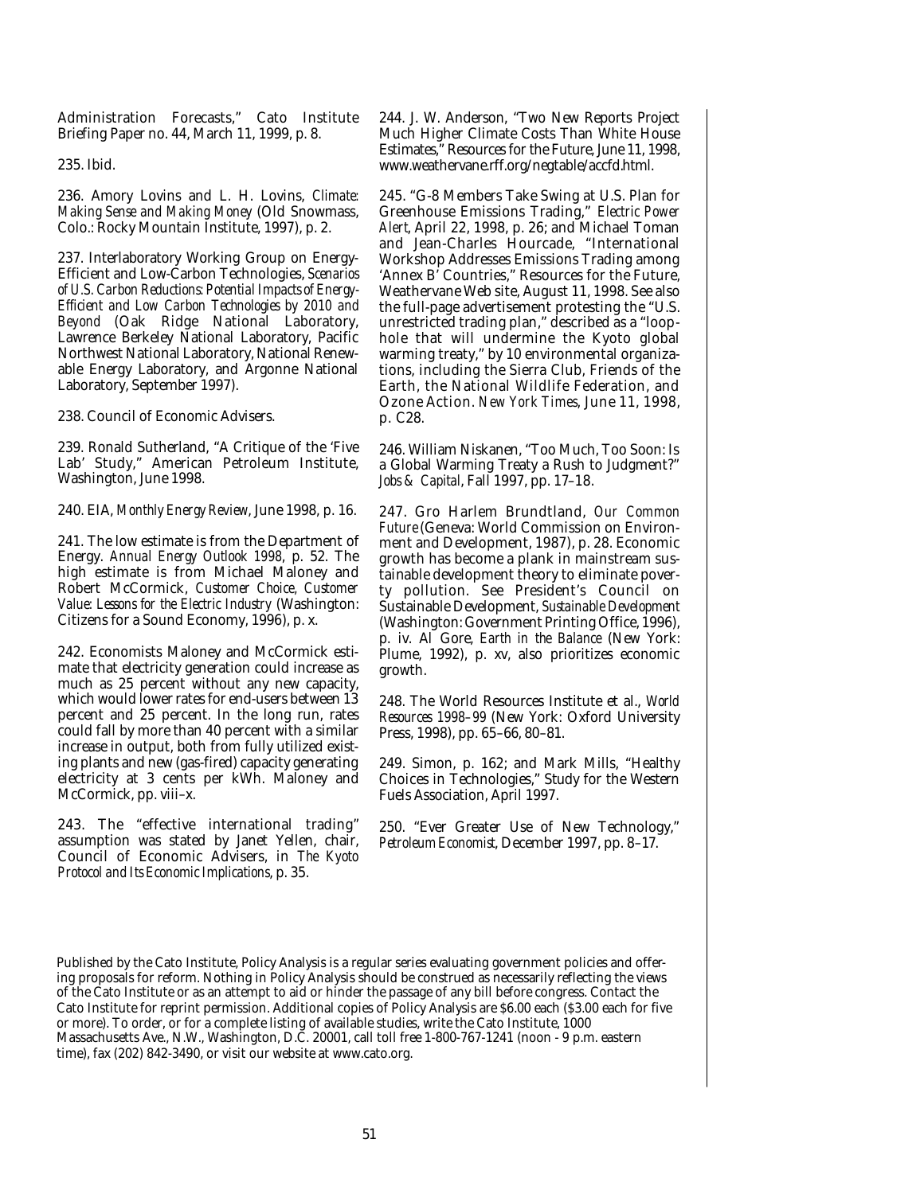Administration Forecasts," Cato Institute Briefing Paper no. 44, March 11, 1999, p. 8.

235. Ibid.

236. Amory Lovins and L. H. Lovins, *Climate: Making Sense and Making Money* (Old Snowmass, Colo.: Rocky Mountain Institute, 1997), p. 2.

237. Interlaboratory Working Group on Energy-Efficient and Low-Carbon Technologies, *Scenarios of U.S. Carbon Reductions: Potential Impacts of Energy-Efficient and Low Carbon Technologies by 2010 and Beyond* (Oak Ridge National Laboratory, Lawrence Berkeley National Laboratory, Pacific Northwest National Laboratory, National Renewable Energy Laboratory, and Argonne National Laboratory, September 1997).

238. Council of Economic Advisers.

239. Ronald Sutherland, "A Critique of the 'Five Lab' Study," American Petroleum Institute, Washington, June 1998.

240. EIA, *Monthly Energy Review*, June 1998, p. 16.

241. The low estimate is from the Department of Energy. *Annual Energy Outlook 1998*, p. 52. The high estimate is from Michael Maloney and Robert McCormick, *Customer Choice, Customer Value: Lessons for the Electric Industry* (Washington: Citizens for a Sound Economy, 1996), p. x.

242. Economists Maloney and McCormick estimate that electricity generation could increase as much as 25 percent without any new capacity, which would lower rates for end-users between 13 percent and 25 percent. In the long run, rates could fall by more than 40 percent with a similar increase in output, both from fully utilized existing plants and new (gas-fired) capacity generating electricity at 3 cents per kWh. Maloney and McCormick, pp. viii–x.

243. The "effective international trading" assumption was stated by Janet Yellen, chair, Council of Economic Advisers, in *The Kyoto Protocol and Its Economic Implications*, p. 35.

244. J. W. Anderson, "Two New Reports Project Much Higher Climate Costs Than White House Estimates," Resources for the Future, June 11, 1998, www.weathervane.rff.org/negtable/accfd.html.

245. "G-8 Members Take Swing at U.S. Plan for Greenhouse Emissions Trading," *Electric Power Alert*, April 22, 1998, p. 26; and Michael Toman and Jean-Charles Hourcade, "International Workshop Addresses Emissions Trading among 'Annex B' Countries," Resources for the Future, Weathervane Web site, August 11, 1998. See also the full-page advertisement protesting the "U.S. unrestricted trading plan," described as a "loophole that will undermine the Kyoto global warming treaty," by 10 environmental organizations, including the Sierra Club, Friends of the Earth, the National Wildlife Federation, and Ozone Action. *New York Times*, June 11, 1998, p. C28.

246. William Niskanen, "Too Much, Too Soon: Is a Global Warming Treaty a Rush to Judgment?" *Jobs & Capital*, Fall 1997, pp. 17–18.

247. Gro Harlem Brundtland, *Our Common Future* (Geneva: World Commission on Environment and Development, 1987), p. 28. Economic growth has become a plank in mainstream sustainable development theory to eliminate poverty pollution. See President's Council on Sustainable Development, *Sustainable Development* (Washington: Government Printing Office, 1996), p. iv. Al Gore, *Earth in the Balance* (New York: Plume, 1992), p. xv, also prioritizes economic growth.

248. The World Resources Institute et al., *World Resources 1998–99* (New York: Oxford University Press, 1998), pp. 65–66, 80–81.

249. Simon, p. 162; and Mark Mills, "Healthy Choices in Technologies," Study for the Western Fuels Association, April 1997.

250. "Ever Greater Use of New Technology," *Petroleum Economist*, December 1997, pp. 8–17.

Published by the Cato Institute, Policy Analysis is a regular series evaluating government policies and offering proposals for reform. Nothing in Policy Analysis should be construed as necessarily reflecting the views of the Cato Institute or as an attempt to aid or hinder the passage of any bill before congress. Contact the Cato Institute for reprint permission. Additional copies of Policy Analysis are $6.00 each ($3.00 each for five or more). To order, or for a complete listing of available studies, write the Cato Institute, 1000 Massachusetts Ave., N.W., Washington, D.C. 20001, call toll free 1-800-767-1241 (noon - 9 p.m. eastern time), fax (202) 842-3490, or visit our website at www.cato.org.